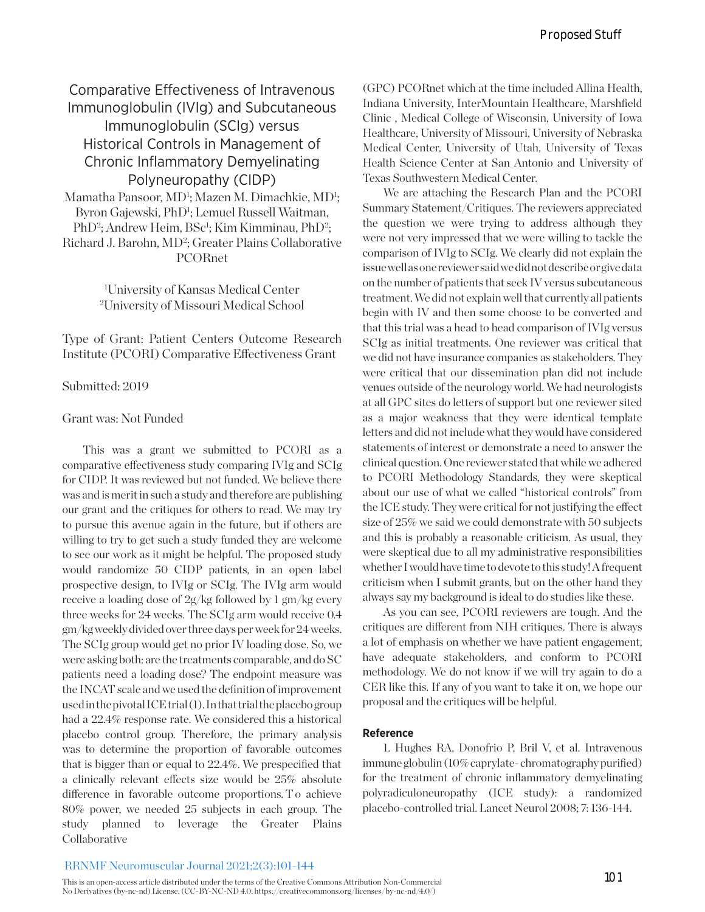# Comparative Effectiveness of Intravenous Immunoglobulin (IVIg) and Subcutaneous Immunoglobulin (SCIg) versus Historical Controls in Management of Chronic Inflammatory Demyelinating Polyneuropathy (CIDP)

Mamatha Pansoor, MD[1]; Mazen M. Dimachkie, MD[1]; Byron Gajewski, PhD[1]; Lemuel Russell Waitman, PhD[2]; Andrew Heim, BSc[1]; Kim Kimminau, PhD[2]; Richard J. Barohn, MD[2]; Greater Plains Collaborative PCORnet

[1]University of Kansas Medical Center
[2]University of Missouri Medical School

Type of Grant: Patient Centers Outcome Research Institute (PCORI) Comparative Effectiveness Grant

Submitted: 2019

Grant was: Not Funded

This was a grant we submitted to PCORI as a comparative effectiveness study comparing IVIg and SCIg for CIDP. It was reviewed but not funded. We believe there was and is merit in such a study and therefore are publishing our grant and the critiques for others to read. We may try to pursue this avenue again in the future, but if others are willing to try to get such a study funded they are welcome to see our work as it might be helpful. The proposed study would randomize 50 CIDP patients, in an open label prospective design, to IVIg or SCIg. The IVIg arm would receive a loading dose of 2g/kg followed by 1 gm/kg every three weeks for 24 weeks. The SCIg arm would receive 0.4 gm/kg weekly divided over three days per week for 24 weeks. The SCIg group would get no prior IV loading dose. So, we were asking both: are the treatments comparable, and do SC patients need a loading dose? The endpoint measure was the INCAT scale and we used the definition of improvement used in the pivotal ICE trial (1). In that trial the placebo group had a 22.4% response rate. We considered this a historical placebo control group. Therefore, the primary analysis was to determine the proportion of favorable outcomes that is bigger than or equal to 22.4%. We prespecified that a clinically relevant effects size would be 25% absolute difference in favorable outcome proportions. T o achieve 80% power, we needed 25 subjects in each group. The study planned to leverage the Greater Plains Collaborative (GPC) PCORnet which at the time included Allina Health, Indiana University, InterMountain Healthcare, Marshfield Clinic , Medical College of Wisconsin, University of Iowa Healthcare, University of Missouri, University of Nebraska Medical Center, University of Utah, University of Texas Health Science Center at San Antonio and University of Texas Southwestern Medical Center.

We are attaching the Research Plan and the PCORI Summary Statement/Critiques. The reviewers appreciated the question we were trying to address although they were not very impressed that we were willing to tackle the comparison of IVIg to SCIg. We clearly did not explain the issue well as one reviewer said we did not describe or give data on the number of patients that seek IV versus subcutaneous treatment. We did not explain well that currently all patients begin with IV and then some choose to be converted and that this trial was a head to head comparison of IVIg versus SCIg as initial treatments. One reviewer was critical that we did not have insurance companies as stakeholders. They were critical that our dissemination plan did not include venues outside of the neurology world. We had neurologists at all GPC sites do letters of support but one reviewer sited as a major weakness that they were identical template letters and did not include what they would have considered statements of interest or demonstrate a need to answer the clinical question. One reviewer stated that while we adhered to PCORI Methodology Standards, they were skeptical about our use of what we called "historical controls" from the ICE study. They were critical for not justifying the effect size of 25% we said we could demonstrate with 50 subjects and this is probably a reasonable criticism. As usual, they were skeptical due to all my administrative responsibilities whether I would have time to devote to this study! A frequent criticism when I submit grants, but on the other hand they always say my background is ideal to do studies like these.

As you can see, PCORI reviewers are tough. And the critiques are different from NIH critiques. There is always a lot of emphasis on whether we have patient engagement, have adequate stakeholders, and conform to PCORI methodology. We do not know if we will try again to do a CER like this. If any of you want to take it on, we hope our proposal and the critiques will be helpful.

## Reference

1. Hughes RA, Donofrio P, Bril V, et al. Intravenous immune globulin (10% caprylate- chromatography purified) for the treatment of chronic inflammatory demyelinating polyradiculoneuropathy (ICE study): a randomized placebo-controlled trial. Lancet Neurol 2008; 7: 136-144.

This is an open-access article distributed under the terms of the Creative Commons Attribution Non-Commercial No Derivatives (by-nc-nd) License. (CC-BY-NC-ND 4.0: https://creativecommons.org/licenses/by-nc-nd/4.0/)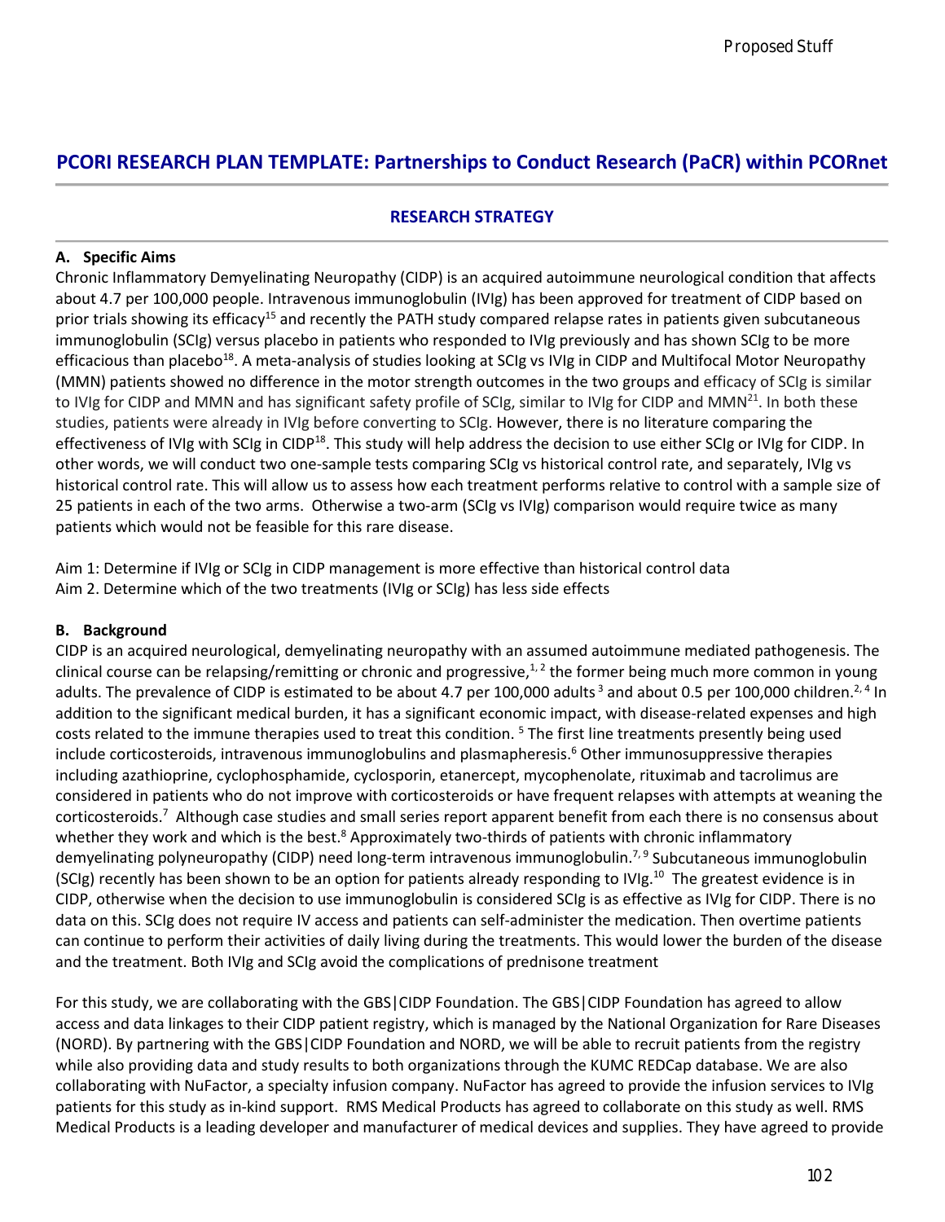# PCORI RESEARCH PLAN TEMPLATE: Partnerships to Conduct Research (PaCR) within PCORnet

## RESEARCH STRATEGY

### A. Specific Aims

Chronic Inflammatory Demyelinating Neuropathy (CIDP) is an acquired autoimmune neurological condition that affects about 4.7 per 100,000 people. Intravenous immunoglobulin (IVIg) has been approved for treatment of CIDP based on prior trials showing its efficacy[15] and recently the PATH study compared relapse rates in patients given subcutaneous immunoglobulin (SCIg) versus placebo in patients who responded to IVIg previously and has shown SCIg to be more efficacious than placebo[18]. A meta-analysis of studies looking at SCIg vs IVIg in CIDP and Multifocal Motor Neuropathy (MMN) patients showed no difference in the motor strength outcomes in the two groups and efficacy of SCIg is similar to IVIg for CIDP and MMN and has significant safety profile of SCIg, similar to IVIg for CIDP and MMN[21]. In both these studies, patients were already in IVIg before converting to SCIg. However, there is no literature comparing the effectiveness of IVIg with SCIg in CIDP[18]. This study will help address the decision to use either SCIg or IVIg for CIDP. In other words, we will conduct two one-sample tests comparing SCIg vs historical control rate, and separately, IVIg vs historical control rate. This will allow us to assess how each treatment performs relative to control with a sample size of 25 patients in each of the two arms. Otherwise a two-arm (SCIg vs IVIg) comparison would require twice as many patients which would not be feasible for this rare disease.

Aim 1: Determine if IVIg or SCIg in CIDP management is more effective than historical control data
Aim 2. Determine which of the two treatments (IVIg or SCIg) has less side effects

### B. Background

CIDP is an acquired neurological, demyelinating neuropathy with an assumed autoimmune mediated pathogenesis. The clinical course can be relapsing/remitting or chronic and progressive,[1, 2] the former being much more common in young adults. The prevalence of CIDP is estimated to be about 4.7 per 100,000 adults[3] and about 0.5 per 100,000 children.[2, 4] In addition to the significant medical burden, it has a significant economic impact, with disease-related expenses and high costs related to the immune therapies used to treat this condition.[5] The first line treatments presently being used include corticosteroids, intravenous immunoglobulins and plasmapheresis.[6] Other immunosuppressive therapies including azathioprine, cyclophosphamide, cyclosporin, etanercept, mycophenolate, rituximab and tacrolimus are considered in patients who do not improve with corticosteroids or have frequent relapses with attempts at weaning the corticosteroids.[7] Although case studies and small series report apparent benefit from each there is no consensus about whether they work and which is the best.[8] Approximately two-thirds of patients with chronic inflammatory demyelinating polyneuropathy (CIDP) need long-term intravenous immunoglobulin.[7, 9] Subcutaneous immunoglobulin (SCIg) recently has been shown to be an option for patients already responding to IVIg.[10] The greatest evidence is in CIDP, otherwise when the decision to use immunoglobulin is considered SCIg is as effective as IVIg for CIDP. There is no data on this. SCIg does not require IV access and patients can self-administer the medication. Then overtime patients can continue to perform their activities of daily living during the treatments. This would lower the burden of the disease and the treatment. Both IVIg and SCIg avoid the complications of prednisone treatment

For this study, we are collaborating with the GBS|CIDP Foundation. The GBS|CIDP Foundation has agreed to allow access and data linkages to their CIDP patient registry, which is managed by the National Organization for Rare Diseases (NORD). By partnering with the GBS|CIDP Foundation and NORD, we will be able to recruit patients from the registry while also providing data and study results to both organizations through the KUMC REDCap database. We are also collaborating with NuFactor, a specialty infusion company. NuFactor has agreed to provide the infusion services to IVIg patients for this study as in-kind support. RMS Medical Products has agreed to collaborate on this study as well. RMS Medical Products is a leading developer and manufacturer of medical devices and supplies. They have agreed to provide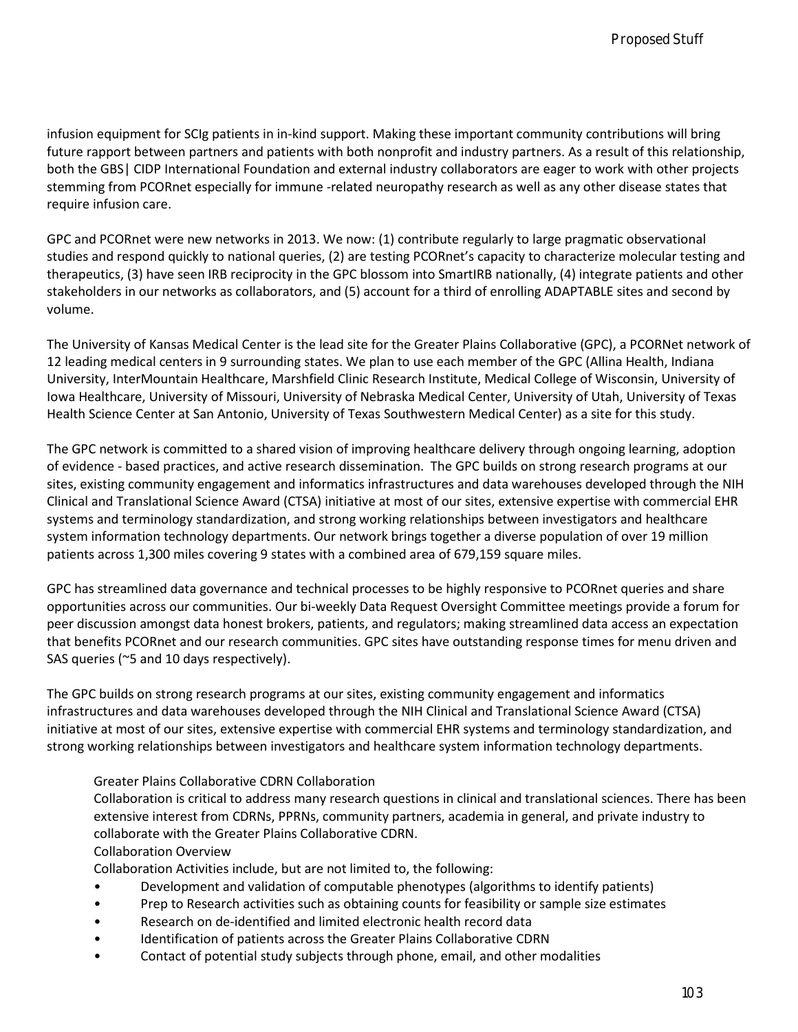infusion equipment for SCIg patients in in-kind support. Making these important community contributions will bring future rapport between partners and patients with both nonprofit and industry partners. As a result of this relationship, both the GBS| CIDP International Foundation and external industry collaborators are eager to work with other projects stemming from PCORnet especially for immune -related neuropathy research as well as any other disease states that require infusion care.

GPC and PCORnet were new networks in 2013. We now: (1) contribute regularly to large pragmatic observational studies and respond quickly to national queries, (2) are testing PCORnet's capacity to characterize molecular testing and therapeutics, (3) have seen IRB reciprocity in the GPC blossom into SmartIRB nationally, (4) integrate patients and other stakeholders in our networks as collaborators, and (5) account for a third of enrolling ADAPTABLE sites and second by volume.

The University of Kansas Medical Center is the lead site for the Greater Plains Collaborative (GPC), a PCORNet network of 12 leading medical centers in 9 surrounding states. We plan to use each member of the GPC (Allina Health, Indiana University, InterMountain Healthcare, Marshfield Clinic Research Institute, Medical College of Wisconsin, University of Iowa Healthcare, University of Missouri, University of Nebraska Medical Center, University of Utah, University of Texas Health Science Center at San Antonio, University of Texas Southwestern Medical Center) as a site for this study.

The GPC network is committed to a shared vision of improving healthcare delivery through ongoing learning, adoption of evidence - based practices, and active research dissemination. The GPC builds on strong research programs at our sites, existing community engagement and informatics infrastructures and data warehouses developed through the NIH Clinical and Translational Science Award (CTSA) initiative at most of our sites, extensive expertise with commercial EHR systems and terminology standardization, and strong working relationships between investigators and healthcare system information technology departments. Our network brings together a diverse population of over 19 million patients across 1,300 miles covering 9 states with a combined area of 679,159 square miles.

GPC has streamlined data governance and technical processes to be highly responsive to PCORnet queries and share opportunities across our communities. Our bi-weekly Data Request Oversight Committee meetings provide a forum for peer discussion amongst data honest brokers, patients, and regulators; making streamlined data access an expectation that benefits PCORnet and our research communities. GPC sites have outstanding response times for menu driven and SAS queries (~5 and 10 days respectively).

The GPC builds on strong research programs at our sites, existing community engagement and informatics infrastructures and data warehouses developed through the NIH Clinical and Translational Science Award (CTSA) initiative at most of our sites, extensive expertise with commercial EHR systems and terminology standardization, and strong working relationships between investigators and healthcare system information technology departments.

Greater Plains Collaborative CDRN Collaboration

Collaboration is critical to address many research questions in clinical and translational sciences. There has been extensive interest from CDRNs, PPRNs, community partners, academia in general, and private industry to collaborate with the Greater Plains Collaborative CDRN.

Collaboration Overview

Collaboration Activities include, but are not limited to, the following:

- Development and validation of computable phenotypes (algorithms to identify patients)
- Prep to Research activities such as obtaining counts for feasibility or sample size estimates
- Research on de-identified and limited electronic health record data
- Identification of patients across the Greater Plains Collaborative CDRN
- Contact of potential study subjects through phone, email, and other modalities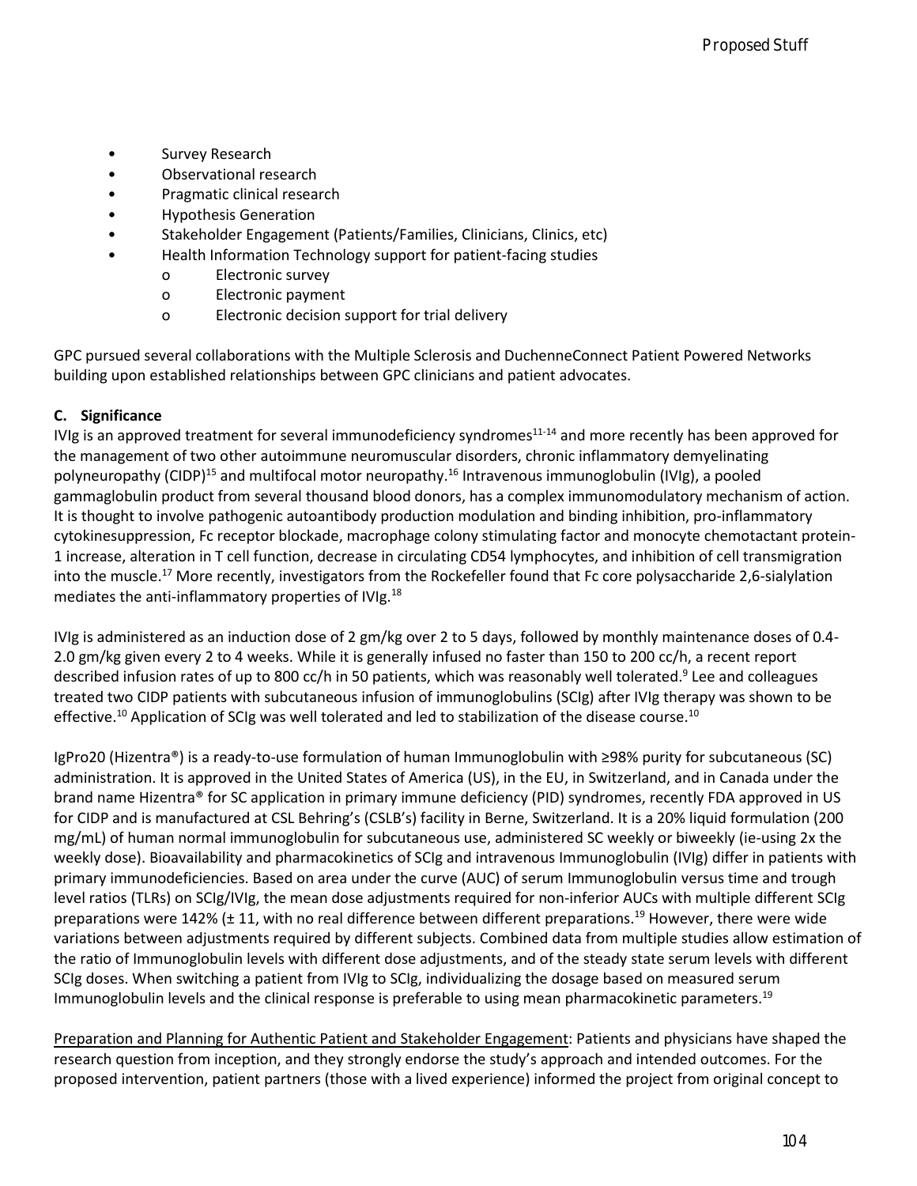- Survey Research
- Observational research
- Pragmatic clinical research
- Hypothesis Generation
- Stakeholder Engagement (Patients/Families, Clinicians, Clinics, etc)
- Health Information Technology support for patient-facing studies
    - Electronic survey
    - Electronic payment
    - Electronic decision support for trial delivery

GPC pursued several collaborations with the Multiple Sclerosis and DuchenneConnect Patient Powered Networks building upon established relationships between GPC clinicians and patient advocates.

**C. Significance**

IVIg is an approved treatment for several immunodeficiency syndromes[11-14] and more recently has been approved for the management of two other autoimmune neuromuscular disorders, chronic inflammatory demyelinating polyneuropathy (CIDP)[15] and multifocal motor neuropathy.[16] Intravenous immunoglobulin (IVIg), a pooled gammaglobulin product from several thousand blood donors, has a complex immunomodulatory mechanism of action. It is thought to involve pathogenic autoantibody production modulation and binding inhibition, pro-inflammatory cytokinesuppression, Fc receptor blockade, macrophage colony stimulating factor and monocyte chemotactant protein-1 increase, alteration in T cell function, decrease in circulating CD54 lymphocytes, and inhibition of cell transmigration into the muscle.[17] More recently, investigators from the Rockefeller found that Fc core polysaccharide 2,6-sialylation mediates the anti-inflammatory properties of IVIg.[18]

IVIg is administered as an induction dose of 2 gm/kg over 2 to 5 days, followed by monthly maintenance doses of 0.4-2.0 gm/kg given every 2 to 4 weeks. While it is generally infused no faster than 150 to 200 cc/h, a recent report described infusion rates of up to 800 cc/h in 50 patients, which was reasonably well tolerated.[9] Lee and colleagues treated two CIDP patients with subcutaneous infusion of immunoglobulins (SCIg) after IVIg therapy was shown to be effective.[10] Application of SCIg was well tolerated and led to stabilization of the disease course.[10]

IgPro20 (Hizentra®) is a ready-to-use formulation of human Immunoglobulin with ≥98% purity for subcutaneous (SC) administration. It is approved in the United States of America (US), in the EU, in Switzerland, and in Canada under the brand name Hizentra® for SC application in primary immune deficiency (PID) syndromes, recently FDA approved in US for CIDP and is manufactured at CSL Behring's (CSLB's) facility in Berne, Switzerland. It is a 20% liquid formulation (200 mg/mL) of human normal immunoglobulin for subcutaneous use, administered SC weekly or biweekly (ie-using 2x the weekly dose). Bioavailability and pharmacokinetics of SCIg and intravenous Immunoglobulin (IVIg) differ in patients with primary immunodeficiencies. Based on area under the curve (AUC) of serum Immunoglobulin versus time and trough level ratios (TLRs) on SCIg/IVIg, the mean dose adjustments required for non-inferior AUCs with multiple different SCIg preparations were 142% (± 11, with no real difference between different preparations.[19] However, there were wide variations between adjustments required by different subjects. Combined data from multiple studies allow estimation of the ratio of Immunoglobulin levels with different dose adjustments, and of the steady state serum levels with different SCIg doses. When switching a patient from IVIg to SCIg, individualizing the dosage based on measured serum Immunoglobulin levels and the clinical response is preferable to using mean pharmacokinetic parameters.[19]

<u>Preparation and Planning for Authentic Patient and Stakeholder Engagement</u>: Patients and physicians have shaped the research question from inception, and they strongly endorse the study's approach and intended outcomes. For the proposed intervention, patient partners (those with a lived experience) informed the project from original concept to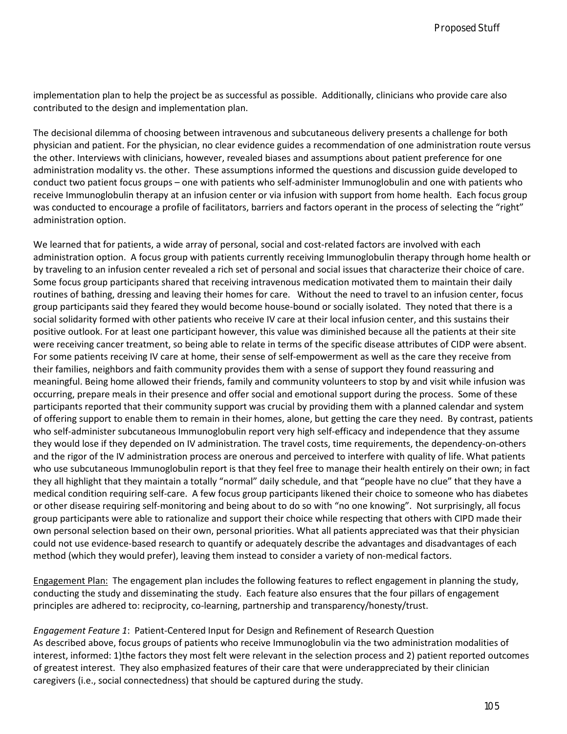implementation plan to help the project be as successful as possible. Additionally, clinicians who provide care also contributed to the design and implementation plan.

The decisional dilemma of choosing between intravenous and subcutaneous delivery presents a challenge for both physician and patient. For the physician, no clear evidence guides a recommendation of one administration route versus the other. Interviews with clinicians, however, revealed biases and assumptions about patient preference for one administration modality vs. the other. These assumptions informed the questions and discussion guide developed to conduct two patient focus groups – one with patients who self-administer Immunoglobulin and one with patients who receive Immunoglobulin therapy at an infusion center or via infusion with support from home health. Each focus group was conducted to encourage a profile of facilitators, barriers and factors operant in the process of selecting the "right" administration option.

We learned that for patients, a wide array of personal, social and cost-related factors are involved with each administration option. A focus group with patients currently receiving Immunoglobulin therapy through home health or by traveling to an infusion center revealed a rich set of personal and social issues that characterize their choice of care. Some focus group participants shared that receiving intravenous medication motivated them to maintain their daily routines of bathing, dressing and leaving their homes for care. Without the need to travel to an infusion center, focus group participants said they feared they would become house-bound or socially isolated. They noted that there is a social solidarity formed with other patients who receive IV care at their local infusion center, and this sustains their positive outlook. For at least one participant however, this value was diminished because all the patients at their site were receiving cancer treatment, so being able to relate in terms of the specific disease attributes of CIDP were absent. For some patients receiving IV care at home, their sense of self-empowerment as well as the care they receive from their families, neighbors and faith community provides them with a sense of support they found reassuring and meaningful. Being home allowed their friends, family and community volunteers to stop by and visit while infusion was occurring, prepare meals in their presence and offer social and emotional support during the process. Some of these participants reported that their community support was crucial by providing them with a planned calendar and system of offering support to enable them to remain in their homes, alone, but getting the care they need. By contrast, patients who self-administer subcutaneous Immunoglobulin report very high self-efficacy and independence that they assume they would lose if they depended on IV administration. The travel costs, time requirements, the dependency-on-others and the rigor of the IV administration process are onerous and perceived to interfere with quality of life. What patients who use subcutaneous Immunoglobulin report is that they feel free to manage their health entirely on their own; in fact they all highlight that they maintain a totally "normal" daily schedule, and that "people have no clue" that they have a medical condition requiring self-care. A few focus group participants likened their choice to someone who has diabetes or other disease requiring self-monitoring and being about to do so with "no one knowing". Not surprisingly, all focus group participants were able to rationalize and support their choice while respecting that others with CIPD made their own personal selection based on their own, personal priorities. What all patients appreciated was that their physician could not use evidence-based research to quantify or adequately describe the advantages and disadvantages of each method (which they would prefer), leaving them instead to consider a variety of non-medical factors.

<u>Engagement Plan:</u> The engagement plan includes the following features to reflect engagement in planning the study, conducting the study and disseminating the study. Each feature also ensures that the four pillars of engagement principles are adhered to: reciprocity, co-learning, partnership and transparency/honesty/trust.

*Engagement Feature 1*: Patient-Centered Input for Design and Refinement of Research Question

As described above, focus groups of patients who receive Immunoglobulin via the two administration modalities of interest, informed: 1)the factors they most felt were relevant in the selection process and 2) patient reported outcomes of greatest interest. They also emphasized features of their care that were underappreciated by their clinician caregivers (i.e., social connectedness) that should be captured during the study.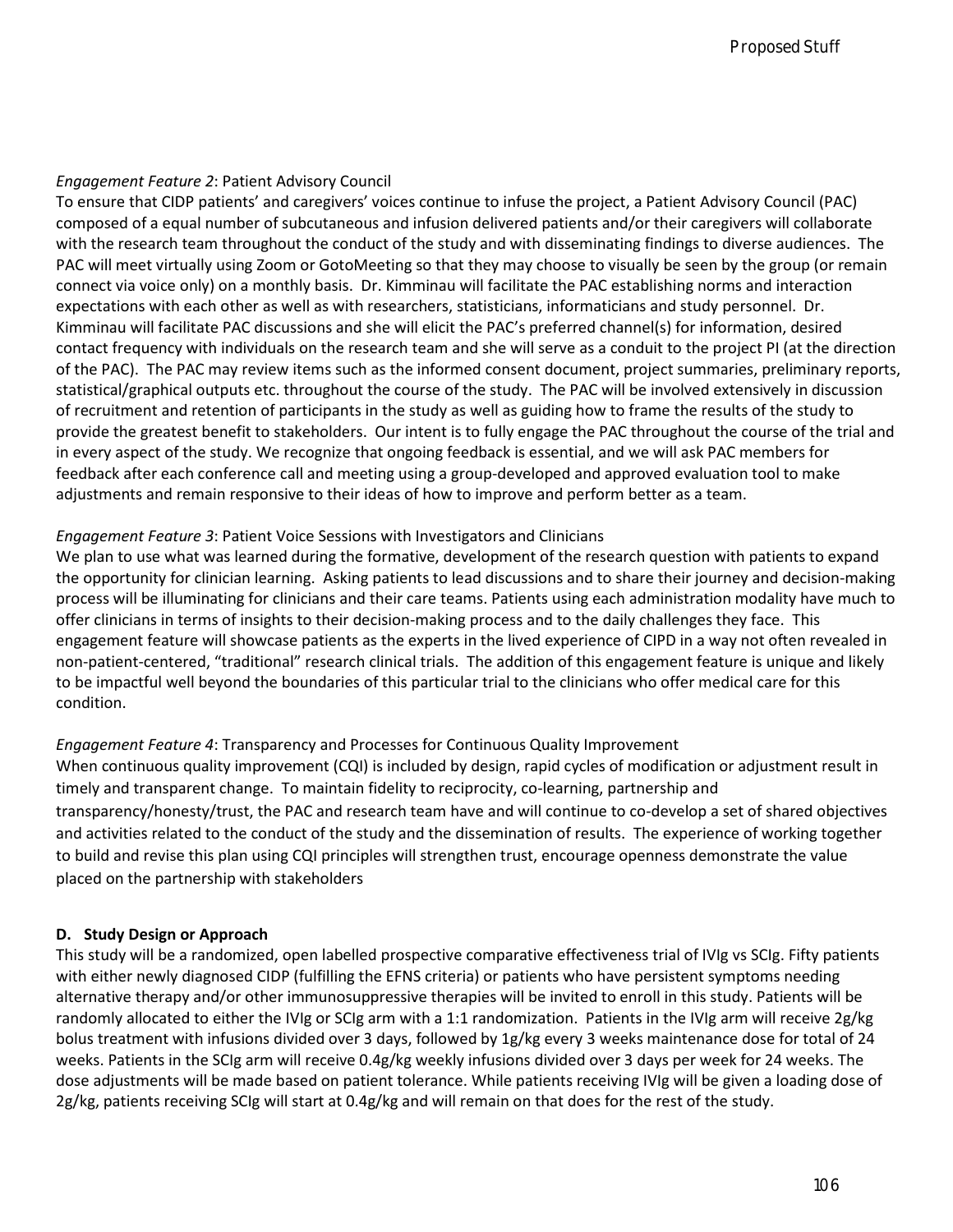*Engagement Feature 2*: Patient Advisory Council

To ensure that CIDP patients' and caregivers' voices continue to infuse the project, a Patient Advisory Council (PAC) composed of a equal number of subcutaneous and infusion delivered patients and/or their caregivers will collaborate with the research team throughout the conduct of the study and with disseminating findings to diverse audiences. The PAC will meet virtually using Zoom or GotoMeeting so that they may choose to visually be seen by the group (or remain connect via voice only) on a monthly basis. Dr. Kimminau will facilitate the PAC establishing norms and interaction expectations with each other as well as with researchers, statisticians, informaticians and study personnel. Dr. Kimminau will facilitate PAC discussions and she will elicit the PAC's preferred channel(s) for information, desired contact frequency with individuals on the research team and she will serve as a conduit to the project PI (at the direction of the PAC). The PAC may review items such as the informed consent document, project summaries, preliminary reports, statistical/graphical outputs etc. throughout the course of the study. The PAC will be involved extensively in discussion of recruitment and retention of participants in the study as well as guiding how to frame the results of the study to provide the greatest benefit to stakeholders. Our intent is to fully engage the PAC throughout the course of the trial and in every aspect of the study. We recognize that ongoing feedback is essential, and we will ask PAC members for feedback after each conference call and meeting using a group-developed and approved evaluation tool to make adjustments and remain responsive to their ideas of how to improve and perform better as a team.

*Engagement Feature 3*: Patient Voice Sessions with Investigators and Clinicians

We plan to use what was learned during the formative, development of the research question with patients to expand the opportunity for clinician learning. Asking patients to lead discussions and to share their journey and decision-making process will be illuminating for clinicians and their care teams. Patients using each administration modality have much to offer clinicians in terms of insights to their decision-making process and to the daily challenges they face. This engagement feature will showcase patients as the experts in the lived experience of CIPD in a way not often revealed in non-patient-centered, "traditional" research clinical trials. The addition of this engagement feature is unique and likely to be impactful well beyond the boundaries of this particular trial to the clinicians who offer medical care for this condition.

*Engagement Feature 4*: Transparency and Processes for Continuous Quality Improvement

When continuous quality improvement (CQI) is included by design, rapid cycles of modification or adjustment result in timely and transparent change. To maintain fidelity to reciprocity, co-learning, partnership and transparency/honesty/trust, the PAC and research team have and will continue to co-develop a set of shared objectives and activities related to the conduct of the study and the dissemination of results. The experience of working together to build and revise this plan using CQI principles will strengthen trust, encourage openness demonstrate the value placed on the partnership with stakeholders

**D. Study Design or Approach**

This study will be a randomized, open labelled prospective comparative effectiveness trial of IVIg vs SCIg. Fifty patients with either newly diagnosed CIDP (fulfilling the EFNS criteria) or patients who have persistent symptoms needing alternative therapy and/or other immunosuppressive therapies will be invited to enroll in this study. Patients will be randomly allocated to either the IVIg or SCIg arm with a 1:1 randomization. Patients in the IVIg arm will receive 2g/kg bolus treatment with infusions divided over 3 days, followed by 1g/kg every 3 weeks maintenance dose for total of 24 weeks. Patients in the SCIg arm will receive 0.4g/kg weekly infusions divided over 3 days per week for 24 weeks. The dose adjustments will be made based on patient tolerance. While patients receiving IVIg will be given a loading dose of 2g/kg, patients receiving SCIg will start at 0.4g/kg and will remain on that does for the rest of the study.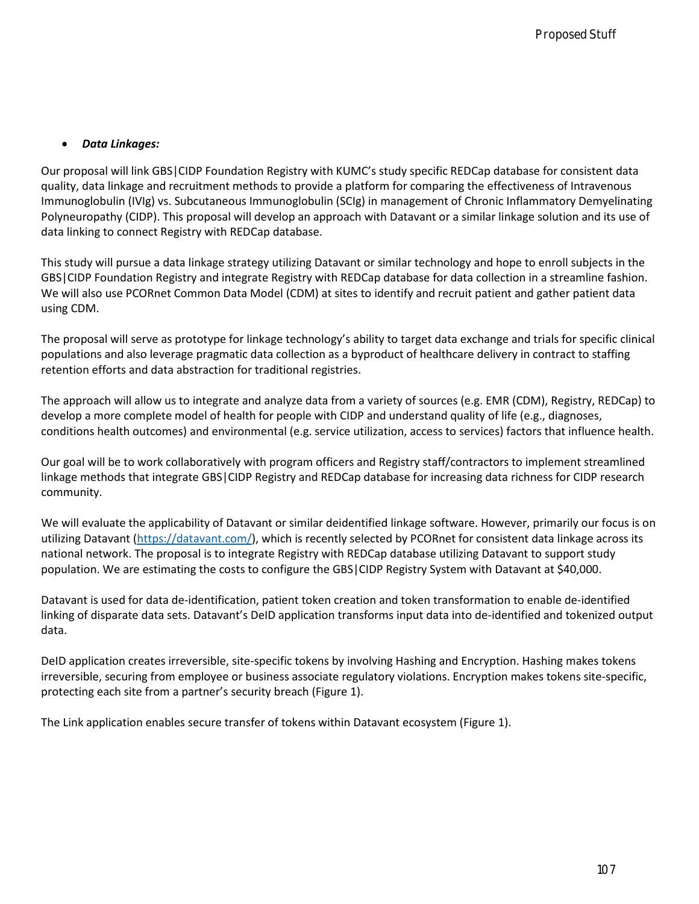- ***Data Linkages:***

Our proposal will link GBS|CIDP Foundation Registry with KUMC's study specific REDCap database for consistent data quality, data linkage and recruitment methods to provide a platform for comparing the effectiveness of Intravenous Immunoglobulin (IVIg) vs. Subcutaneous Immunoglobulin (SCIg) in management of Chronic Inflammatory Demyelinating Polyneuropathy (CIDP). This proposal will develop an approach with Datavant or a similar linkage solution and its use of data linking to connect Registry with REDCap database.

This study will pursue a data linkage strategy utilizing Datavant or similar technology and hope to enroll subjects in the GBS|CIDP Foundation Registry and integrate Registry with REDCap database for data collection in a streamline fashion. We will also use PCORnet Common Data Model (CDM) at sites to identify and recruit patient and gather patient data using CDM.

The proposal will serve as prototype for linkage technology's ability to target data exchange and trials for specific clinical populations and also leverage pragmatic data collection as a byproduct of healthcare delivery in contract to staffing retention efforts and data abstraction for traditional registries.

The approach will allow us to integrate and analyze data from a variety of sources (e.g. EMR (CDM), Registry, REDCap) to develop a more complete model of health for people with CIDP and understand quality of life (e.g., diagnoses, conditions health outcomes) and environmental (e.g. service utilization, access to services) factors that influence health.

Our goal will be to work collaboratively with program officers and Registry staff/contractors to implement streamlined linkage methods that integrate GBS|CIDP Registry and REDCap database for increasing data richness for CIDP research community.

We will evaluate the applicability of Datavant or similar deidentified linkage software. However, primarily our focus is on utilizing Datavant (https://datavant.com/), which is recently selected by PCORnet for consistent data linkage across its national network. The proposal is to integrate Registry with REDCap database utilizing Datavant to support study population. We are estimating the costs to configure the GBS|CIDP Registry System with Datavant at $40,000.

Datavant is used for data de-identification, patient token creation and token transformation to enable de-identified linking of disparate data sets. Datavant's DeID application transforms input data into de-identified and tokenized output data.

DeID application creates irreversible, site-specific tokens by involving Hashing and Encryption. Hashing makes tokens irreversible, securing from employee or business associate regulatory violations. Encryption makes tokens site-specific, protecting each site from a partner's security breach (Figure 1).

The Link application enables secure transfer of tokens within Datavant ecosystem (Figure 1).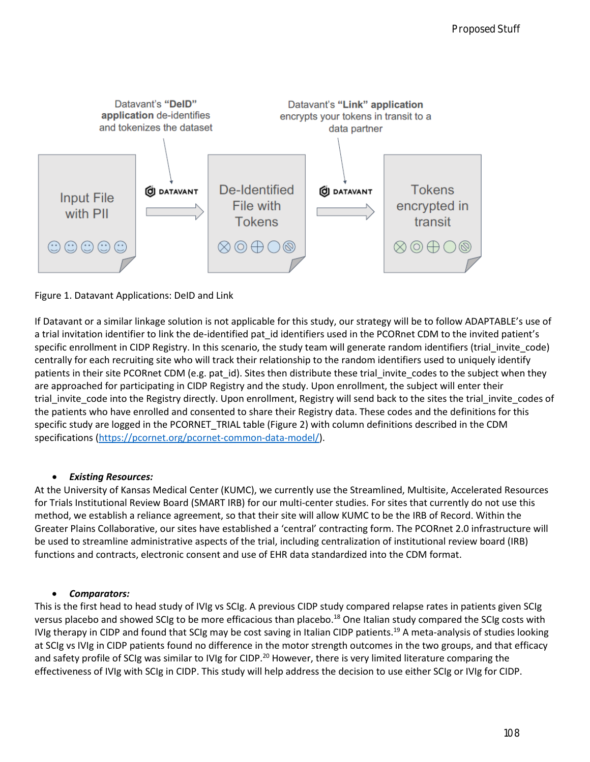Datavant's **"DeID" application** de-identifies and tokenizes the dataset

Datavant's **"Link" application** encrypts your tokens in transit to a data partner

Input File with PII → DATAVANT → De-Identified File with Tokens → DATAVANT → Tokens encrypted in transit

Figure 1. Datavant Applications: DeID and Link

If Datavant or a similar linkage solution is not applicable for this study, our strategy will be to follow ADAPTABLE's use of a trial invitation identifier to link the de-identified pat_id identifiers used in the PCORnet CDM to the invited patient's specific enrollment in CIDP Registry. In this scenario, the study team will generate random identifiers (trial_invite_code) centrally for each recruiting site who will track their relationship to the random identifiers used to uniquely identify patients in their site PCORnet CDM (e.g. pat_id). Sites then distribute these trial_invite_codes to the subject when they are approached for participating in CIDP Registry and the study. Upon enrollment, the subject will enter their trial_invite_code into the Registry directly. Upon enrollment, Registry will send back to the sites the trial_invite_codes of the patients who have enrolled and consented to share their Registry data. These codes and the definitions for this specific study are logged in the PCORNET_TRIAL table (Figure 2) with column definitions described in the CDM specifications (https://pcornet.org/pcornet-common-data-model/).

- ***Existing Resources:***

At the University of Kansas Medical Center (KUMC), we currently use the Streamlined, Multisite, Accelerated Resources for Trials Institutional Review Board (SMART IRB) for our multi-center studies. For sites that currently do not use this method, we establish a reliance agreement, so that their site will allow KUMC to be the IRB of Record. Within the Greater Plains Collaborative, our sites have established a 'central' contracting form. The PCORnet 2.0 infrastructure will be used to streamline administrative aspects of the trial, including centralization of institutional review board (IRB) functions and contracts, electronic consent and use of EHR data standardized into the CDM format.

- ***Comparators:***

This is the first head to head study of IVIg vs SCIg. A previous CIDP study compared relapse rates in patients given SCIg versus placebo and showed SCIg to be more efficacious than placebo.[18] One Italian study compared the SCIg costs with IVIg therapy in CIDP and found that SCIg may be cost saving in Italian CIDP patients.[19] A meta-analysis of studies looking at SCIg vs IVIg in CIDP patients found no difference in the motor strength outcomes in the two groups, and that efficacy and safety profile of SCIg was similar to IVIg for CIDP.[20] However, there is very limited literature comparing the effectiveness of IVIg with SCIg in CIDP. This study will help address the decision to use either SCIg or IVIg for CIDP.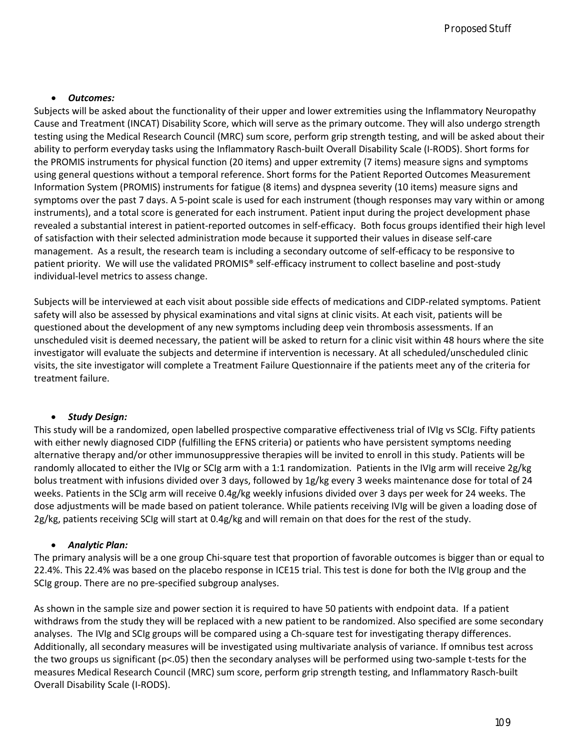- ***Outcomes:***

Subjects will be asked about the functionality of their upper and lower extremities using the Inflammatory Neuropathy Cause and Treatment (INCAT) Disability Score, which will serve as the primary outcome. They will also undergo strength testing using the Medical Research Council (MRC) sum score, perform grip strength testing, and will be asked about their ability to perform everyday tasks using the Inflammatory Rasch-built Overall Disability Scale (I-RODS). Short forms for the PROMIS instruments for physical function (20 items) and upper extremity (7 items) measure signs and symptoms using general questions without a temporal reference. Short forms for the Patient Reported Outcomes Measurement Information System (PROMIS) instruments for fatigue (8 items) and dyspnea severity (10 items) measure signs and symptoms over the past 7 days. A 5-point scale is used for each instrument (though responses may vary within or among instruments), and a total score is generated for each instrument. Patient input during the project development phase revealed a substantial interest in patient-reported outcomes in self-efficacy. Both focus groups identified their high level of satisfaction with their selected administration mode because it supported their values in disease self-care management. As a result, the research team is including a secondary outcome of self-efficacy to be responsive to patient priority. We will use the validated PROMIS® self-efficacy instrument to collect baseline and post-study individual-level metrics to assess change.

Subjects will be interviewed at each visit about possible side effects of medications and CIDP-related symptoms. Patient safety will also be assessed by physical examinations and vital signs at clinic visits. At each visit, patients will be questioned about the development of any new symptoms including deep vein thrombosis assessments. If an unscheduled visit is deemed necessary, the patient will be asked to return for a clinic visit within 48 hours where the site investigator will evaluate the subjects and determine if intervention is necessary. At all scheduled/unscheduled clinic visits, the site investigator will complete a Treatment Failure Questionnaire if the patients meet any of the criteria for treatment failure.

- ***Study Design:***

This study will be a randomized, open labelled prospective comparative effectiveness trial of IVIg vs SCIg. Fifty patients with either newly diagnosed CIDP (fulfilling the EFNS criteria) or patients who have persistent symptoms needing alternative therapy and/or other immunosuppressive therapies will be invited to enroll in this study. Patients will be randomly allocated to either the IVIg or SCIg arm with a 1:1 randomization. Patients in the IVIg arm will receive 2g/kg bolus treatment with infusions divided over 3 days, followed by 1g/kg every 3 weeks maintenance dose for total of 24 weeks. Patients in the SCIg arm will receive 0.4g/kg weekly infusions divided over 3 days per week for 24 weeks. The dose adjustments will be made based on patient tolerance. While patients receiving IVIg will be given a loading dose of 2g/kg, patients receiving SCIg will start at 0.4g/kg and will remain on that does for the rest of the study.

- ***Analytic Plan:***

The primary analysis will be a one group Chi-square test that proportion of favorable outcomes is bigger than or equal to 22.4%. This 22.4% was based on the placebo response in ICE15 trial. This test is done for both the IVIg group and the SCIg group. There are no pre-specified subgroup analyses.

As shown in the sample size and power section it is required to have 50 patients with endpoint data. If a patient withdraws from the study they will be replaced with a new patient to be randomized. Also specified are some secondary analyses. The IVIg and SCIg groups will be compared using a Ch-square test for investigating therapy differences. Additionally, all secondary measures will be investigated using multivariate analysis of variance. If omnibus test across the two groups us significant ($p<.05$) then the secondary analyses will be performed using two-sample t-tests for the measures Medical Research Council (MRC) sum score, perform grip strength testing, and Inflammatory Rasch-built Overall Disability Scale (I-RODS).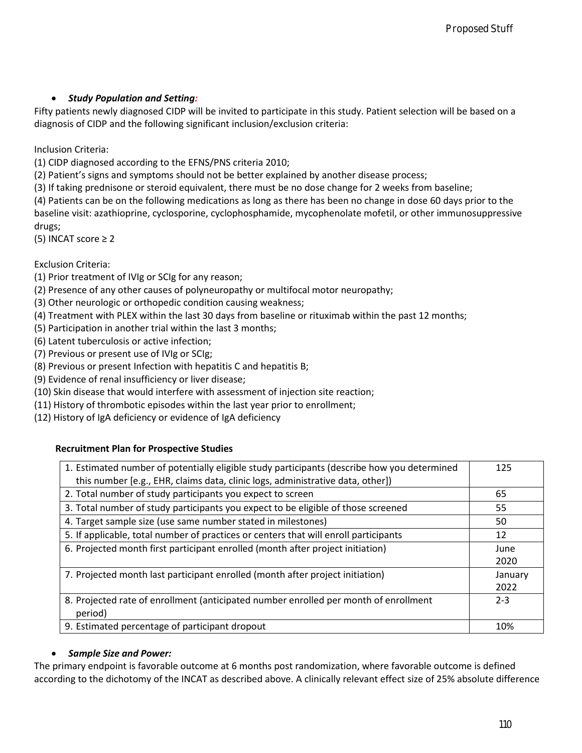- ***Study Population and Setting:***

Fifty patients newly diagnosed CIDP will be invited to participate in this study. Patient selection will be based on a diagnosis of CIDP and the following significant inclusion/exclusion criteria:

Inclusion Criteria:

(1) CIDP diagnosed according to the EFNS/PNS criteria 2010;
(2) Patient's signs and symptoms should not be better explained by another disease process;
(3) If taking prednisone or steroid equivalent, there must be no dose change for 2 weeks from baseline;
(4) Patients can be on the following medications as long as there has been no change in dose 60 days prior to the baseline visit: azathioprine, cyclosporine, cyclophosphamide, mycophenolate mofetil, or other immunosuppressive drugs;
(5) INCAT score ≥ 2

Exclusion Criteria:

(1) Prior treatment of IVIg or SCIg for any reason;
(2) Presence of any other causes of polyneuropathy or multifocal motor neuropathy;
(3) Other neurologic or orthopedic condition causing weakness;
(4) Treatment with PLEX within the last 30 days from baseline or rituximab within the past 12 months;
(5) Participation in another trial within the last 3 months;
(6) Latent tuberculosis or active infection;
(7) Previous or present use of IVIg or SCIg;
(8) Previous or present Infection with hepatitis C and hepatitis B;
(9) Evidence of renal insufficiency or liver disease;
(10) Skin disease that would interfere with assessment of injection site reaction;
(11) History of thrombotic episodes within the last year prior to enrollment;
(12) History of IgA deficiency or evidence of IgA deficiency

**Recruitment Plan for Prospective Studies**

| | |
|---|---|
| 1. Estimated number of potentially eligible study participants (describe how you determined this number [e.g., EHR, claims data, clinic logs, administrative data, other]) | 125 |
| 2. Total number of study participants you expect to screen | 65 |
| 3. Total number of study participants you expect to be eligible of those screened | 55 |
| 4. Target sample size (use same number stated in milestones) | 50 |
| 5. If applicable, total number of practices or centers that will enroll participants | 12 |
| 6. Projected month first participant enrolled (month after project initiation) | June 2020 |
| 7. Projected month last participant enrolled (month after project initiation) | January 2022 |
| 8. Projected rate of enrollment (anticipated number enrolled per month of enrollment period) | 2-3 |
| 9. Estimated percentage of participant dropout | 10% |

- ***Sample Size and Power:***

The primary endpoint is favorable outcome at 6 months post randomization, where favorable outcome is defined according to the dichotomy of the INCAT as described above. A clinically relevant effect size of 25% absolute difference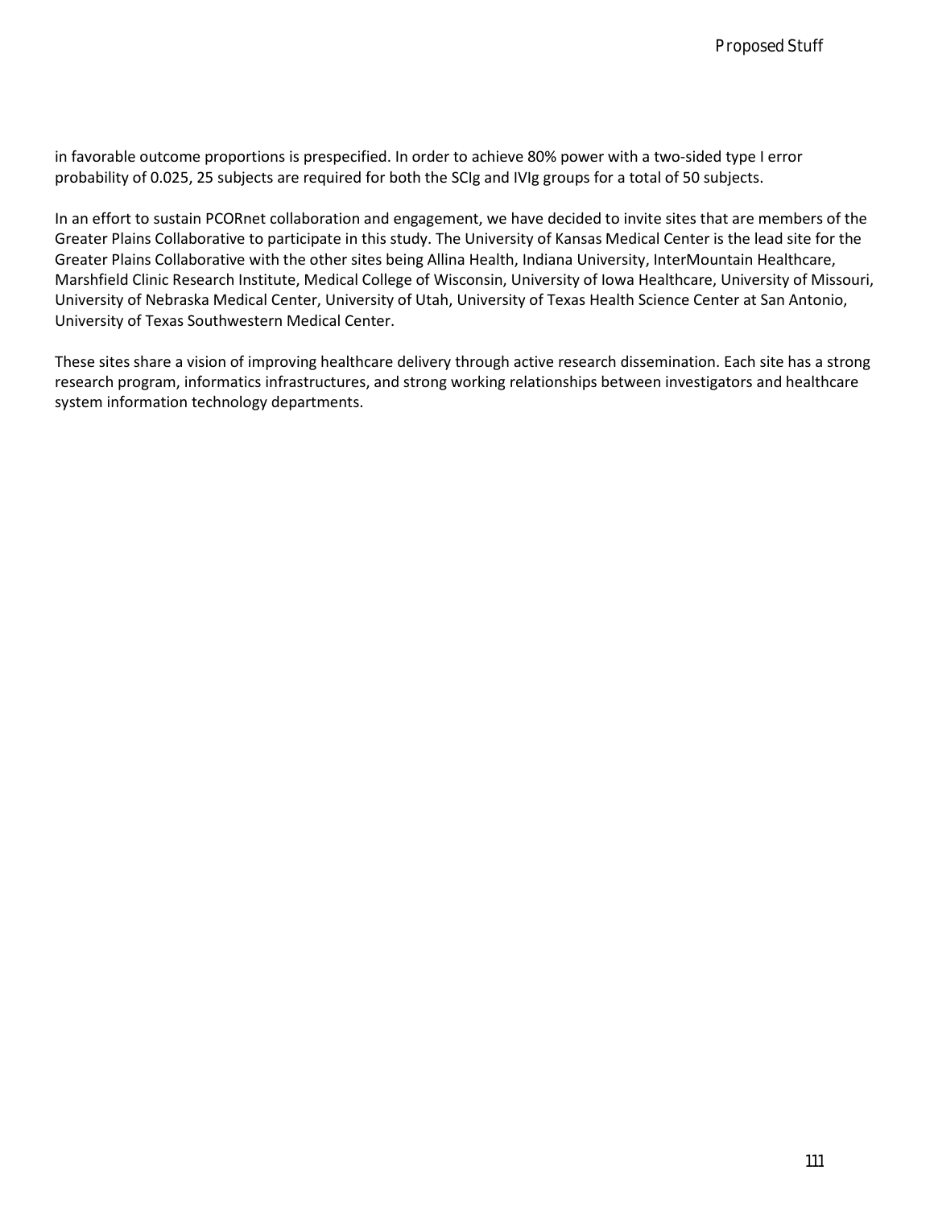in favorable outcome proportions is prespecified. In order to achieve 80% power with a two-sided type I error probability of 0.025, 25 subjects are required for both the SCIg and IVIg groups for a total of 50 subjects.

In an effort to sustain PCORnet collaboration and engagement, we have decided to invite sites that are members of the Greater Plains Collaborative to participate in this study. The University of Kansas Medical Center is the lead site for the Greater Plains Collaborative with the other sites being Allina Health, Indiana University, InterMountain Healthcare, Marshfield Clinic Research Institute, Medical College of Wisconsin, University of Iowa Healthcare, University of Missouri, University of Nebraska Medical Center, University of Utah, University of Texas Health Science Center at San Antonio, University of Texas Southwestern Medical Center.

These sites share a vision of improving healthcare delivery through active research dissemination. Each site has a strong research program, informatics infrastructures, and strong working relationships between investigators and healthcare system information technology departments.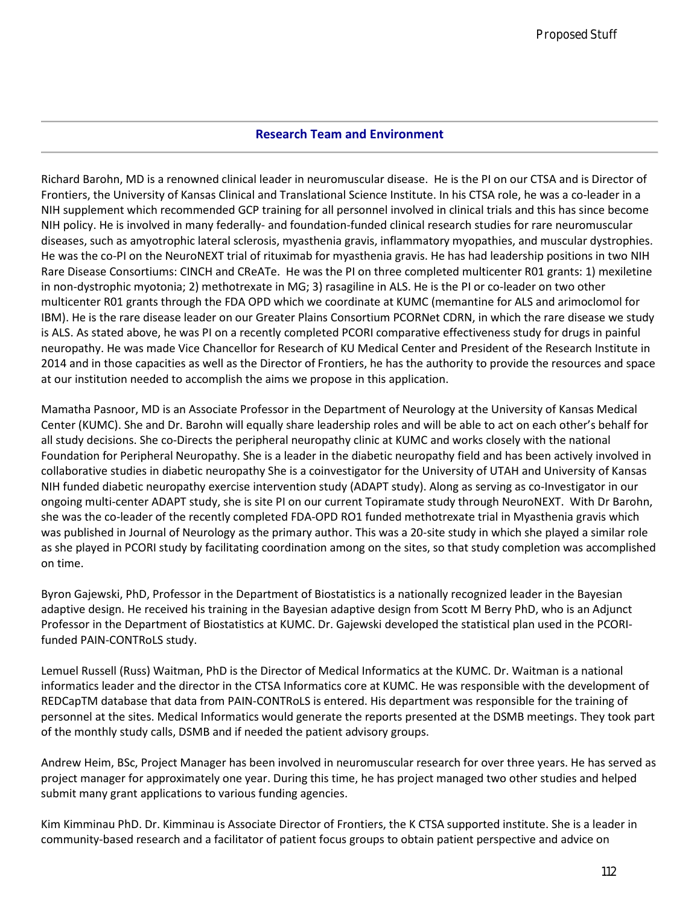## Research Team and Environment

Richard Barohn, MD is a renowned clinical leader in neuromuscular disease. He is the PI on our CTSA and is Director of Frontiers, the University of Kansas Clinical and Translational Science Institute. In his CTSA role, he was a co-leader in a NIH supplement which recommended GCP training for all personnel involved in clinical trials and this has since become NIH policy. He is involved in many federally- and foundation-funded clinical research studies for rare neuromuscular diseases, such as amyotrophic lateral sclerosis, myasthenia gravis, inflammatory myopathies, and muscular dystrophies. He was the co-PI on the NeuroNEXT trial of rituximab for myasthenia gravis. He has had leadership positions in two NIH Rare Disease Consortiums: CINCH and CReATe. He was the PI on three completed multicenter R01 grants: 1) mexiletine in non-dystrophic myotonia; 2) methotrexate in MG; 3) rasagiline in ALS. He is the PI or co-leader on two other multicenter R01 grants through the FDA OPD which we coordinate at KUMC (memantine for ALS and arimoclomol for IBM). He is the rare disease leader on our Greater Plains Consortium PCORNet CDRN, in which the rare disease we study is ALS. As stated above, he was PI on a recently completed PCORI comparative effectiveness study for drugs in painful neuropathy. He was made Vice Chancellor for Research of KU Medical Center and President of the Research Institute in 2014 and in those capacities as well as the Director of Frontiers, he has the authority to provide the resources and space at our institution needed to accomplish the aims we propose in this application.

Mamatha Pasnoor, MD is an Associate Professor in the Department of Neurology at the University of Kansas Medical Center (KUMC). She and Dr. Barohn will equally share leadership roles and will be able to act on each other's behalf for all study decisions. She co-Directs the peripheral neuropathy clinic at KUMC and works closely with the national Foundation for Peripheral Neuropathy. She is a leader in the diabetic neuropathy field and has been actively involved in collaborative studies in diabetic neuropathy She is a coinvestigator for the University of UTAH and University of Kansas NIH funded diabetic neuropathy exercise intervention study (ADAPT study). Along as serving as co-Investigator in our ongoing multi-center ADAPT study, she is site PI on our current Topiramate study through NeuroNEXT. With Dr Barohn, she was the co-leader of the recently completed FDA-OPD RO1 funded methotrexate trial in Myasthenia gravis which was published in Journal of Neurology as the primary author. This was a 20-site study in which she played a similar role as she played in PCORI study by facilitating coordination among on the sites, so that study completion was accomplished on time.

Byron Gajewski, PhD, Professor in the Department of Biostatistics is a nationally recognized leader in the Bayesian adaptive design. He received his training in the Bayesian adaptive design from Scott M Berry PhD, who is an Adjunct Professor in the Department of Biostatistics at KUMC. Dr. Gajewski developed the statistical plan used in the PCORI-funded PAIN-CONTRoLS study.

Lemuel Russell (Russ) Waitman, PhD is the Director of Medical Informatics at the KUMC. Dr. Waitman is a national informatics leader and the director in the CTSA Informatics core at KUMC. He was responsible with the development of REDCapTM database that data from PAIN-CONTRoLS is entered. His department was responsible for the training of personnel at the sites. Medical Informatics would generate the reports presented at the DSMB meetings. They took part of the monthly study calls, DSMB and if needed the patient advisory groups.

Andrew Heim, BSc, Project Manager has been involved in neuromuscular research for over three years. He has served as project manager for approximately one year. During this time, he has project managed two other studies and helped submit many grant applications to various funding agencies.

Kim Kimminau PhD. Dr. Kimminau is Associate Director of Frontiers, the K CTSA supported institute. She is a leader in community-based research and a facilitator of patient focus groups to obtain patient perspective and advice on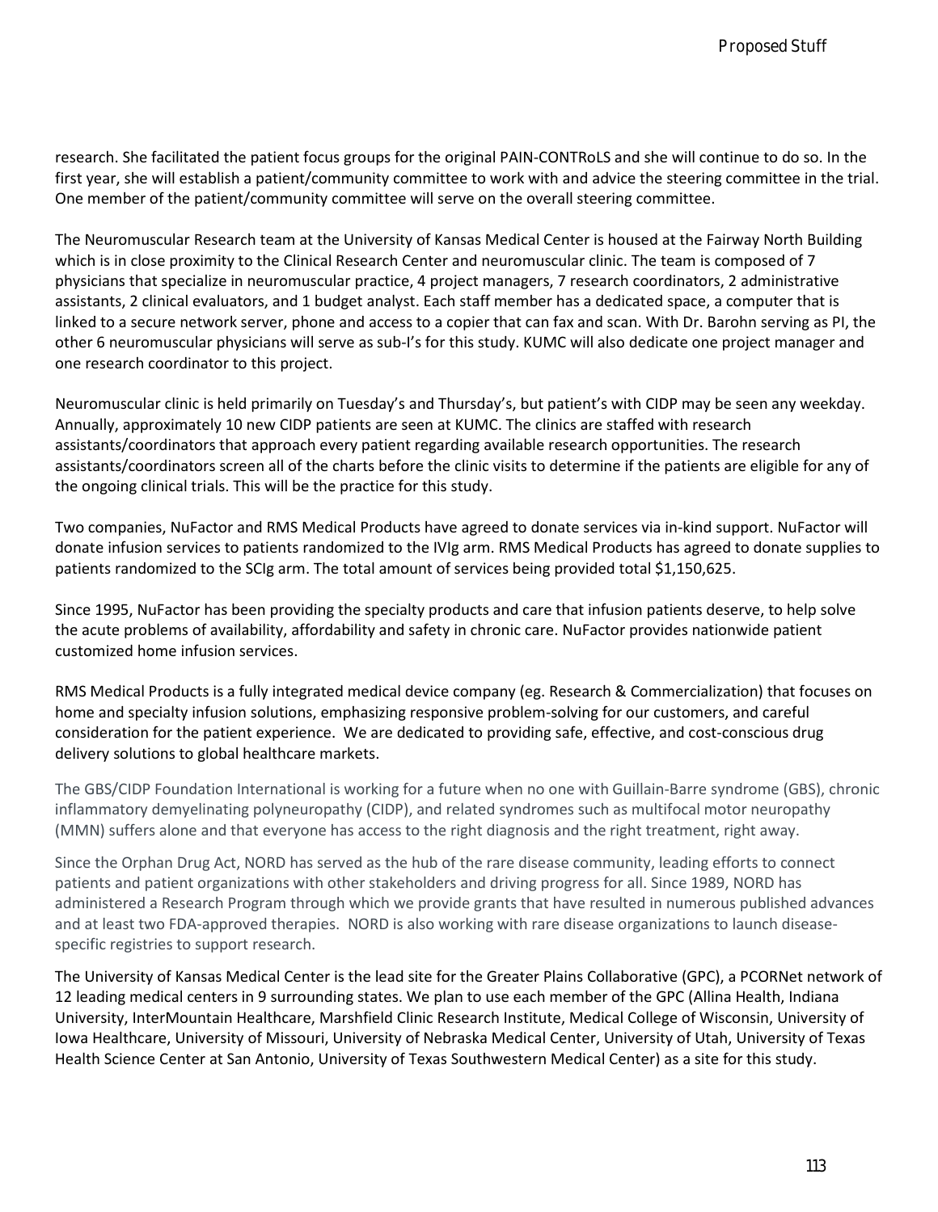research. She facilitated the patient focus groups for the original PAIN-CONTRoLS and she will continue to do so. In the first year, she will establish a patient/community committee to work with and advice the steering committee in the trial. One member of the patient/community committee will serve on the overall steering committee.

The Neuromuscular Research team at the University of Kansas Medical Center is housed at the Fairway North Building which is in close proximity to the Clinical Research Center and neuromuscular clinic. The team is composed of 7 physicians that specialize in neuromuscular practice, 4 project managers, 7 research coordinators, 2 administrative assistants, 2 clinical evaluators, and 1 budget analyst. Each staff member has a dedicated space, a computer that is linked to a secure network server, phone and access to a copier that can fax and scan. With Dr. Barohn serving as PI, the other 6 neuromuscular physicians will serve as sub-I's for this study. KUMC will also dedicate one project manager and one research coordinator to this project.

Neuromuscular clinic is held primarily on Tuesday's and Thursday's, but patient's with CIDP may be seen any weekday. Annually, approximately 10 new CIDP patients are seen at KUMC. The clinics are staffed with research assistants/coordinators that approach every patient regarding available research opportunities. The research assistants/coordinators screen all of the charts before the clinic visits to determine if the patients are eligible for any of the ongoing clinical trials. This will be the practice for this study.

Two companies, NuFactor and RMS Medical Products have agreed to donate services via in-kind support. NuFactor will donate infusion services to patients randomized to the IVIg arm. RMS Medical Products has agreed to donate supplies to patients randomized to the SCIg arm. The total amount of services being provided total $1,150,625.

Since 1995, NuFactor has been providing the specialty products and care that infusion patients deserve, to help solve the acute problems of availability, affordability and safety in chronic care. NuFactor provides nationwide patient customized home infusion services.

RMS Medical Products is a fully integrated medical device company (eg. Research & Commercialization) that focuses on home and specialty infusion solutions, emphasizing responsive problem-solving for our customers, and careful consideration for the patient experience. We are dedicated to providing safe, effective, and cost-conscious drug delivery solutions to global healthcare markets.

The GBS/CIDP Foundation International is working for a future when no one with Guillain-Barre syndrome (GBS), chronic inflammatory demyelinating polyneuropathy (CIDP), and related syndromes such as multifocal motor neuropathy (MMN) suffers alone and that everyone has access to the right diagnosis and the right treatment, right away.

Since the Orphan Drug Act, NORD has served as the hub of the rare disease community, leading efforts to connect patients and patient organizations with other stakeholders and driving progress for all. Since 1989, NORD has administered a Research Program through which we provide grants that have resulted in numerous published advances and at least two FDA-approved therapies. NORD is also working with rare disease organizations to launch disease-specific registries to support research.

The University of Kansas Medical Center is the lead site for the Greater Plains Collaborative (GPC), a PCORNet network of 12 leading medical centers in 9 surrounding states. We plan to use each member of the GPC (Allina Health, Indiana University, InterMountain Healthcare, Marshfield Clinic Research Institute, Medical College of Wisconsin, University of Iowa Healthcare, University of Missouri, University of Nebraska Medical Center, University of Utah, University of Texas Health Science Center at San Antonio, University of Texas Southwestern Medical Center) as a site for this study.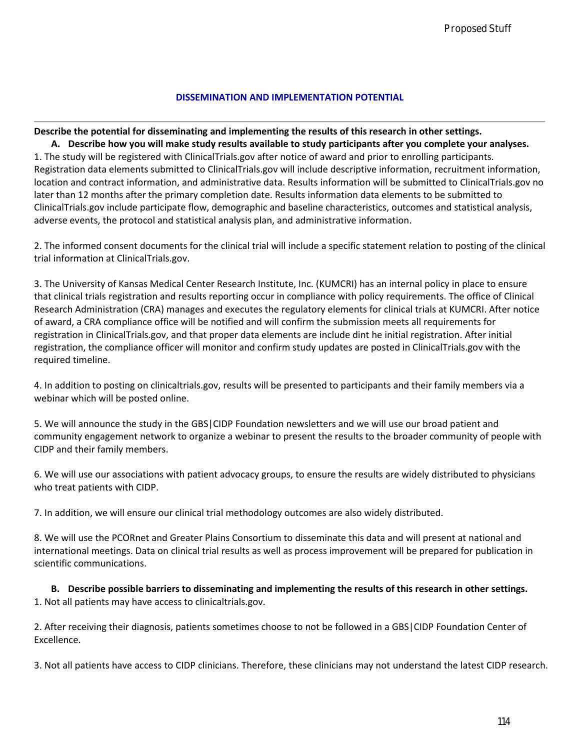## DISSEMINATION AND IMPLEMENTATION POTENTIAL

**Describe the potential for disseminating and implementing the results of this research in other settings.**

**A. Describe how you will make study results available to study participants after you complete your analyses.**

1. The study will be registered with ClinicalTrials.gov after notice of award and prior to enrolling participants. Registration data elements submitted to ClinicalTrials.gov will include descriptive information, recruitment information, location and contract information, and administrative data. Results information will be submitted to ClinicalTrials.gov no later than 12 months after the primary completion date. Results information data elements to be submitted to ClinicalTrials.gov include participate flow, demographic and baseline characteristics, outcomes and statistical analysis, adverse events, the protocol and statistical analysis plan, and administrative information.

2. The informed consent documents for the clinical trial will include a specific statement relation to posting of the clinical trial information at ClinicalTrials.gov.

3. The University of Kansas Medical Center Research Institute, Inc. (KUMCRI) has an internal policy in place to ensure that clinical trials registration and results reporting occur in compliance with policy requirements. The office of Clinical Research Administration (CRA) manages and executes the regulatory elements for clinical trials at KUMCRI. After notice of award, a CRA compliance office will be notified and will confirm the submission meets all requirements for registration in ClinicalTrials.gov, and that proper data elements are include dint he initial registration. After initial registration, the compliance officer will monitor and confirm study updates are posted in ClinicalTrials.gov with the required timeline.

4. In addition to posting on clinicaltrials.gov, results will be presented to participants and their family members via a webinar which will be posted online.

5. We will announce the study in the GBS|CIDP Foundation newsletters and we will use our broad patient and community engagement network to organize a webinar to present the results to the broader community of people with CIDP and their family members.

6. We will use our associations with patient advocacy groups, to ensure the results are widely distributed to physicians who treat patients with CIDP.

7. In addition, we will ensure our clinical trial methodology outcomes are also widely distributed.

8. We will use the PCORnet and Greater Plains Consortium to disseminate this data and will present at national and international meetings. Data on clinical trial results as well as process improvement will be prepared for publication in scientific communications.

**B. Describe possible barriers to disseminating and implementing the results of this research in other settings.**

1. Not all patients may have access to clinicaltrials.gov.

2. After receiving their diagnosis, patients sometimes choose to not be followed in a GBS|CIDP Foundation Center of Excellence.

3. Not all patients have access to CIDP clinicians. Therefore, these clinicians may not understand the latest CIDP research.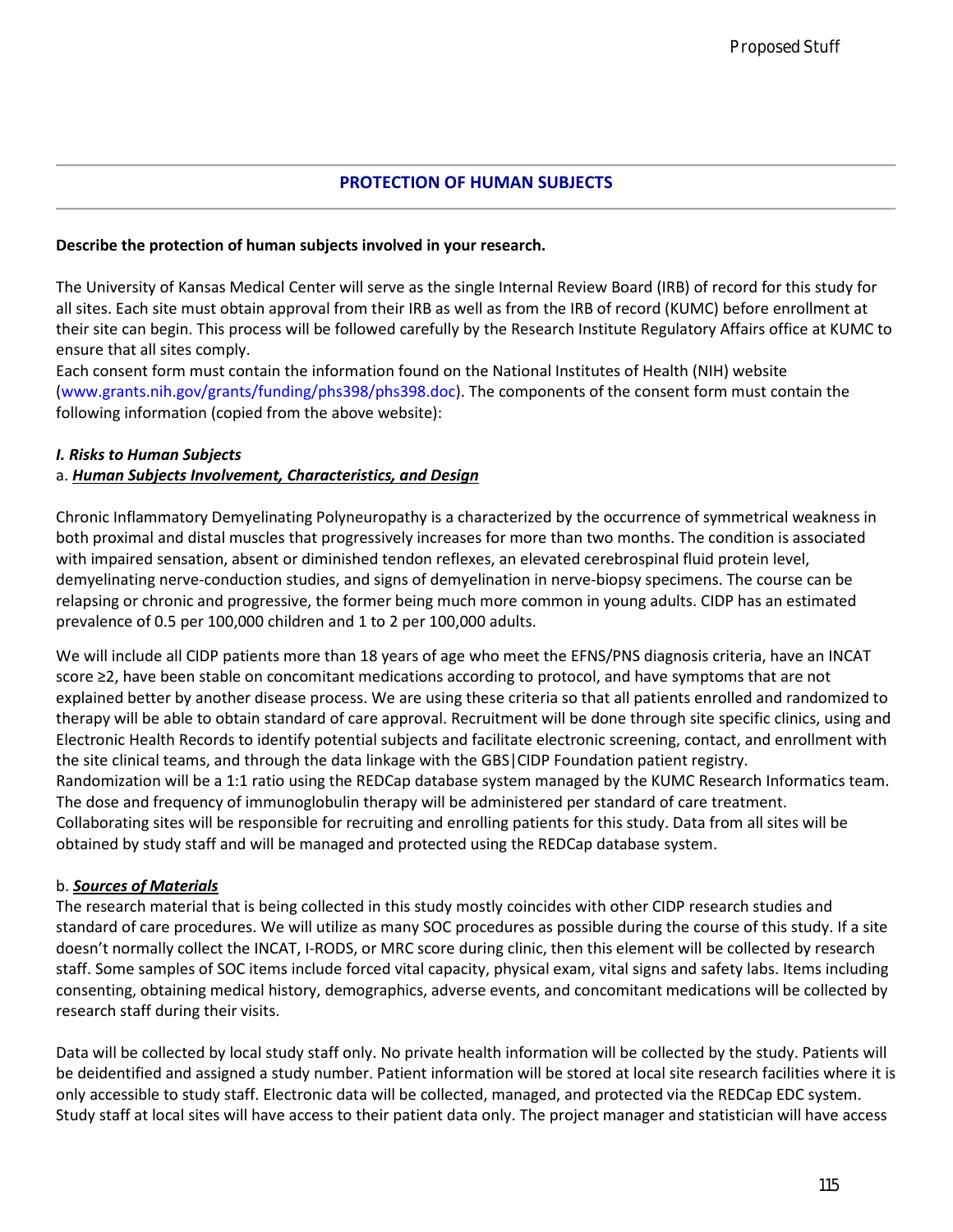## PROTECTION OF HUMAN SUBJECTS

**Describe the protection of human subjects involved in your research.**

The University of Kansas Medical Center will serve as the single Internal Review Board (IRB) of record for this study for all sites. Each site must obtain approval from their IRB as well as from the IRB of record (KUMC) before enrollment at their site can begin. This process will be followed carefully by the Research Institute Regulatory Affairs office at KUMC to ensure that all sites comply.
Each consent form must contain the information found on the National Institutes of Health (NIH) website (www.grants.nih.gov/grants/funding/phs398/phs398.doc). The components of the consent form must contain the following information (copied from the above website):

### *I. Risks to Human Subjects*

a. ***Human Subjects Involvement, Characteristics, and Design***

Chronic Inflammatory Demyelinating Polyneuropathy is a characterized by the occurrence of symmetrical weakness in both proximal and distal muscles that progressively increases for more than two months. The condition is associated with impaired sensation, absent or diminished tendon reflexes, an elevated cerebrospinal fluid protein level, demyelinating nerve-conduction studies, and signs of demyelination in nerve-biopsy specimens. The course can be relapsing or chronic and progressive, the former being much more common in young adults. CIDP has an estimated prevalence of 0.5 per 100,000 children and 1 to 2 per 100,000 adults.

We will include all CIDP patients more than 18 years of age who meet the EFNS/PNS diagnosis criteria, have an INCAT score ≥2, have been stable on concomitant medications according to protocol, and have symptoms that are not explained better by another disease process. We are using these criteria so that all patients enrolled and randomized to therapy will be able to obtain standard of care approval. Recruitment will be done through site specific clinics, using and Electronic Health Records to identify potential subjects and facilitate electronic screening, contact, and enrollment with the site clinical teams, and through the data linkage with the GBS|CIDP Foundation patient registry.
Randomization will be a 1:1 ratio using the REDCap database system managed by the KUMC Research Informatics team. The dose and frequency of immunoglobulin therapy will be administered per standard of care treatment.
Collaborating sites will be responsible for recruiting and enrolling patients for this study. Data from all sites will be obtained by study staff and will be managed and protected using the REDCap database system.

b. ***Sources of Materials***

The research material that is being collected in this study mostly coincides with other CIDP research studies and standard of care procedures. We will utilize as many SOC procedures as possible during the course of this study. If a site doesn't normally collect the INCAT, I-RODS, or MRC score during clinic, then this element will be collected by research staff. Some samples of SOC items include forced vital capacity, physical exam, vital signs and safety labs. Items including consenting, obtaining medical history, demographics, adverse events, and concomitant medications will be collected by research staff during their visits.

Data will be collected by local study staff only. No private health information will be collected by the study. Patients will be deidentified and assigned a study number. Patient information will be stored at local site research facilities where it is only accessible to study staff. Electronic data will be collected, managed, and protected via the REDCap EDC system. Study staff at local sites will have access to their patient data only. The project manager and statistician will have access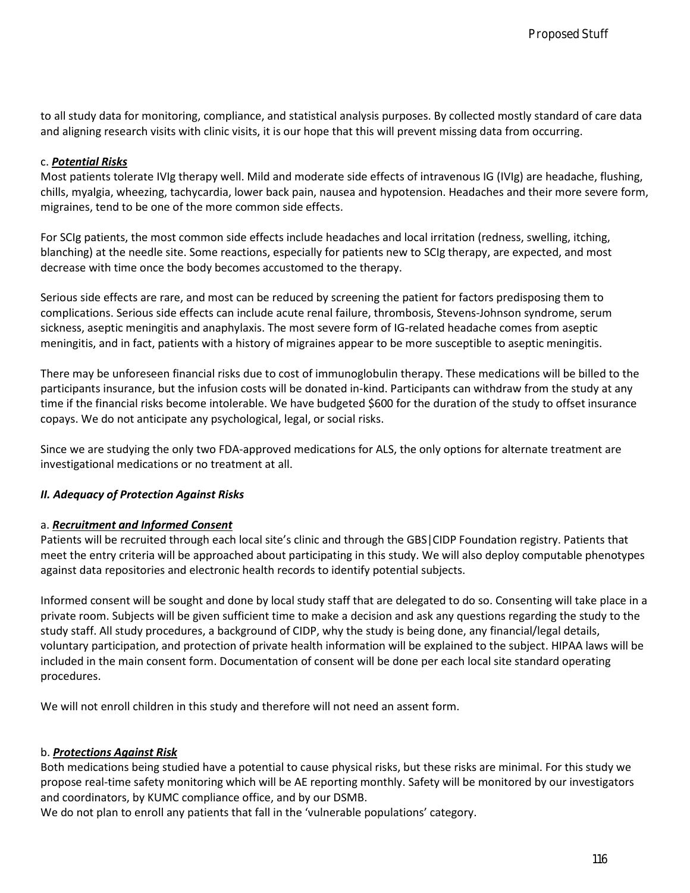to all study data for monitoring, compliance, and statistical analysis purposes. By collected mostly standard of care data and aligning research visits with clinic visits, it is our hope that this will prevent missing data from occurring.

c. ***Potential Risks***

Most patients tolerate IVIg therapy well. Mild and moderate side effects of intravenous IG (IVIg) are headache, flushing, chills, myalgia, wheezing, tachycardia, lower back pain, nausea and hypotension. Headaches and their more severe form, migraines, tend to be one of the more common side effects.

For SCIg patients, the most common side effects include headaches and local irritation (redness, swelling, itching, blanching) at the needle site. Some reactions, especially for patients new to SCIg therapy, are expected, and most decrease with time once the body becomes accustomed to the therapy.

Serious side effects are rare, and most can be reduced by screening the patient for factors predisposing them to complications. Serious side effects can include acute renal failure, thrombosis, Stevens-Johnson syndrome, serum sickness, aseptic meningitis and anaphylaxis. The most severe form of IG-related headache comes from aseptic meningitis, and in fact, patients with a history of migraines appear to be more susceptible to aseptic meningitis.

There may be unforeseen financial risks due to cost of immunoglobulin therapy. These medications will be billed to the participants insurance, but the infusion costs will be donated in-kind. Participants can withdraw from the study at any time if the financial risks become intolerable. We have budgeted $600 for the duration of the study to offset insurance copays. We do not anticipate any psychological, legal, or social risks.

Since we are studying the only two FDA-approved medications for ALS, the only options for alternate treatment are investigational medications or no treatment at all.

### *II. Adequacy of Protection Against Risks*

a. ***Recruitment and Informed Consent***

Patients will be recruited through each local site's clinic and through the GBS|CIDP Foundation registry. Patients that meet the entry criteria will be approached about participating in this study. We will also deploy computable phenotypes against data repositories and electronic health records to identify potential subjects.

Informed consent will be sought and done by local study staff that are delegated to do so. Consenting will take place in a private room. Subjects will be given sufficient time to make a decision and ask any questions regarding the study to the study staff. All study procedures, a background of CIDP, why the study is being done, any financial/legal details, voluntary participation, and protection of private health information will be explained to the subject. HIPAA laws will be included in the main consent form. Documentation of consent will be done per each local site standard operating procedures.

We will not enroll children in this study and therefore will not need an assent form.

b. ***Protections Against Risk***

Both medications being studied have a potential to cause physical risks, but these risks are minimal. For this study we propose real-time safety monitoring which will be AE reporting monthly. Safety will be monitored by our investigators and coordinators, by KUMC compliance office, and by our DSMB.

We do not plan to enroll any patients that fall in the 'vulnerable populations' category.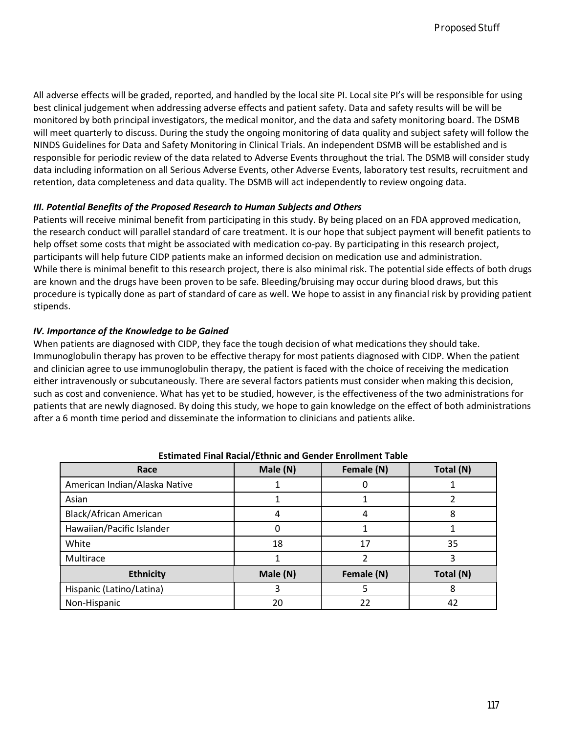All adverse effects will be graded, reported, and handled by the local site PI. Local site PI's will be responsible for using best clinical judgement when addressing adverse effects and patient safety. Data and safety results will be will be monitored by both principal investigators, the medical monitor, and the data and safety monitoring board. The DSMB will meet quarterly to discuss. During the study the ongoing monitoring of data quality and subject safety will follow the NINDS Guidelines for Data and Safety Monitoring in Clinical Trials. An independent DSMB will be established and is responsible for periodic review of the data related to Adverse Events throughout the trial. The DSMB will consider study data including information on all Serious Adverse Events, other Adverse Events, laboratory test results, recruitment and retention, data completeness and data quality. The DSMB will act independently to review ongoing data.

### *III. Potential Benefits of the Proposed Research to Human Subjects and Others*

Patients will receive minimal benefit from participating in this study. By being placed on an FDA approved medication, the research conduct will parallel standard of care treatment. It is our hope that subject payment will benefit patients to help offset some costs that might be associated with medication co-pay. By participating in this research project, participants will help future CIDP patients make an informed decision on medication use and administration.
While there is minimal benefit to this research project, there is also minimal risk. The potential side effects of both drugs are known and the drugs have been proven to be safe. Bleeding/bruising may occur during blood draws, but this procedure is typically done as part of standard of care as well. We hope to assist in any financial risk by providing patient stipends.

### *IV. Importance of the Knowledge to be Gained*

When patients are diagnosed with CIDP, they face the tough decision of what medications they should take. Immunoglobulin therapy has proven to be effective therapy for most patients diagnosed with CIDP. When the patient and clinician agree to use immunoglobulin therapy, the patient is faced with the choice of receiving the medication either intravenously or subcutaneously. There are several factors patients must consider when making this decision, such as cost and convenience. What has yet to be studied, however, is the effectiveness of the two administrations for patients that are newly diagnosed. By doing this study, we hope to gain knowledge on the effect of both administrations after a 6 month time period and disseminate the information to clinicians and patients alike.

**Estimated Final Racial/Ethnic and Gender Enrollment Table**

| Race | Male (N) | Female (N) | Total (N) |
|---|---|---|---|
| American Indian/Alaska Native | 1 | 0 | 1 |
| Asian | 1 | 1 | 2 |
| Black/African American | 4 | 4 | 8 |
| Hawaiian/Pacific Islander | 0 | 1 | 1 |
| White | 18 | 17 | 35 |
| Multirace | 1 | 2 | 3 |
| **Ethnicity** | **Male (N)** | **Female (N)** | **Total (N)** |
| Hispanic (Latino/Latina) | 3 | 5 | 8 |
| Non-Hispanic | 20 | 22 | 42 |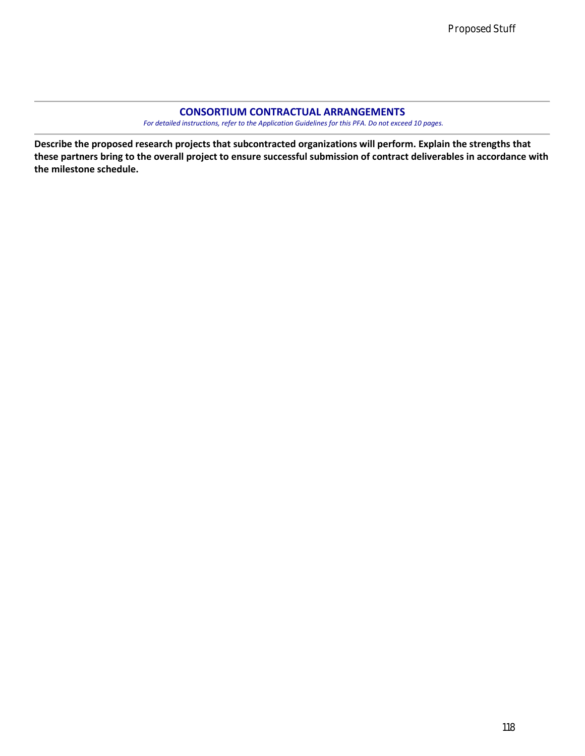## CONSORTIUM CONTRACTUAL ARRANGEMENTS

*For detailed instructions, refer to the Application Guidelines for this PFA. Do not exceed 10 pages.*

**Describe the proposed research projects that subcontracted organizations will perform. Explain the strengths that these partners bring to the overall project to ensure successful submission of contract deliverables in accordance with the milestone schedule.**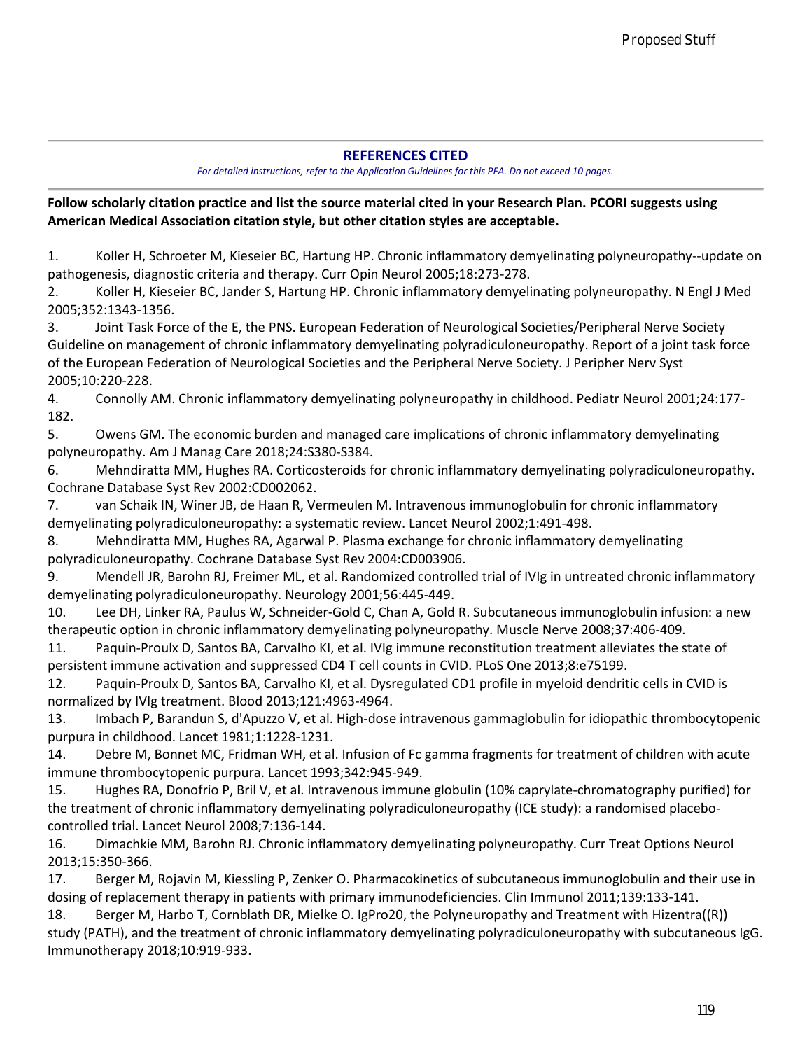## REFERENCES CITED

*For detailed instructions, refer to the Application Guidelines for this PFA. Do not exceed 10 pages.*

**Follow scholarly citation practice and list the source material cited in your Research Plan. PCORI suggests using American Medical Association citation style, but other citation styles are acceptable.**

1. Koller H, Schroeter M, Kieseier BC, Hartung HP. Chronic inflammatory demyelinating polyneuropathy--update on pathogenesis, diagnostic criteria and therapy. Curr Opin Neurol 2005;18:273-278.
2. Koller H, Kieseier BC, Jander S, Hartung HP. Chronic inflammatory demyelinating polyneuropathy. N Engl J Med 2005;352:1343-1356.
3. Joint Task Force of the E, the PNS. European Federation of Neurological Societies/Peripheral Nerve Society Guideline on management of chronic inflammatory demyelinating polyradiculoneuropathy. Report of a joint task force of the European Federation of Neurological Societies and the Peripheral Nerve Society. J Peripher Nerv Syst 2005;10:220-228.
4. Connolly AM. Chronic inflammatory demyelinating polyneuropathy in childhood. Pediatr Neurol 2001;24:177-182.
5. Owens GM. The economic burden and managed care implications of chronic inflammatory demyelinating polyneuropathy. Am J Manag Care 2018;24:S380-S384.
6. Mehndiratta MM, Hughes RA. Corticosteroids for chronic inflammatory demyelinating polyradiculoneuropathy. Cochrane Database Syst Rev 2002:CD002062.
7. van Schaik IN, Winer JB, de Haan R, Vermeulen M. Intravenous immunoglobulin for chronic inflammatory demyelinating polyradiculoneuropathy: a systematic review. Lancet Neurol 2002;1:491-498.
8. Mehndiratta MM, Hughes RA, Agarwal P. Plasma exchange for chronic inflammatory demyelinating polyradiculoneuropathy. Cochrane Database Syst Rev 2004:CD003906.
9. Mendell JR, Barohn RJ, Freimer ML, et al. Randomized controlled trial of IVIg in untreated chronic inflammatory demyelinating polyradiculoneuropathy. Neurology 2001;56:445-449.
10. Lee DH, Linker RA, Paulus W, Schneider-Gold C, Chan A, Gold R. Subcutaneous immunoglobulin infusion: a new therapeutic option in chronic inflammatory demyelinating polyneuropathy. Muscle Nerve 2008;37:406-409.
11. Paquin-Proulx D, Santos BA, Carvalho KI, et al. IVIg immune reconstitution treatment alleviates the state of persistent immune activation and suppressed CD4 T cell counts in CVID. PLoS One 2013;8:e75199.
12. Paquin-Proulx D, Santos BA, Carvalho KI, et al. Dysregulated CD1 profile in myeloid dendritic cells in CVID is normalized by IVIg treatment. Blood 2013;121:4963-4964.
13. Imbach P, Barandun S, d'Apuzzo V, et al. High-dose intravenous gammaglobulin for idiopathic thrombocytopenic purpura in childhood. Lancet 1981;1:1228-1231.
14. Debre M, Bonnet MC, Fridman WH, et al. Infusion of Fc gamma fragments for treatment of children with acute immune thrombocytopenic purpura. Lancet 1993;342:945-949.
15. Hughes RA, Donofrio P, Bril V, et al. Intravenous immune globulin (10% caprylate-chromatography purified) for the treatment of chronic inflammatory demyelinating polyradiculoneuropathy (ICE study): a randomised placebo-controlled trial. Lancet Neurol 2008;7:136-144.
16. Dimachkie MM, Barohn RJ. Chronic inflammatory demyelinating polyneuropathy. Curr Treat Options Neurol 2013;15:350-366.
17. Berger M, Rojavin M, Kiessling P, Zenker O. Pharmacokinetics of subcutaneous immunoglobulin and their use in dosing of replacement therapy in patients with primary immunodeficiencies. Clin Immunol 2011;139:133-141.
18. Berger M, Harbo T, Cornblath DR, Mielke O. IgPro20, the Polyneuropathy and Treatment with Hizentra((R)) study (PATH), and the treatment of chronic inflammatory demyelinating polyradiculoneuropathy with subcutaneous IgG. Immunotherapy 2018;10:919-933.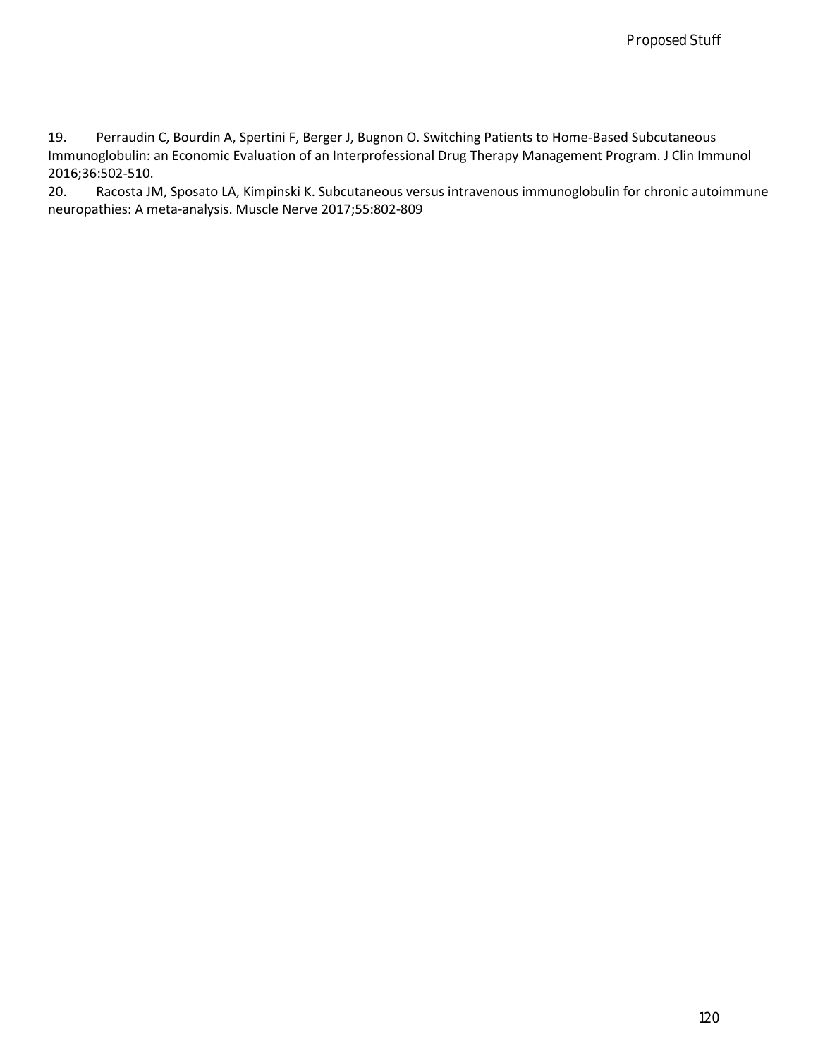19. Perraudin C, Bourdin A, Spertini F, Berger J, Bugnon O. Switching Patients to Home-Based Subcutaneous Immunoglobulin: an Economic Evaluation of an Interprofessional Drug Therapy Management Program. J Clin Immunol 2016;36:502-510.
20. Racosta JM, Sposato LA, Kimpinski K. Subcutaneous versus intravenous immunoglobulin for chronic autoimmune neuropathies: A meta-analysis. Muscle Nerve 2017;55:802-809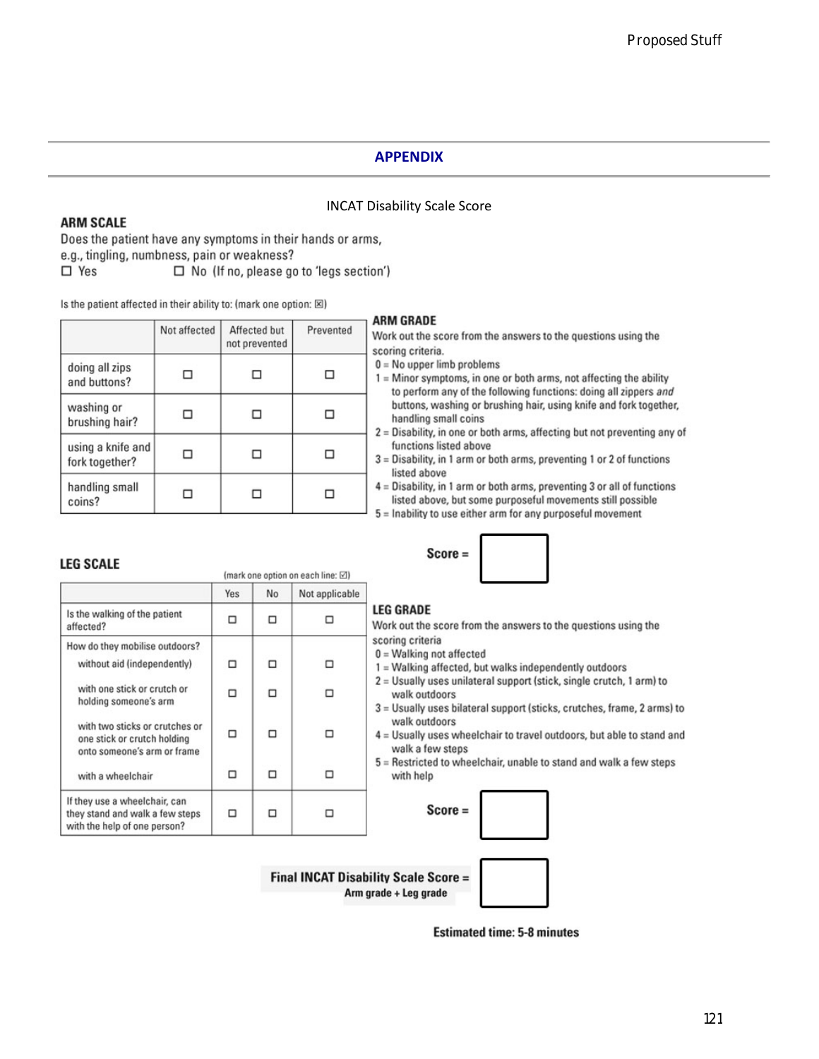## APPENDIX

INCAT Disability Scale Score

### ARM SCALE

Does the patient have any symptoms in their hands or arms, e.g., tingling, numbness, pain or weakness?

☐ Yes ☐ No (If no, please go to 'legs section')

Is the patient affected in their ability to: (mark one option: ☒)

| | Not affected | Affected but not prevented | Prevented |
|---|---|---|---|
| doing all zips and buttons? | ☐ | ☐ | ☐ |
| washing or brushing hair? | ☐ | ☐ | ☐ |
| using a knife and fork together? | ☐ | ☐ | ☐ |
| handling small coins? | ☐ | ☐ | ☐ |

### ARM GRADE

Work out the score from the answers to the questions using the scoring criteria.

0 = No upper limb problems
1 = Minor symptoms, in one or both arms, not affecting the ability to perform any of the following functions: doing all zippers *and* buttons, washing or brushing hair, using knife and fork together, handling small coins
2 = Disability, in one or both arms, affecting but not preventing any of functions listed above
3 = Disability, in 1 arm or both arms, preventing 1 or 2 of functions listed above
4 = Disability, in 1 arm or both arms, preventing 3 or all of functions listed above, but some purposeful movements still possible
5 = Inability to use either arm for any purposeful movement

**Score =** ☐

### LEG SCALE

(mark one option on each line: ☑)

| | Yes | No | Not applicable |
|---|---|---|---|
| Is the walking of the patient affected? | ☐ | ☐ | ☐ |
| How do they mobilise outdoors? | | | |
| without aid (independently) | ☐ | ☐ | ☐ |
| with one stick or crutch or holding someone's arm | ☐ | ☐ | ☐ |
| with two sticks or crutches or one stick or crutch holding onto someone's arm or frame | ☐ | ☐ | ☐ |
| with a wheelchair | ☐ | ☐ | ☐ |
| If they use a wheelchair, can they stand and walk a few steps with the help of one person? | ☐ | ☐ | ☐ |

### LEG GRADE

Work out the score from the answers to the questions using the scoring criteria

0 = Walking not affected
1 = Walking affected, but walks independently outdoors
2 = Usually uses unilateral support (stick, single crutch, 1 arm) to walk outdoors
3 = Usually uses bilateral support (sticks, crutches, frame, 2 arms) to walk outdoors
4 = Usually uses wheelchair to travel outdoors, but able to stand and walk a few steps
5 = Restricted to wheelchair, unable to stand and walk a few steps with help

**Score =** ☐

**Final INCAT Disability Scale Score =** ☐
**Arm grade + Leg grade**

**Estimated time: 5-8 minutes**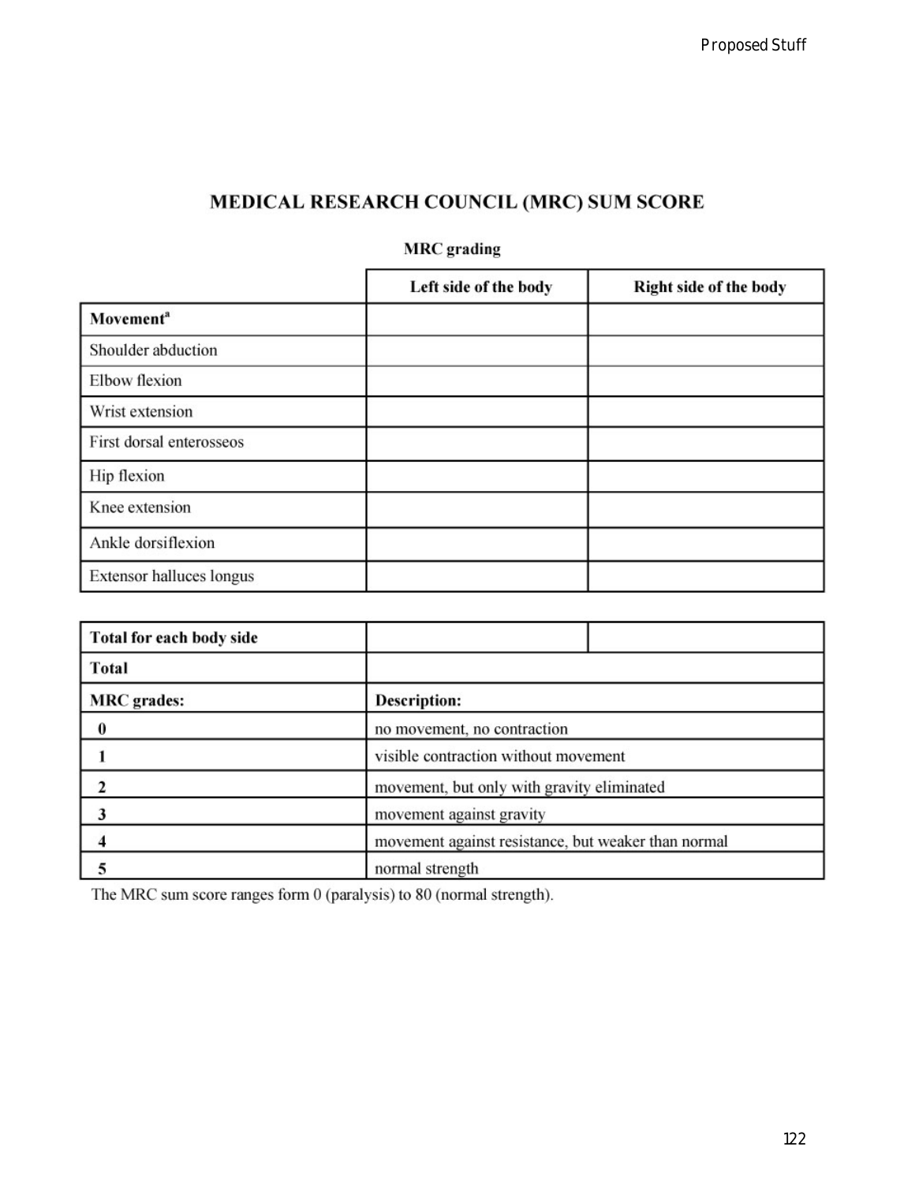# MEDICAL RESEARCH COUNCIL (MRC) SUM SCORE

**MRC grading**

| | Left side of the body | Right side of the body |
|---|---|---|
| **Movement**[a] | | |
| Shoulder abduction | | |
| Elbow flexion | | |
| Wrist extension | | |
| First dorsal enterosseos | | |
| Hip flexion | | |
| Knee extension | | |
| Ankle dorsiflexion | | |
| Extensor halluces longus | | |

| | | |
|---|---|---|
| **Total for each body side** | | |
| **Total** | | |

| **MRC grades:** | **Description:** |
|---|---|
| **0** | no movement, no contraction |
| **1** | visible contraction without movement |
| **2** | movement, but only with gravity eliminated |
| **3** | movement against gravity |
| **4** | movement against resistance, but weaker than normal |
| **5** | normal strength |

The MRC sum score ranges form 0 (paralysis) to 80 (normal strength).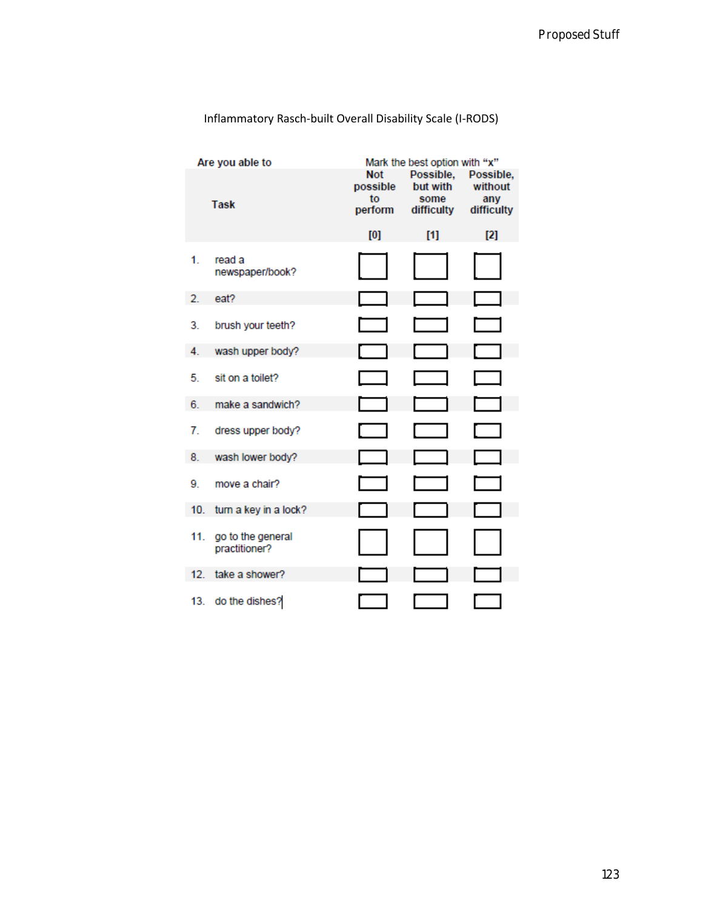Inflammatory Rasch-built Overall Disability Scale (I-RODS)

| Are you able to | | Mark the best option with "x" | | |
|---|---|---|---|---|
| | Task | Not possible to perform [0] | Possible, but with some difficulty [1] | Possible, without any difficulty [2] |
| 1. | read a newspaper/book? | ☐ | ☐ | ☐ |
| 2. | eat? | ☐ | ☐ | ☐ |
| 3. | brush your teeth? | ☐ | ☐ | ☐ |
| 4. | wash upper body? | ☐ | ☐ | ☐ |
| 5. | sit on a toilet? | ☐ | ☐ | ☐ |
| 6. | make a sandwich? | ☐ | ☐ | ☐ |
| 7. | dress upper body? | ☐ | ☐ | ☐ |
| 8. | wash lower body? | ☐ | ☐ | ☐ |
| 9. | move a chair? | ☐ | ☐ | ☐ |
| 10. | turn a key in a lock? | ☐ | ☐ | ☐ |
| 11. | go to the general practitioner? | ☐ | ☐ | ☐ |
| 12. | take a shower? | ☐ | ☐ | ☐ |
| 13. | do the dishes? | ☐ | ☐ | ☐ |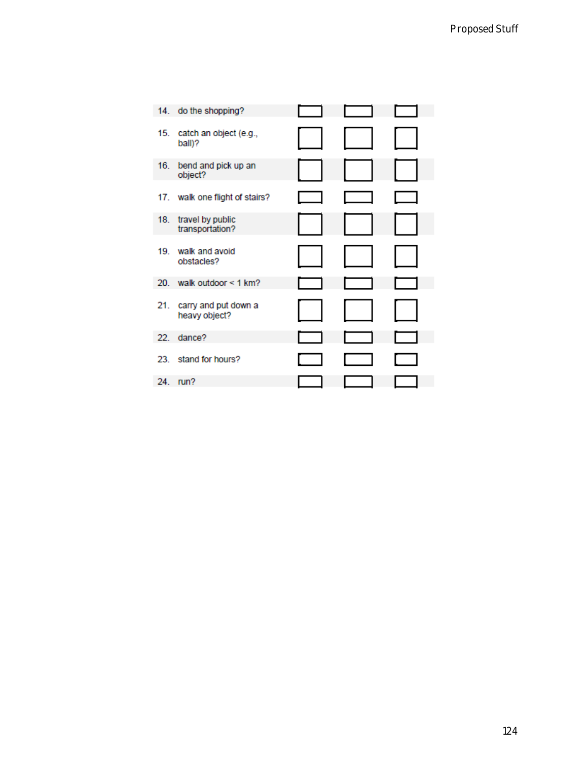| | | | |
|---|---|---|---|
| 14. do the shopping? | ☐ | ☐ | ☐ |
| 15. catch an object (e.g., ball)? | ☐ | ☐ | ☐ |
| 16. bend and pick up an object? | ☐ | ☐ | ☐ |
| 17. walk one flight of stairs? | ☐ | ☐ | ☐ |
| 18. travel by public transportation? | ☐ | ☐ | ☐ |
| 19. walk and avoid obstacles? | ☐ | ☐ | ☐ |
| 20. walk outdoor < 1 km? | ☐ | ☐ | ☐ |
| 21. carry and put down a heavy object? | ☐ | ☐ | ☐ |
| 22. dance? | ☐ | ☐ | ☐ |
| 23. stand for hours? | ☐ | ☐ | ☐ |
| 24. run? | ☐ | ☐ | ☐ |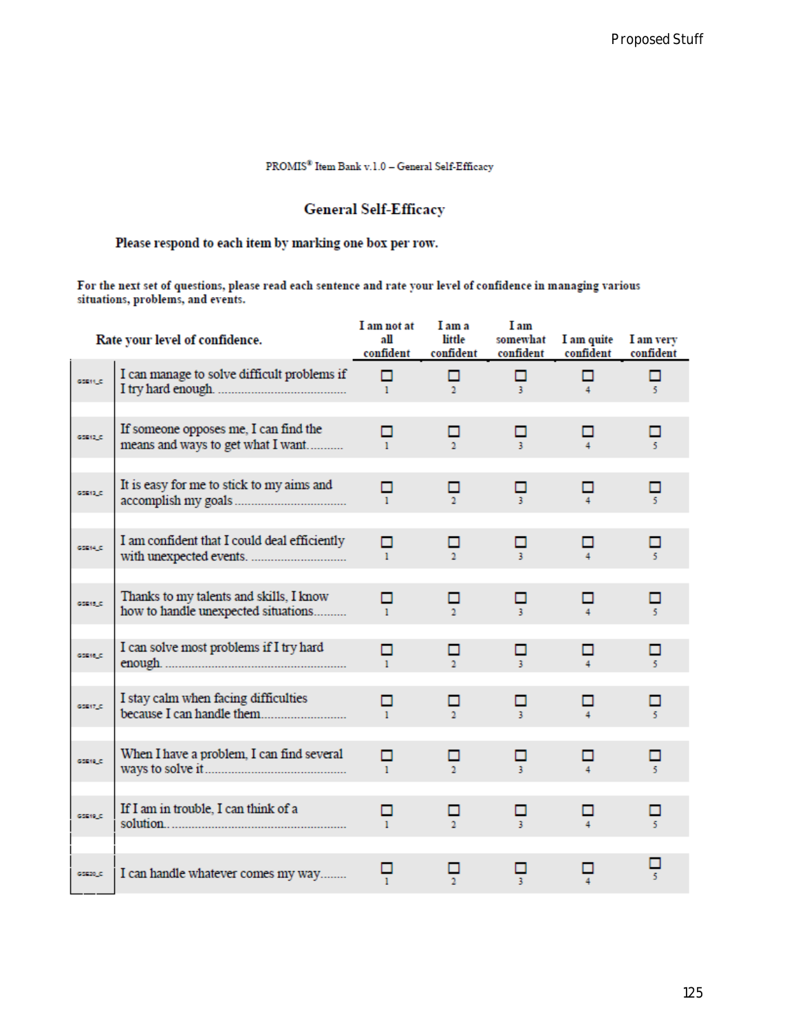PROMIS® Item Bank v.1.0 – General Self-Efficacy

## General Self-Efficacy

**Please respond to each item by marking one box per row.**

**For the next set of questions, please read each sentence and rate your level of confidence in managing various situations, problems, and events.**

| | Rate your level of confidence. | I am not at all confident | I am a little confident | I am somewhat confident | I am quite confident | I am very confident |
|---|---|---|---|---|---|---|
| GSE11_C | I can manage to solve difficult problems if I try hard enough. | ☐ 1 | ☐ 2 | ☐ 3 | ☐ 4 | ☐ 5 |
| GSE12_C | If someone opposes me, I can find the means and ways to get what I want. | ☐ 1 | ☐ 2 | ☐ 3 | ☐ 4 | ☐ 5 |
| GSE13_C | It is easy for me to stick to my aims and accomplish my goals | ☐ 1 | ☐ 2 | ☐ 3 | ☐ 4 | ☐ 5 |
| GSE14_C | I am confident that I could deal efficiently with unexpected events. | ☐ 1 | ☐ 2 | ☐ 3 | ☐ 4 | ☐ 5 |
| GSE15_C | Thanks to my talents and skills, I know how to handle unexpected situations | ☐ 1 | ☐ 2 | ☐ 3 | ☐ 4 | ☐ 5 |
| GSE16_C | I can solve most problems if I try hard enough. | ☐ 1 | ☐ 2 | ☐ 3 | ☐ 4 | ☐ 5 |
| GSE17_C | I stay calm when facing difficulties because I can handle them | ☐ 1 | ☐ 2 | ☐ 3 | ☐ 4 | ☐ 5 |
| GSE18_C | When I have a problem, I can find several ways to solve it | ☐ 1 | ☐ 2 | ☐ 3 | ☐ 4 | ☐ 5 |
| GSE19_C | If I am in trouble, I can think of a solution. | ☐ 1 | ☐ 2 | ☐ 3 | ☐ 4 | ☐ 5 |
| GSE20_C | I can handle whatever comes my way | ☐ 1 | ☐ 2 | ☐ 3 | ☐ 4 | ☐ 5 |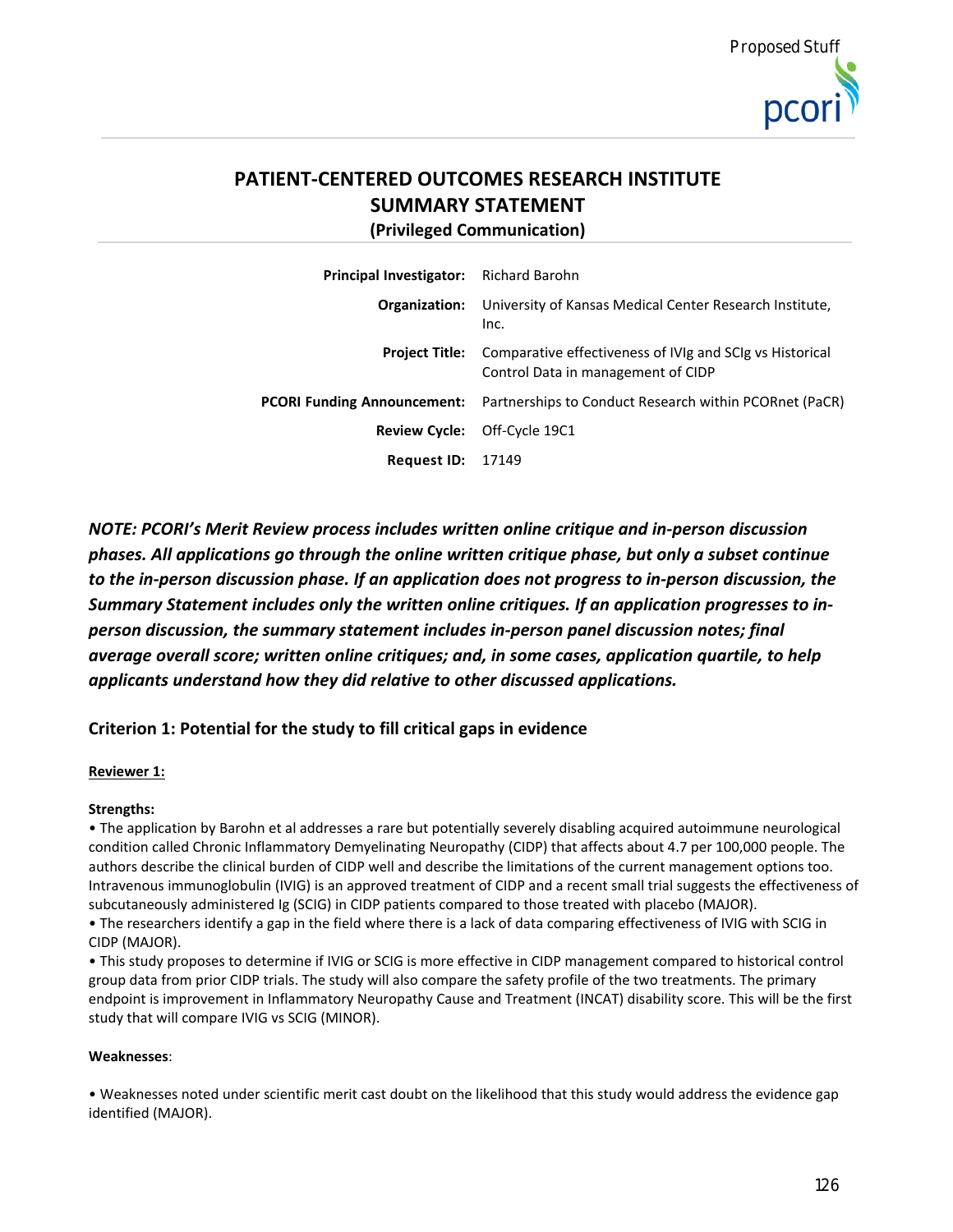# PATIENT-CENTERED OUTCOMES RESEARCH INSTITUTE
# SUMMARY STATEMENT
**(Privileged Communication)**

| | |
|---|---|
| **Principal Investigator:** | Richard Barohn |
| **Organization:** | University of Kansas Medical Center Research Institute, Inc. |
| **Project Title:** | Comparative effectiveness of IVIg and SCIg vs Historical Control Data in management of CIDP |
| **PCORI Funding Announcement:** | Partnerships to Conduct Research within PCORnet (PaCR) |
| **Review Cycle:** | Off-Cycle 19C1 |
| **Request ID:** | 17149 |

***NOTE: PCORI's Merit Review process includes written online critique and in-person discussion phases. All applications go through the online written critique phase, but only a subset continue to the in-person discussion phase. If an application does not progress to in-person discussion, the Summary Statement includes only the written online critiques. If an application progresses to in-person discussion, the summary statement includes in-person panel discussion notes; final average overall score; written online critiques; and, in some cases, application quartile, to help applicants understand how they did relative to other discussed applications.***

## Criterion 1: Potential for the study to fill critical gaps in evidence

**Reviewer 1:**

**Strengths:**

- The application by Barohn et al addresses a rare but potentially severely disabling acquired autoimmune neurological condition called Chronic Inflammatory Demyelinating Neuropathy (CIDP) that affects about 4.7 per 100,000 people. The authors describe the clinical burden of CIDP well and describe the limitations of the current management options too. Intravenous immunoglobulin (IVIG) is an approved treatment of CIDP and a recent small trial suggests the effectiveness of subcutaneously administered Ig (SCIG) in CIDP patients compared to those treated with placebo (MAJOR).
- The researchers identify a gap in the field where there is a lack of data comparing effectiveness of IVIG with SCIG in CIDP (MAJOR).
- This study proposes to determine if IVIG or SCIG is more effective in CIDP management compared to historical control group data from prior CIDP trials. The study will also compare the safety profile of the two treatments. The primary endpoint is improvement in Inflammatory Neuropathy Cause and Treatment (INCAT) disability score. This will be the first study that will compare IVIG vs SCIG (MINOR).

**Weaknesses**:

- Weaknesses noted under scientific merit cast doubt on the likelihood that this study would address the evidence gap identified (MAJOR).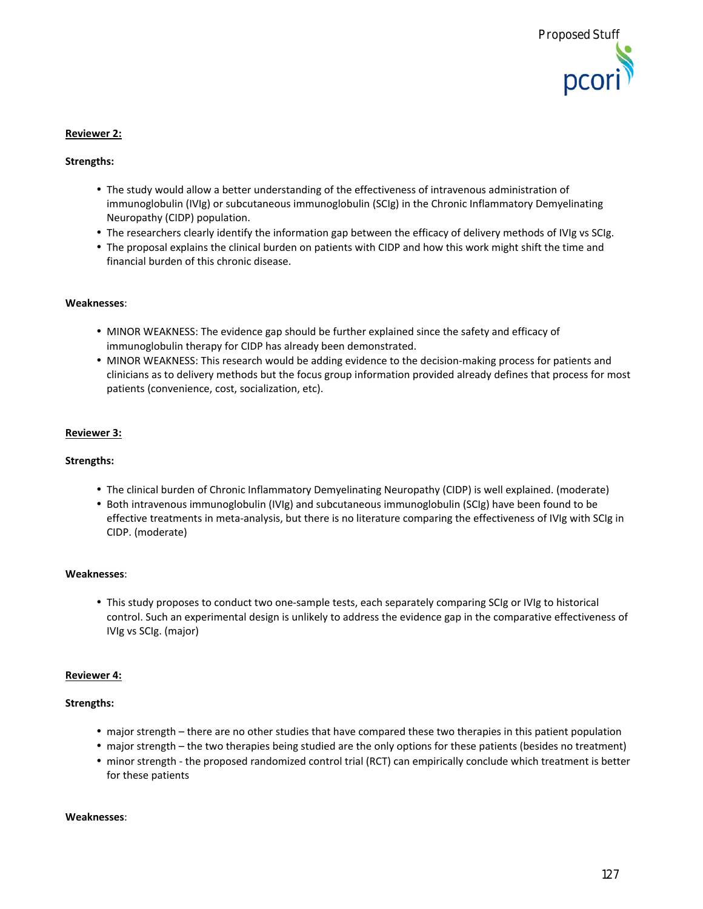**Reviewer 2:**

**Strengths:**

- The study would allow a better understanding of the effectiveness of intravenous administration of immunoglobulin (IVIg) or subcutaneous immunoglobulin (SCIg) in the Chronic Inflammatory Demyelinating Neuropathy (CIDP) population.
- The researchers clearly identify the information gap between the efficacy of delivery methods of IVIg vs SCIg.
- The proposal explains the clinical burden on patients with CIDP and how this work might shift the time and financial burden of this chronic disease.

**Weaknesses**:

- MINOR WEAKNESS: The evidence gap should be further explained since the safety and efficacy of immunoglobulin therapy for CIDP has already been demonstrated.
- MINOR WEAKNESS: This research would be adding evidence to the decision-making process for patients and clinicians as to delivery methods but the focus group information provided already defines that process for most patients (convenience, cost, socialization, etc).

**Reviewer 3:**

**Strengths:**

- The clinical burden of Chronic Inflammatory Demyelinating Neuropathy (CIDP) is well explained. (moderate)
- Both intravenous immunoglobulin (IVIg) and subcutaneous immunoglobulin (SCIg) have been found to be effective treatments in meta-analysis, but there is no literature comparing the effectiveness of IVIg with SCIg in CIDP. (moderate)

**Weaknesses**:

- This study proposes to conduct two one-sample tests, each separately comparing SCIg or IVIg to historical control. Such an experimental design is unlikely to address the evidence gap in the comparative effectiveness of IVIg vs SCIg. (major)

**Reviewer 4:**

**Strengths:**

- major strength – there are no other studies that have compared these two therapies in this patient population
- major strength – the two therapies being studied are the only options for these patients (besides no treatment)
- minor strength - the proposed randomized control trial (RCT) can empirically conclude which treatment is better for these patients

**Weaknesses**: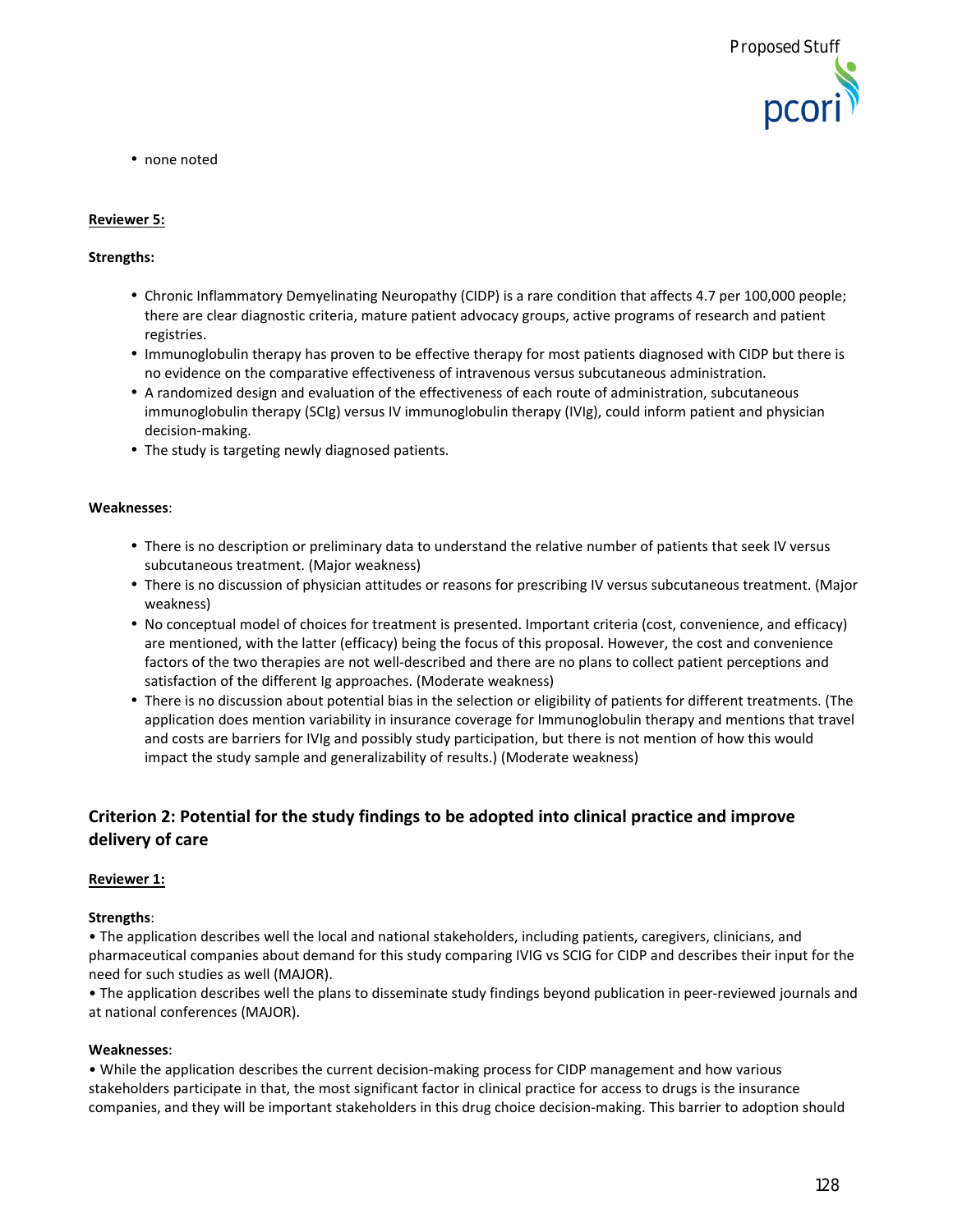- none noted

**Reviewer 5:**

**Strengths:**

- Chronic Inflammatory Demyelinating Neuropathy (CIDP) is a rare condition that affects 4.7 per 100,000 people; there are clear diagnostic criteria, mature patient advocacy groups, active programs of research and patient registries.
- Immunoglobulin therapy has proven to be effective therapy for most patients diagnosed with CIDP but there is no evidence on the comparative effectiveness of intravenous versus subcutaneous administration.
- A randomized design and evaluation of the effectiveness of each route of administration, subcutaneous immunoglobulin therapy (SCIg) versus IV immunoglobulin therapy (IVIg), could inform patient and physician decision-making.
- The study is targeting newly diagnosed patients.

**Weaknesses**:

- There is no description or preliminary data to understand the relative number of patients that seek IV versus subcutaneous treatment. (Major weakness)
- There is no discussion of physician attitudes or reasons for prescribing IV versus subcutaneous treatment. (Major weakness)
- No conceptual model of choices for treatment is presented. Important criteria (cost, convenience, and efficacy) are mentioned, with the latter (efficacy) being the focus of this proposal. However, the cost and convenience factors of the two therapies are not well-described and there are no plans to collect patient perceptions and satisfaction of the different Ig approaches. (Moderate weakness)
- There is no discussion about potential bias in the selection or eligibility of patients for different treatments. (The application does mention variability in insurance coverage for Immunoglobulin therapy and mentions that travel and costs are barriers for IVIg and possibly study participation, but there is not mention of how this would impact the study sample and generalizability of results.) (Moderate weakness)

## Criterion 2: Potential for the study findings to be adopted into clinical practice and improve delivery of care

**Reviewer 1:**

**Strengths**:

• The application describes well the local and national stakeholders, including patients, caregivers, clinicians, and pharmaceutical companies about demand for this study comparing IVIG vs SCIG for CIDP and describes their input for the need for such studies as well (MAJOR).

• The application describes well the plans to disseminate study findings beyond publication in peer-reviewed journals and at national conferences (MAJOR).

**Weaknesses**:

• While the application describes the current decision-making process for CIDP management and how various stakeholders participate in that, the most significant factor in clinical practice for access to drugs is the insurance companies, and they will be important stakeholders in this drug choice decision-making. This barrier to adoption should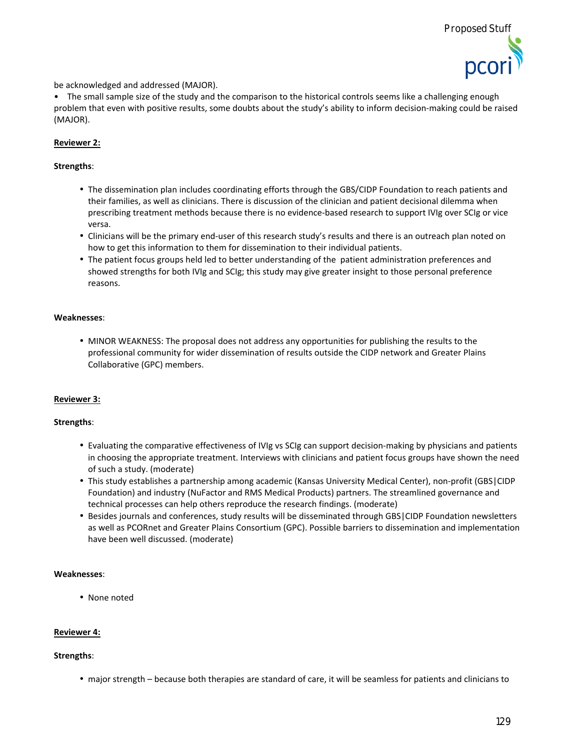be acknowledged and addressed (MAJOR).

- The small sample size of the study and the comparison to the historical controls seems like a challenging enough problem that even with positive results, some doubts about the study's ability to inform decision-making could be raised (MAJOR).

**Reviewer 2:**

**Strengths**:

- The dissemination plan includes coordinating efforts through the GBS/CIDP Foundation to reach patients and their families, as well as clinicians. There is discussion of the clinician and patient decisional dilemma when prescribing treatment methods because there is no evidence-based research to support IVIg over SCIg or vice versa.
- Clinicians will be the primary end-user of this research study's results and there is an outreach plan noted on how to get this information to them for dissemination to their individual patients.
- The patient focus groups held led to better understanding of the patient administration preferences and showed strengths for both IVIg and SCIg; this study may give greater insight to those personal preference reasons.

**Weaknesses**:

- MINOR WEAKNESS: The proposal does not address any opportunities for publishing the results to the professional community for wider dissemination of results outside the CIDP network and Greater Plains Collaborative (GPC) members.

**Reviewer 3:**

**Strengths**:

- Evaluating the comparative effectiveness of IVIg vs SCIg can support decision-making by physicians and patients in choosing the appropriate treatment. Interviews with clinicians and patient focus groups have shown the need of such a study. (moderate)
- This study establishes a partnership among academic (Kansas University Medical Center), non-profit (GBS|CIDP Foundation) and industry (NuFactor and RMS Medical Products) partners. The streamlined governance and technical processes can help others reproduce the research findings. (moderate)
- Besides journals and conferences, study results will be disseminated through GBS|CIDP Foundation newsletters as well as PCORnet and Greater Plains Consortium (GPC). Possible barriers to dissemination and implementation have been well discussed. (moderate)

**Weaknesses**:

- None noted

**Reviewer 4:**

**Strengths**:

- major strength – because both therapies are standard of care, it will be seamless for patients and clinicians to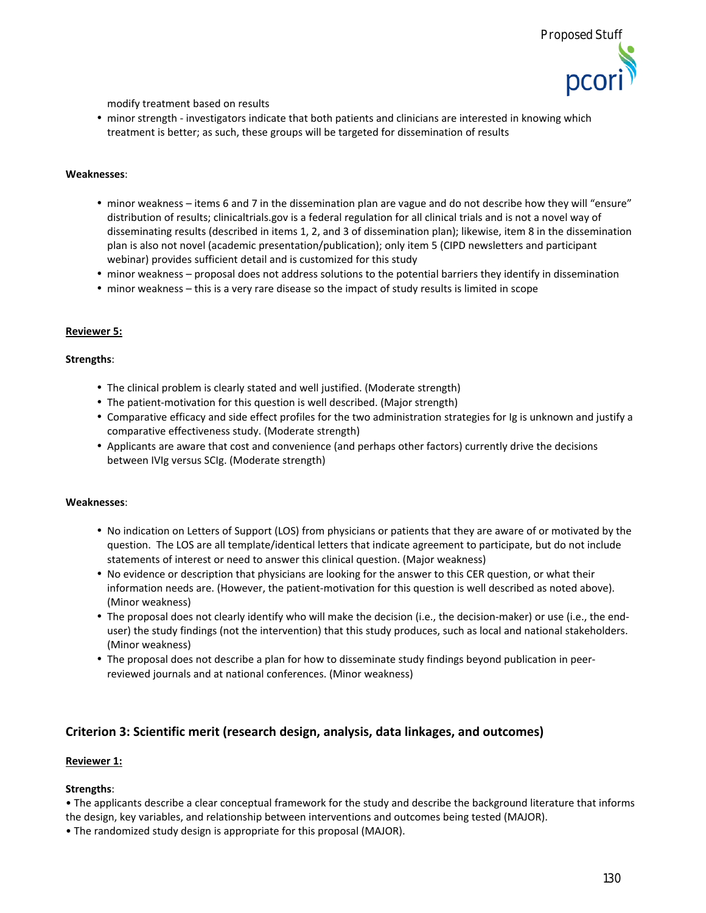modify treatment based on results

- minor strength - investigators indicate that both patients and clinicians are interested in knowing which treatment is better; as such, these groups will be targeted for dissemination of results

**Weaknesses**:

- minor weakness – items 6 and 7 in the dissemination plan are vague and do not describe how they will "ensure" distribution of results; clinicaltrials.gov is a federal regulation for all clinical trials and is not a novel way of disseminating results (described in items 1, 2, and 3 of dissemination plan); likewise, item 8 in the dissemination plan is also not novel (academic presentation/publication); only item 5 (CIPD newsletters and participant webinar) provides sufficient detail and is customized for this study
- minor weakness – proposal does not address solutions to the potential barriers they identify in dissemination
- minor weakness – this is a very rare disease so the impact of study results is limited in scope

**Reviewer 5:**

**Strengths**:

- The clinical problem is clearly stated and well justified. (Moderate strength)
- The patient-motivation for this question is well described. (Major strength)
- Comparative efficacy and side effect profiles for the two administration strategies for Ig is unknown and justify a comparative effectiveness study. (Moderate strength)
- Applicants are aware that cost and convenience (and perhaps other factors) currently drive the decisions between IVIg versus SCIg. (Moderate strength)

**Weaknesses**:

- No indication on Letters of Support (LOS) from physicians or patients that they are aware of or motivated by the question. The LOS are all template/identical letters that indicate agreement to participate, but do not include statements of interest or need to answer this clinical question. (Major weakness)
- No evidence or description that physicians are looking for the answer to this CER question, or what their information needs are. (However, the patient-motivation for this question is well described as noted above). (Minor weakness)
- The proposal does not clearly identify who will make the decision (i.e., the decision-maker) or use (i.e., the end-user) the study findings (not the intervention) that this study produces, such as local and national stakeholders. (Minor weakness)
- The proposal does not describe a plan for how to disseminate study findings beyond publication in peer-reviewed journals and at national conferences. (Minor weakness)

## Criterion 3: Scientific merit (research design, analysis, data linkages, and outcomes)

**Reviewer 1:**

**Strengths**:

- The applicants describe a clear conceptual framework for the study and describe the background literature that informs the design, key variables, and relationship between interventions and outcomes being tested (MAJOR).
- The randomized study design is appropriate for this proposal (MAJOR).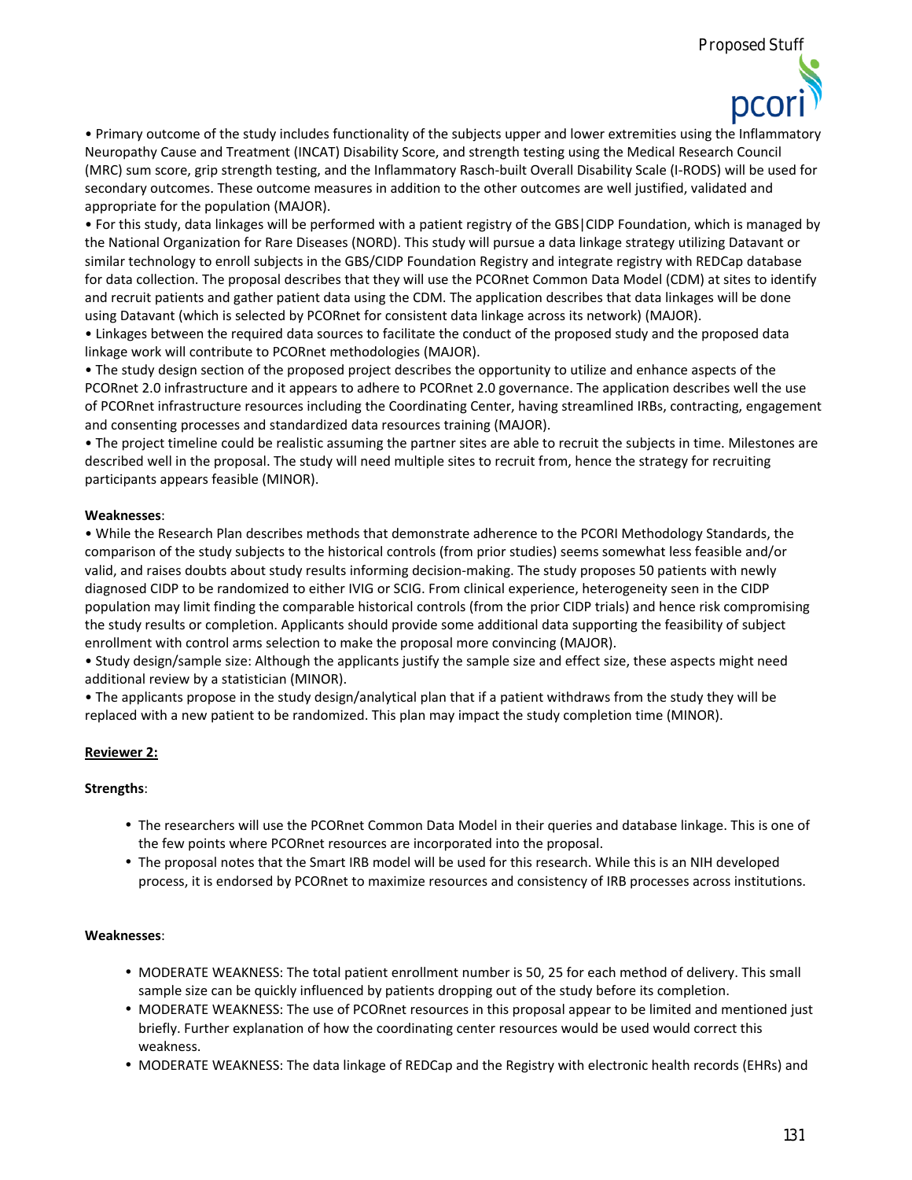- Primary outcome of the study includes functionality of the subjects upper and lower extremities using the Inflammatory Neuropathy Cause and Treatment (INCAT) Disability Score, and strength testing using the Medical Research Council (MRC) sum score, grip strength testing, and the Inflammatory Rasch-built Overall Disability Scale (I-RODS) will be used for secondary outcomes. These outcome measures in addition to the other outcomes are well justified, validated and appropriate for the population (MAJOR).
- For this study, data linkages will be performed with a patient registry of the GBS|CIDP Foundation, which is managed by the National Organization for Rare Diseases (NORD). This study will pursue a data linkage strategy utilizing Datavant or similar technology to enroll subjects in the GBS/CIDP Foundation Registry and integrate registry with REDCap database for data collection. The proposal describes that they will use the PCORnet Common Data Model (CDM) at sites to identify and recruit patients and gather patient data using the CDM. The application describes that data linkages will be done using Datavant (which is selected by PCORnet for consistent data linkage across its network) (MAJOR).
- Linkages between the required data sources to facilitate the conduct of the proposed study and the proposed data linkage work will contribute to PCORnet methodologies (MAJOR).
- The study design section of the proposed project describes the opportunity to utilize and enhance aspects of the PCORnet 2.0 infrastructure and it appears to adhere to PCORnet 2.0 governance. The application describes well the use of PCORnet infrastructure resources including the Coordinating Center, having streamlined IRBs, contracting, engagement and consenting processes and standardized data resources training (MAJOR).
- The project timeline could be realistic assuming the partner sites are able to recruit the subjects in time. Milestones are described well in the proposal. The study will need multiple sites to recruit from, hence the strategy for recruiting participants appears feasible (MINOR).

**Weaknesses**:

- While the Research Plan describes methods that demonstrate adherence to the PCORI Methodology Standards, the comparison of the study subjects to the historical controls (from prior studies) seems somewhat less feasible and/or valid, and raises doubts about study results informing decision-making. The study proposes 50 patients with newly diagnosed CIDP to be randomized to either IVIG or SCIG. From clinical experience, heterogeneity seen in the CIDP population may limit finding the comparable historical controls (from the prior CIDP trials) and hence risk compromising the study results or completion. Applicants should provide some additional data supporting the feasibility of subject enrollment with control arms selection to make the proposal more convincing (MAJOR).
- Study design/sample size: Although the applicants justify the sample size and effect size, these aspects might need additional review by a statistician (MINOR).
- The applicants propose in the study design/analytical plan that if a patient withdraws from the study they will be replaced with a new patient to be randomized. This plan may impact the study completion time (MINOR).

**Reviewer 2:**

**Strengths**:

- The researchers will use the PCORnet Common Data Model in their queries and database linkage. This is one of the few points where PCORnet resources are incorporated into the proposal.
- The proposal notes that the Smart IRB model will be used for this research. While this is an NIH developed process, it is endorsed by PCORnet to maximize resources and consistency of IRB processes across institutions.

**Weaknesses**:

- MODERATE WEAKNESS: The total patient enrollment number is 50, 25 for each method of delivery. This small sample size can be quickly influenced by patients dropping out of the study before its completion.
- MODERATE WEAKNESS: The use of PCORnet resources in this proposal appear to be limited and mentioned just briefly. Further explanation of how the coordinating center resources would be used would correct this weakness.
- MODERATE WEAKNESS: The data linkage of REDCap and the Registry with electronic health records (EHRs) and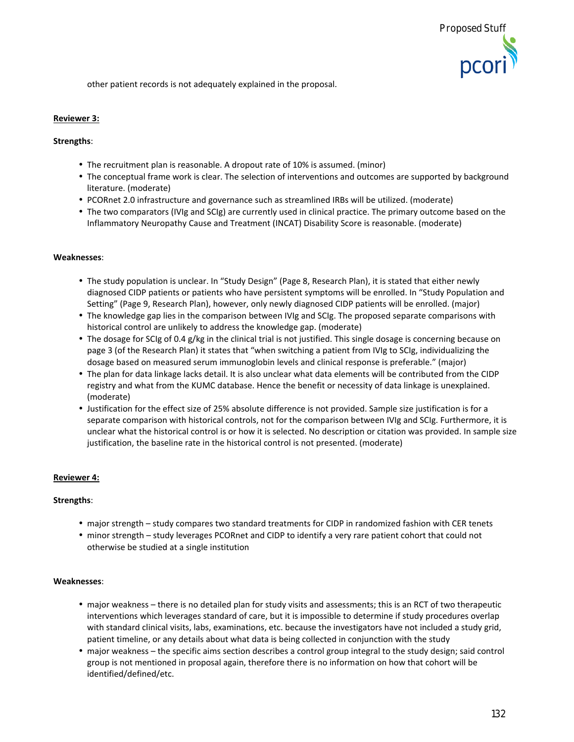other patient records is not adequately explained in the proposal.

**Reviewer 3:**

**Strengths**:

- The recruitment plan is reasonable. A dropout rate of 10% is assumed. (minor)
- The conceptual frame work is clear. The selection of interventions and outcomes are supported by background literature. (moderate)
- PCORnet 2.0 infrastructure and governance such as streamlined IRBs will be utilized. (moderate)
- The two comparators (IVIg and SCIg) are currently used in clinical practice. The primary outcome based on the Inflammatory Neuropathy Cause and Treatment (INCAT) Disability Score is reasonable. (moderate)

**Weaknesses**:

- The study population is unclear. In "Study Design" (Page 8, Research Plan), it is stated that either newly diagnosed CIDP patients or patients who have persistent symptoms will be enrolled. In "Study Population and Setting" (Page 9, Research Plan), however, only newly diagnosed CIDP patients will be enrolled. (major)
- The knowledge gap lies in the comparison between IVIg and SCIg. The proposed separate comparisons with historical control are unlikely to address the knowledge gap. (moderate)
- The dosage for SCIg of 0.4 g/kg in the clinical trial is not justified. This single dosage is concerning because on page 3 (of the Research Plan) it states that "when switching a patient from IVIg to SCIg, individualizing the dosage based on measured serum immunoglobin levels and clinical response is preferable." (major)
- The plan for data linkage lacks detail. It is also unclear what data elements will be contributed from the CIDP registry and what from the KUMC database. Hence the benefit or necessity of data linkage is unexplained. (moderate)
- Justification for the effect size of 25% absolute difference is not provided. Sample size justification is for a separate comparison with historical controls, not for the comparison between IVIg and SCIg. Furthermore, it is unclear what the historical control is or how it is selected. No description or citation was provided. In sample size justification, the baseline rate in the historical control is not presented. (moderate)

**Reviewer 4:**

**Strengths**:

- major strength – study compares two standard treatments for CIDP in randomized fashion with CER tenets
- minor strength – study leverages PCORnet and CIDP to identify a very rare patient cohort that could not otherwise be studied at a single institution

**Weaknesses**:

- major weakness – there is no detailed plan for study visits and assessments; this is an RCT of two therapeutic interventions which leverages standard of care, but it is impossible to determine if study procedures overlap with standard clinical visits, labs, examinations, etc. because the investigators have not included a study grid, patient timeline, or any details about what data is being collected in conjunction with the study
- major weakness – the specific aims section describes a control group integral to the study design; said control group is not mentioned in proposal again, therefore there is no information on how that cohort will be identified/defined/etc.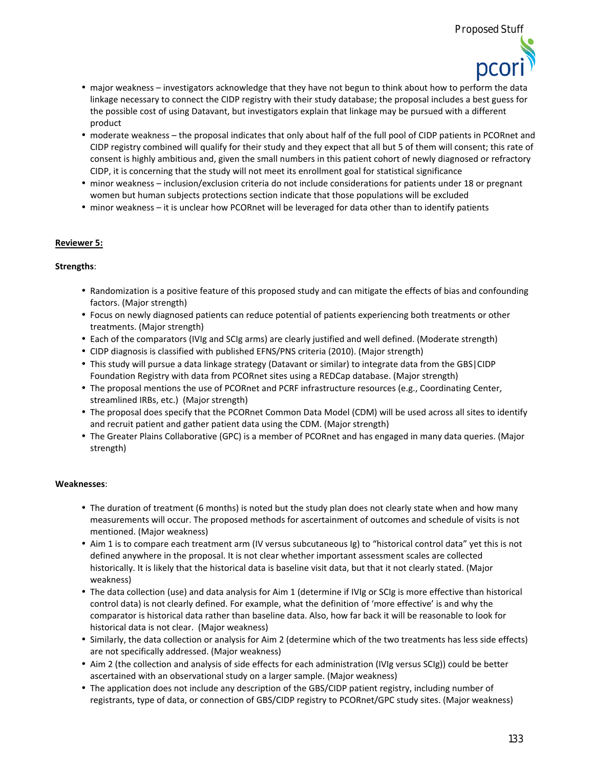- major weakness – investigators acknowledge that they have not begun to think about how to perform the data linkage necessary to connect the CIDP registry with their study database; the proposal includes a best guess for the possible cost of using Datavant, but investigators explain that linkage may be pursued with a different product
- moderate weakness – the proposal indicates that only about half of the full pool of CIDP patients in PCORnet and CIDP registry combined will qualify for their study and they expect that all but 5 of them will consent; this rate of consent is highly ambitious and, given the small numbers in this patient cohort of newly diagnosed or refractory CIDP, it is concerning that the study will not meet its enrollment goal for statistical significance
- minor weakness – inclusion/exclusion criteria do not include considerations for patients under 18 or pregnant women but human subjects protections section indicate that those populations will be excluded
- minor weakness – it is unclear how PCORnet will be leveraged for data other than to identify patients

**Reviewer 5:**

**Strengths**:

- Randomization is a positive feature of this proposed study and can mitigate the effects of bias and confounding factors. (Major strength)
- Focus on newly diagnosed patients can reduce potential of patients experiencing both treatments or other treatments. (Major strength)
- Each of the comparators (IVIg and SCIg arms) are clearly justified and well defined. (Moderate strength)
- CIDP diagnosis is classified with published EFNS/PNS criteria (2010). (Major strength)
- This study will pursue a data linkage strategy (Datavant or similar) to integrate data from the GBS|CIDP Foundation Registry with data from PCORnet sites using a REDCap database. (Major strength)
- The proposal mentions the use of PCORnet and PCRF infrastructure resources (e.g., Coordinating Center, streamlined IRBs, etc.) (Major strength)
- The proposal does specify that the PCORnet Common Data Model (CDM) will be used across all sites to identify and recruit patient and gather patient data using the CDM. (Major strength)
- The Greater Plains Collaborative (GPC) is a member of PCORnet and has engaged in many data queries. (Major strength)

**Weaknesses**:

- The duration of treatment (6 months) is noted but the study plan does not clearly state when and how many measurements will occur. The proposed methods for ascertainment of outcomes and schedule of visits is not mentioned. (Major weakness)
- Aim 1 is to compare each treatment arm (IV versus subcutaneous Ig) to "historical control data" yet this is not defined anywhere in the proposal. It is not clear whether important assessment scales are collected historically. It is likely that the historical data is baseline visit data, but that it not clearly stated. (Major weakness)
- The data collection (use) and data analysis for Aim 1 (determine if IVIg or SCIg is more effective than historical control data) is not clearly defined. For example, what the definition of 'more effective' is and why the comparator is historical data rather than baseline data. Also, how far back it will be reasonable to look for historical data is not clear. (Major weakness)
- Similarly, the data collection or analysis for Aim 2 (determine which of the two treatments has less side effects) are not specifically addressed. (Major weakness)
- Aim 2 (the collection and analysis of side effects for each administration (IVIg versus SCIg)) could be better ascertained with an observational study on a larger sample. (Major weakness)
- The application does not include any description of the GBS/CIDP patient registry, including number of registrants, type of data, or connection of GBS/CIDP registry to PCORnet/GPC study sites. (Major weakness)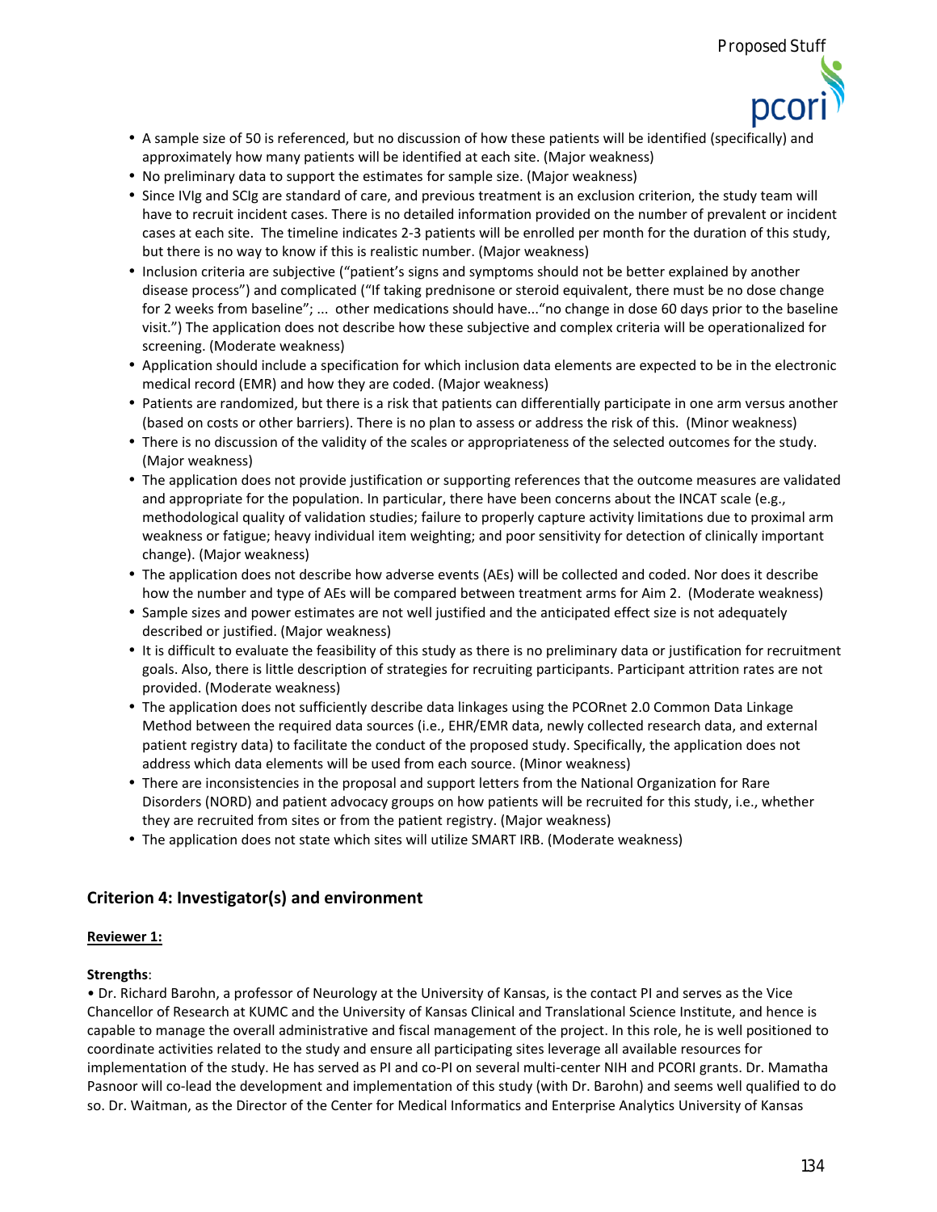- A sample size of 50 is referenced, but no discussion of how these patients will be identified (specifically) and approximately how many patients will be identified at each site. (Major weakness)
- No preliminary data to support the estimates for sample size. (Major weakness)
- Since IVIg and SCIg are standard of care, and previous treatment is an exclusion criterion, the study team will have to recruit incident cases. There is no detailed information provided on the number of prevalent or incident cases at each site. The timeline indicates 2-3 patients will be enrolled per month for the duration of this study, but there is no way to know if this is realistic number. (Major weakness)
- Inclusion criteria are subjective ("patient's signs and symptoms should not be better explained by another disease process") and complicated ("If taking prednisone or steroid equivalent, there must be no dose change for 2 weeks from baseline"; ... other medications should have..."no change in dose 60 days prior to the baseline visit.") The application does not describe how these subjective and complex criteria will be operationalized for screening. (Moderate weakness)
- Application should include a specification for which inclusion data elements are expected to be in the electronic medical record (EMR) and how they are coded. (Major weakness)
- Patients are randomized, but there is a risk that patients can differentially participate in one arm versus another (based on costs or other barriers). There is no plan to assess or address the risk of this. (Minor weakness)
- There is no discussion of the validity of the scales or appropriateness of the selected outcomes for the study. (Major weakness)
- The application does not provide justification or supporting references that the outcome measures are validated and appropriate for the population. In particular, there have been concerns about the INCAT scale (e.g., methodological quality of validation studies; failure to properly capture activity limitations due to proximal arm weakness or fatigue; heavy individual item weighting; and poor sensitivity for detection of clinically important change). (Major weakness)
- The application does not describe how adverse events (AEs) will be collected and coded. Nor does it describe how the number and type of AEs will be compared between treatment arms for Aim 2. (Moderate weakness)
- Sample sizes and power estimates are not well justified and the anticipated effect size is not adequately described or justified. (Major weakness)
- It is difficult to evaluate the feasibility of this study as there is no preliminary data or justification for recruitment goals. Also, there is little description of strategies for recruiting participants. Participant attrition rates are not provided. (Moderate weakness)
- The application does not sufficiently describe data linkages using the PCORnet 2.0 Common Data Linkage Method between the required data sources (i.e., EHR/EMR data, newly collected research data, and external patient registry data) to facilitate the conduct of the proposed study. Specifically, the application does not address which data elements will be used from each source. (Minor weakness)
- There are inconsistencies in the proposal and support letters from the National Organization for Rare Disorders (NORD) and patient advocacy groups on how patients will be recruited for this study, i.e., whether they are recruited from sites or from the patient registry. (Major weakness)
- The application does not state which sites will utilize SMART IRB. (Moderate weakness)

## Criterion 4: Investigator(s) and environment

**Reviewer 1:**

**Strengths**:

- Dr. Richard Barohn, a professor of Neurology at the University of Kansas, is the contact PI and serves as the Vice Chancellor of Research at KUMC and the University of Kansas Clinical and Translational Science Institute, and hence is capable to manage the overall administrative and fiscal management of the project. In this role, he is well positioned to coordinate activities related to the study and ensure all participating sites leverage all available resources for implementation of the study. He has served as PI and co-PI on several multi-center NIH and PCORI grants. Dr. Mamatha Pasnoor will co-lead the development and implementation of this study (with Dr. Barohn) and seems well qualified to do so. Dr. Waitman, as the Director of the Center for Medical Informatics and Enterprise Analytics University of Kansas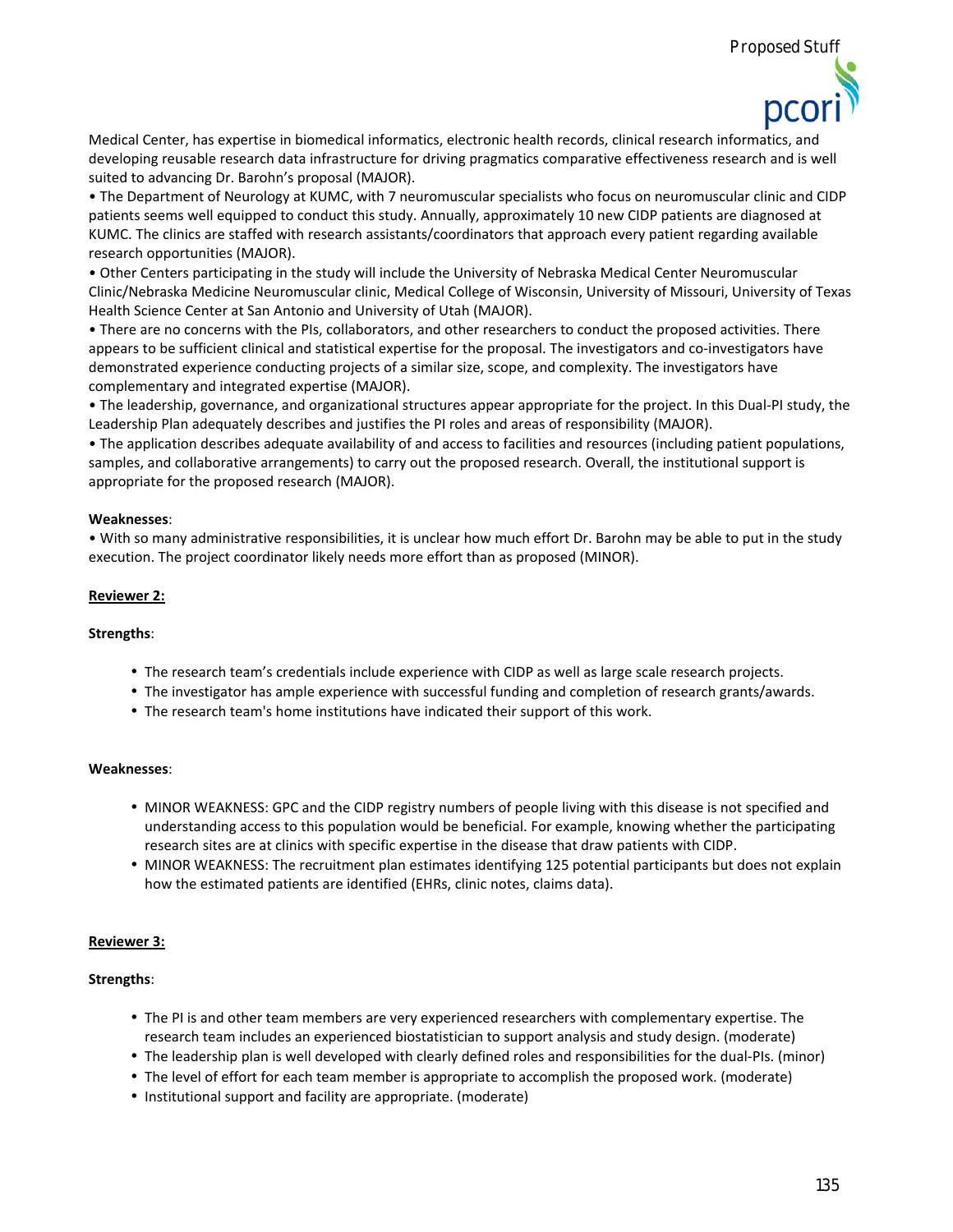Medical Center, has expertise in biomedical informatics, electronic health records, clinical research informatics, and developing reusable research data infrastructure for driving pragmatics comparative effectiveness research and is well suited to advancing Dr. Barohn's proposal (MAJOR).

• The Department of Neurology at KUMC, with 7 neuromuscular specialists who focus on neuromuscular clinic and CIDP patients seems well equipped to conduct this study. Annually, approximately 10 new CIDP patients are diagnosed at KUMC. The clinics are staffed with research assistants/coordinators that approach every patient regarding available research opportunities (MAJOR).

• Other Centers participating in the study will include the University of Nebraska Medical Center Neuromuscular Clinic/Nebraska Medicine Neuromuscular clinic, Medical College of Wisconsin, University of Missouri, University of Texas Health Science Center at San Antonio and University of Utah (MAJOR).

• There are no concerns with the PIs, collaborators, and other researchers to conduct the proposed activities. There appears to be sufficient clinical and statistical expertise for the proposal. The investigators and co-investigators have demonstrated experience conducting projects of a similar size, scope, and complexity. The investigators have complementary and integrated expertise (MAJOR).

• The leadership, governance, and organizational structures appear appropriate for the project. In this Dual-PI study, the Leadership Plan adequately describes and justifies the PI roles and areas of responsibility (MAJOR).

• The application describes adequate availability of and access to facilities and resources (including patient populations, samples, and collaborative arrangements) to carry out the proposed research. Overall, the institutional support is appropriate for the proposed research (MAJOR).

**Weaknesses**:

• With so many administrative responsibilities, it is unclear how much effort Dr. Barohn may be able to put in the study execution. The project coordinator likely needs more effort than as proposed (MINOR).

**Reviewer 2:**

**Strengths**:

- The research team's credentials include experience with CIDP as well as large scale research projects.
- The investigator has ample experience with successful funding and completion of research grants/awards.
- The research team's home institutions have indicated their support of this work.

**Weaknesses**:

- MINOR WEAKNESS: GPC and the CIDP registry numbers of people living with this disease is not specified and understanding access to this population would be beneficial. For example, knowing whether the participating research sites are at clinics with specific expertise in the disease that draw patients with CIDP.
- MINOR WEAKNESS: The recruitment plan estimates identifying 125 potential participants but does not explain how the estimated patients are identified (EHRs, clinic notes, claims data).

**Reviewer 3:**

**Strengths**:

- The PI is and other team members are very experienced researchers with complementary expertise. The research team includes an experienced biostatistician to support analysis and study design. (moderate)
- The leadership plan is well developed with clearly defined roles and responsibilities for the dual-PIs. (minor)
- The level of effort for each team member is appropriate to accomplish the proposed work. (moderate)
- Institutional support and facility are appropriate. (moderate)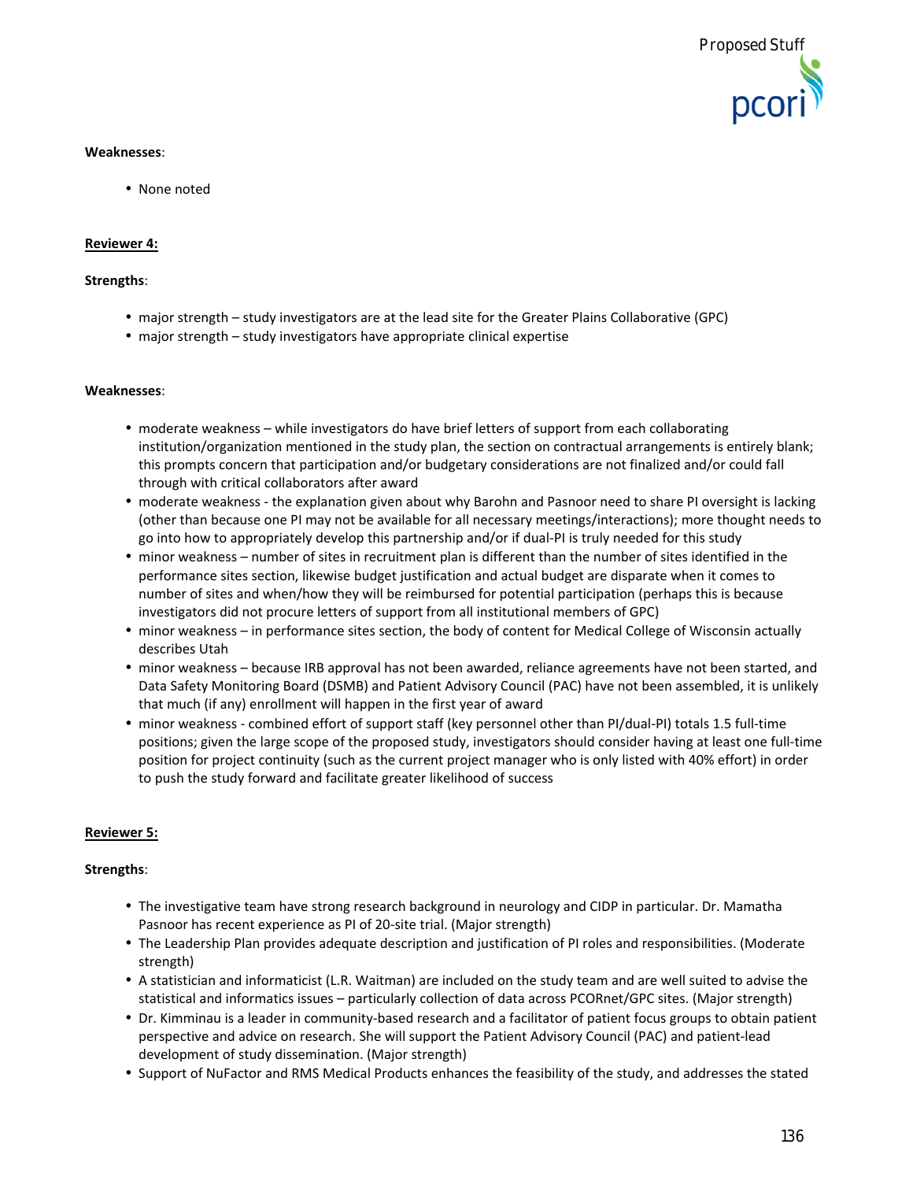**Weaknesses**:

- None noted

**Reviewer 4:**

**Strengths**:

- major strength – study investigators are at the lead site for the Greater Plains Collaborative (GPC)
- major strength – study investigators have appropriate clinical expertise

**Weaknesses**:

- moderate weakness – while investigators do have brief letters of support from each collaborating institution/organization mentioned in the study plan, the section on contractual arrangements is entirely blank; this prompts concern that participation and/or budgetary considerations are not finalized and/or could fall through with critical collaborators after award
- moderate weakness - the explanation given about why Barohn and Pasnoor need to share PI oversight is lacking (other than because one PI may not be available for all necessary meetings/interactions); more thought needs to go into how to appropriately develop this partnership and/or if dual-PI is truly needed for this study
- minor weakness – number of sites in recruitment plan is different than the number of sites identified in the performance sites section, likewise budget justification and actual budget are disparate when it comes to number of sites and when/how they will be reimbursed for potential participation (perhaps this is because investigators did not procure letters of support from all institutional members of GPC)
- minor weakness – in performance sites section, the body of content for Medical College of Wisconsin actually describes Utah
- minor weakness – because IRB approval has not been awarded, reliance agreements have not been started, and Data Safety Monitoring Board (DSMB) and Patient Advisory Council (PAC) have not been assembled, it is unlikely that much (if any) enrollment will happen in the first year of award
- minor weakness - combined effort of support staff (key personnel other than PI/dual-PI) totals 1.5 full-time positions; given the large scope of the proposed study, investigators should consider having at least one full-time position for project continuity (such as the current project manager who is only listed with 40% effort) in order to push the study forward and facilitate greater likelihood of success

**Reviewer 5:**

**Strengths**:

- The investigative team have strong research background in neurology and CIDP in particular. Dr. Mamatha Pasnoor has recent experience as PI of 20-site trial. (Major strength)
- The Leadership Plan provides adequate description and justification of PI roles and responsibilities. (Moderate strength)
- A statistician and informaticist (L.R. Waitman) are included on the study team and are well suited to advise the statistical and informatics issues – particularly collection of data across PCORnet/GPC sites. (Major strength)
- Dr. Kimminau is a leader in community-based research and a facilitator of patient focus groups to obtain patient perspective and advice on research. She will support the Patient Advisory Council (PAC) and patient-lead development of study dissemination. (Major strength)
- Support of NuFactor and RMS Medical Products enhances the feasibility of the study, and addresses the stated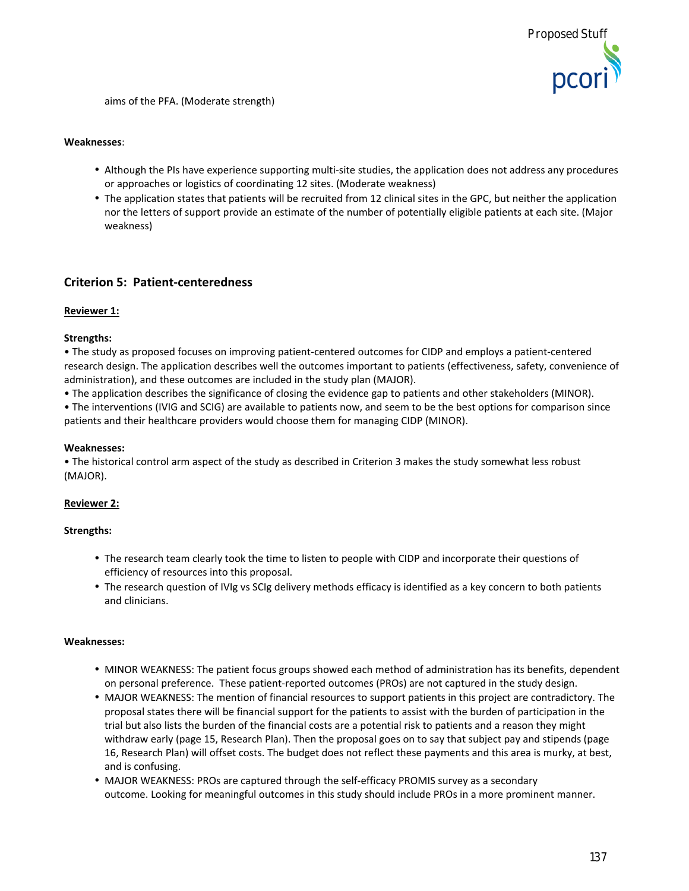aims of the PFA. (Moderate strength)

**Weaknesses**:

- Although the PIs have experience supporting multi-site studies, the application does not address any procedures or approaches or logistics of coordinating 12 sites. (Moderate weakness)
- The application states that patients will be recruited from 12 clinical sites in the GPC, but neither the application nor the letters of support provide an estimate of the number of potentially eligible patients at each site. (Major weakness)

## Criterion 5: Patient-centeredness

**<u>Reviewer 1:</u>**

**Strengths:**

• The study as proposed focuses on improving patient-centered outcomes for CIDP and employs a patient-centered research design. The application describes well the outcomes important to patients (effectiveness, safety, convenience of administration), and these outcomes are included in the study plan (MAJOR).

• The application describes the significance of closing the evidence gap to patients and other stakeholders (MINOR).

• The interventions (IVIG and SCIG) are available to patients now, and seem to be the best options for comparison since patients and their healthcare providers would choose them for managing CIDP (MINOR).

**Weaknesses:**

• The historical control arm aspect of the study as described in Criterion 3 makes the study somewhat less robust (MAJOR).

**<u>Reviewer 2:</u>**

**Strengths:**

- The research team clearly took the time to listen to people with CIDP and incorporate their questions of efficiency of resources into this proposal.
- The research question of IVIg vs SCIg delivery methods efficacy is identified as a key concern to both patients and clinicians.

**Weaknesses:**

- MINOR WEAKNESS: The patient focus groups showed each method of administration has its benefits, dependent on personal preference. These patient-reported outcomes (PROs) are not captured in the study design.
- MAJOR WEAKNESS: The mention of financial resources to support patients in this project are contradictory. The proposal states there will be financial support for the patients to assist with the burden of participation in the trial but also lists the burden of the financial costs are a potential risk to patients and a reason they might withdraw early (page 15, Research Plan). Then the proposal goes on to say that subject pay and stipends (page 16, Research Plan) will offset costs. The budget does not reflect these payments and this area is murky, at best, and is confusing.
- MAJOR WEAKNESS: PROs are captured through the self-efficacy PROMIS survey as a secondary outcome. Looking for meaningful outcomes in this study should include PROs in a more prominent manner.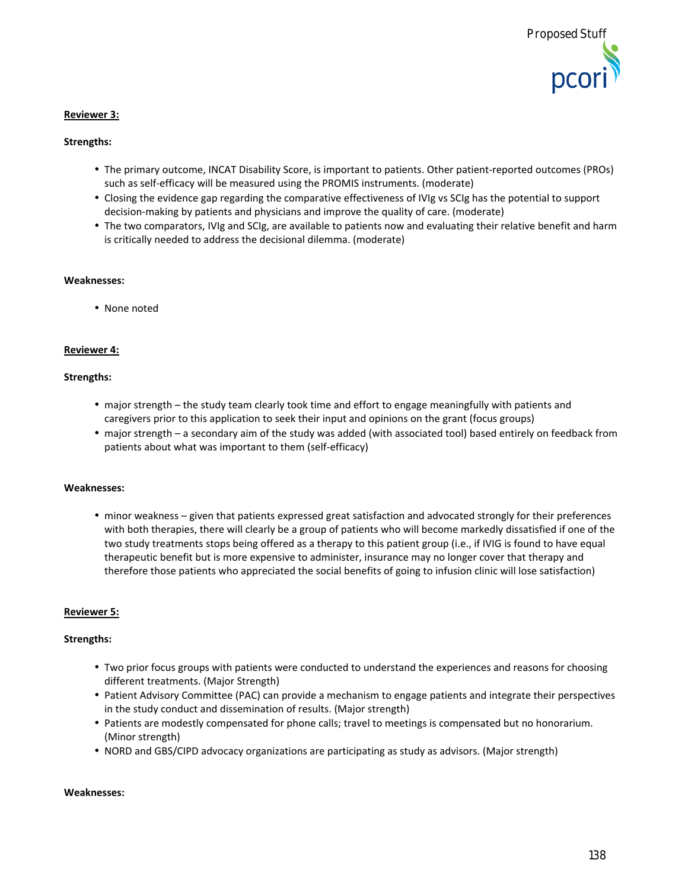**Reviewer 3:**

**Strengths:**

- The primary outcome, INCAT Disability Score, is important to patients. Other patient-reported outcomes (PROs) such as self-efficacy will be measured using the PROMIS instruments. (moderate)
- Closing the evidence gap regarding the comparative effectiveness of IVIg vs SCIg has the potential to support decision-making by patients and physicians and improve the quality of care. (moderate)
- The two comparators, IVIg and SCIg, are available to patients now and evaluating their relative benefit and harm is critically needed to address the decisional dilemma. (moderate)

**Weaknesses:**

- None noted

**Reviewer 4:**

**Strengths:**

- major strength – the study team clearly took time and effort to engage meaningfully with patients and caregivers prior to this application to seek their input and opinions on the grant (focus groups)
- major strength – a secondary aim of the study was added (with associated tool) based entirely on feedback from patients about what was important to them (self-efficacy)

**Weaknesses:**

- minor weakness – given that patients expressed great satisfaction and advocated strongly for their preferences with both therapies, there will clearly be a group of patients who will become markedly dissatisfied if one of the two study treatments stops being offered as a therapy to this patient group (i.e., if IVIG is found to have equal therapeutic benefit but is more expensive to administer, insurance may no longer cover that therapy and therefore those patients who appreciated the social benefits of going to infusion clinic will lose satisfaction)

**Reviewer 5:**

**Strengths:**

- Two prior focus groups with patients were conducted to understand the experiences and reasons for choosing different treatments. (Major Strength)
- Patient Advisory Committee (PAC) can provide a mechanism to engage patients and integrate their perspectives in the study conduct and dissemination of results. (Major strength)
- Patients are modestly compensated for phone calls; travel to meetings is compensated but no honorarium. (Minor strength)
- NORD and GBS/CIPD advocacy organizations are participating as study as advisors. (Major strength)

**Weaknesses:**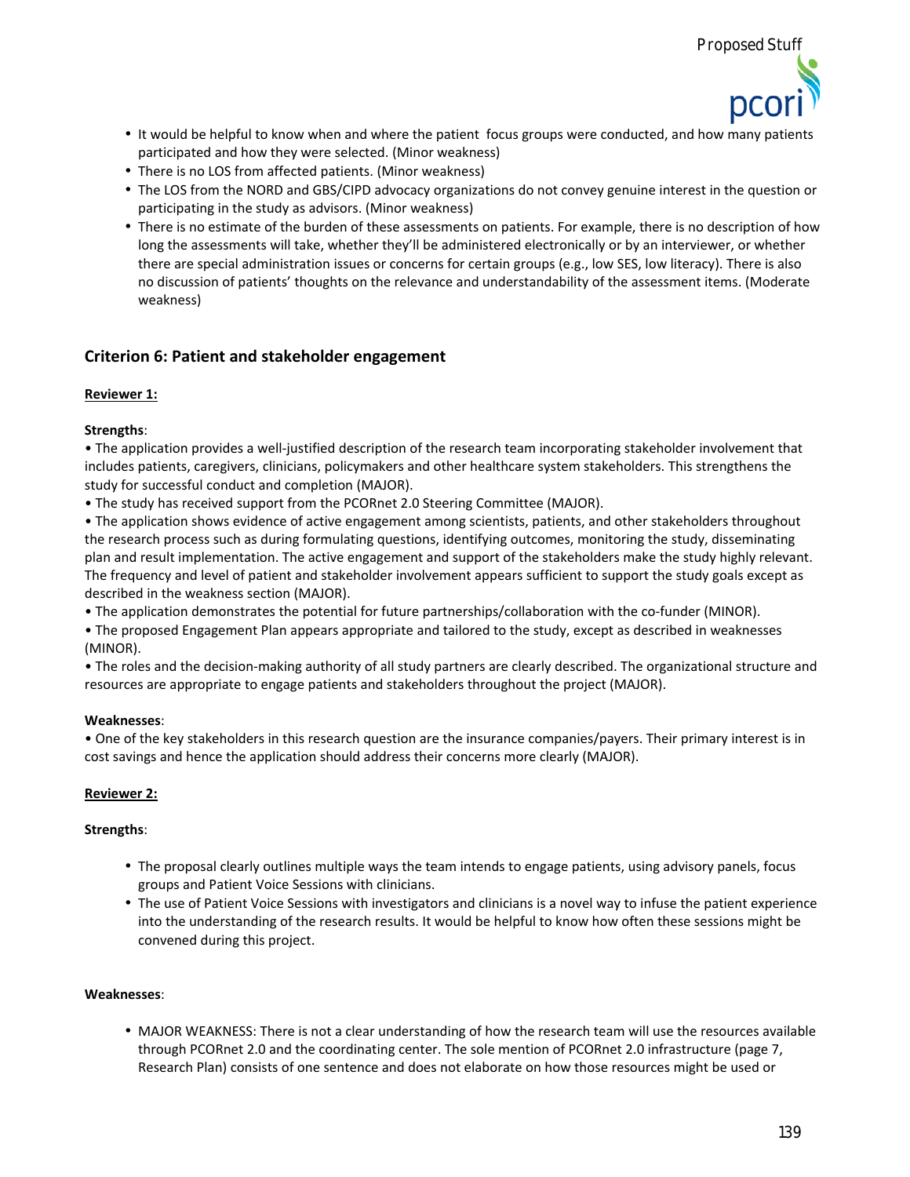- It would be helpful to know when and where the patient focus groups were conducted, and how many patients participated and how they were selected. (Minor weakness)
- There is no LOS from affected patients. (Minor weakness)
- The LOS from the NORD and GBS/CIPD advocacy organizations do not convey genuine interest in the question or participating in the study as advisors. (Minor weakness)
- There is no estimate of the burden of these assessments on patients. For example, there is no description of how long the assessments will take, whether they'll be administered electronically or by an interviewer, or whether there are special administration issues or concerns for certain groups (e.g., low SES, low literacy). There is also no discussion of patients' thoughts on the relevance and understandability of the assessment items. (Moderate weakness)

### Criterion 6: Patient and stakeholder engagement

**Reviewer 1:**

**Strengths**:

• The application provides a well-justified description of the research team incorporating stakeholder involvement that includes patients, caregivers, clinicians, policymakers and other healthcare system stakeholders. This strengthens the study for successful conduct and completion (MAJOR).

• The study has received support from the PCORnet 2.0 Steering Committee (MAJOR).

• The application shows evidence of active engagement among scientists, patients, and other stakeholders throughout the research process such as during formulating questions, identifying outcomes, monitoring the study, disseminating plan and result implementation. The active engagement and support of the stakeholders make the study highly relevant. The frequency and level of patient and stakeholder involvement appears sufficient to support the study goals except as described in the weakness section (MAJOR).

• The application demonstrates the potential for future partnerships/collaboration with the co-funder (MINOR).

• The proposed Engagement Plan appears appropriate and tailored to the study, except as described in weaknesses (MINOR).

• The roles and the decision-making authority of all study partners are clearly described. The organizational structure and resources are appropriate to engage patients and stakeholders throughout the project (MAJOR).

**Weaknesses**:

• One of the key stakeholders in this research question are the insurance companies/payers. Their primary interest is in cost savings and hence the application should address their concerns more clearly (MAJOR).

**Reviewer 2:**

**Strengths**:

- The proposal clearly outlines multiple ways the team intends to engage patients, using advisory panels, focus groups and Patient Voice Sessions with clinicians.
- The use of Patient Voice Sessions with investigators and clinicians is a novel way to infuse the patient experience into the understanding of the research results. It would be helpful to know how often these sessions might be convened during this project.

**Weaknesses**:

- MAJOR WEAKNESS: There is not a clear understanding of how the research team will use the resources available through PCORnet 2.0 and the coordinating center. The sole mention of PCORnet 2.0 infrastructure (page 7, Research Plan) consists of one sentence and does not elaborate on how those resources might be used or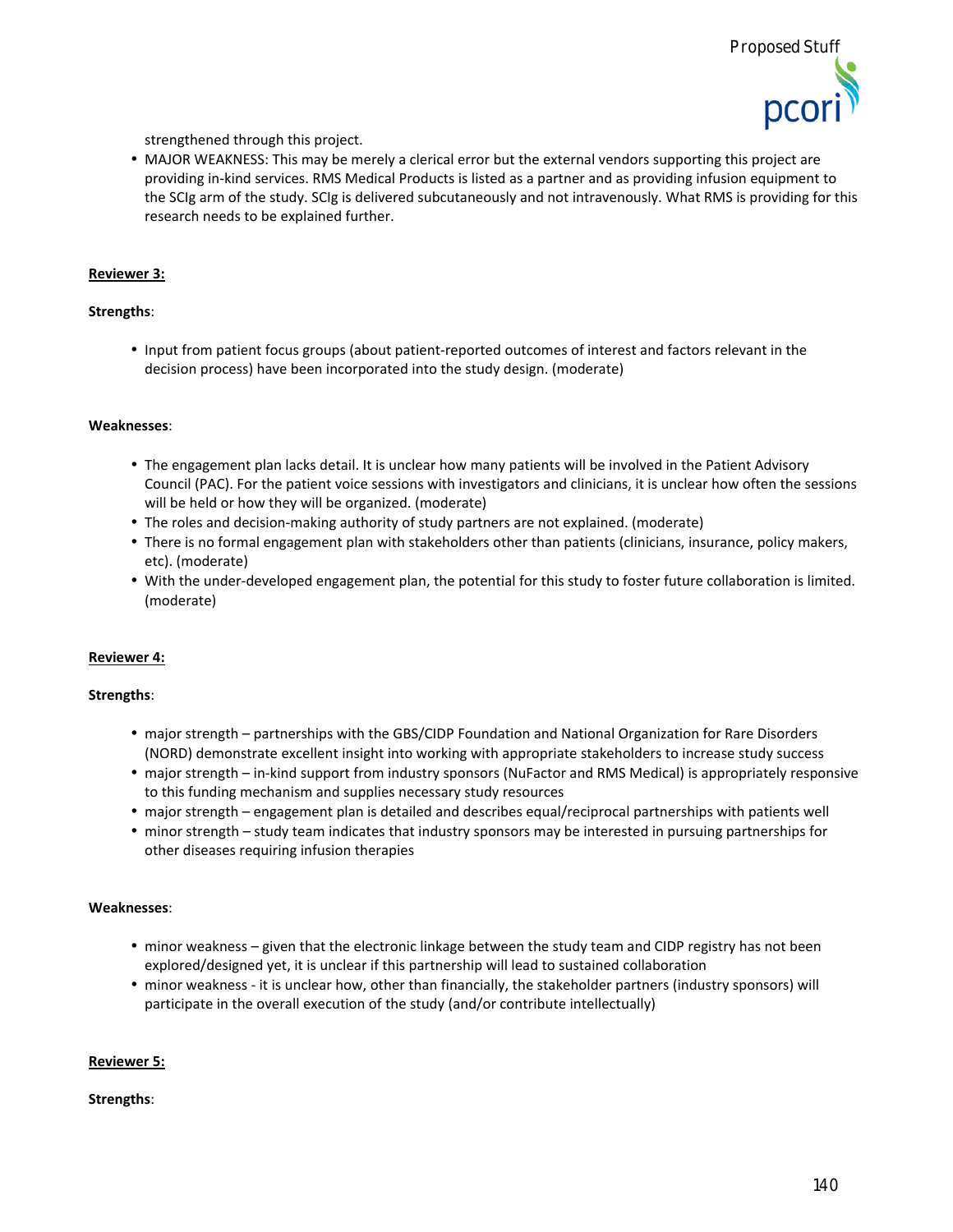strengthened through this project.

- MAJOR WEAKNESS: This may be merely a clerical error but the external vendors supporting this project are providing in-kind services. RMS Medical Products is listed as a partner and as providing infusion equipment to the SCIg arm of the study. SCIg is delivered subcutaneously and not intravenously. What RMS is providing for this research needs to be explained further.

**Reviewer 3:**

**Strengths**:

- Input from patient focus groups (about patient-reported outcomes of interest and factors relevant in the decision process) have been incorporated into the study design. (moderate)

**Weaknesses**:

- The engagement plan lacks detail. It is unclear how many patients will be involved in the Patient Advisory Council (PAC). For the patient voice sessions with investigators and clinicians, it is unclear how often the sessions will be held or how they will be organized. (moderate)
- The roles and decision-making authority of study partners are not explained. (moderate)
- There is no formal engagement plan with stakeholders other than patients (clinicians, insurance, policy makers, etc). (moderate)
- With the under-developed engagement plan, the potential for this study to foster future collaboration is limited. (moderate)

**Reviewer 4:**

**Strengths**:

- major strength – partnerships with the GBS/CIDP Foundation and National Organization for Rare Disorders (NORD) demonstrate excellent insight into working with appropriate stakeholders to increase study success
- major strength – in-kind support from industry sponsors (NuFactor and RMS Medical) is appropriately responsive to this funding mechanism and supplies necessary study resources
- major strength – engagement plan is detailed and describes equal/reciprocal partnerships with patients well
- minor strength – study team indicates that industry sponsors may be interested in pursuing partnerships for other diseases requiring infusion therapies

**Weaknesses**:

- minor weakness – given that the electronic linkage between the study team and CIDP registry has not been explored/designed yet, it is unclear if this partnership will lead to sustained collaboration
- minor weakness - it is unclear how, other than financially, the stakeholder partners (industry sponsors) will participate in the overall execution of the study (and/or contribute intellectually)

**Reviewer 5:**

**Strengths**: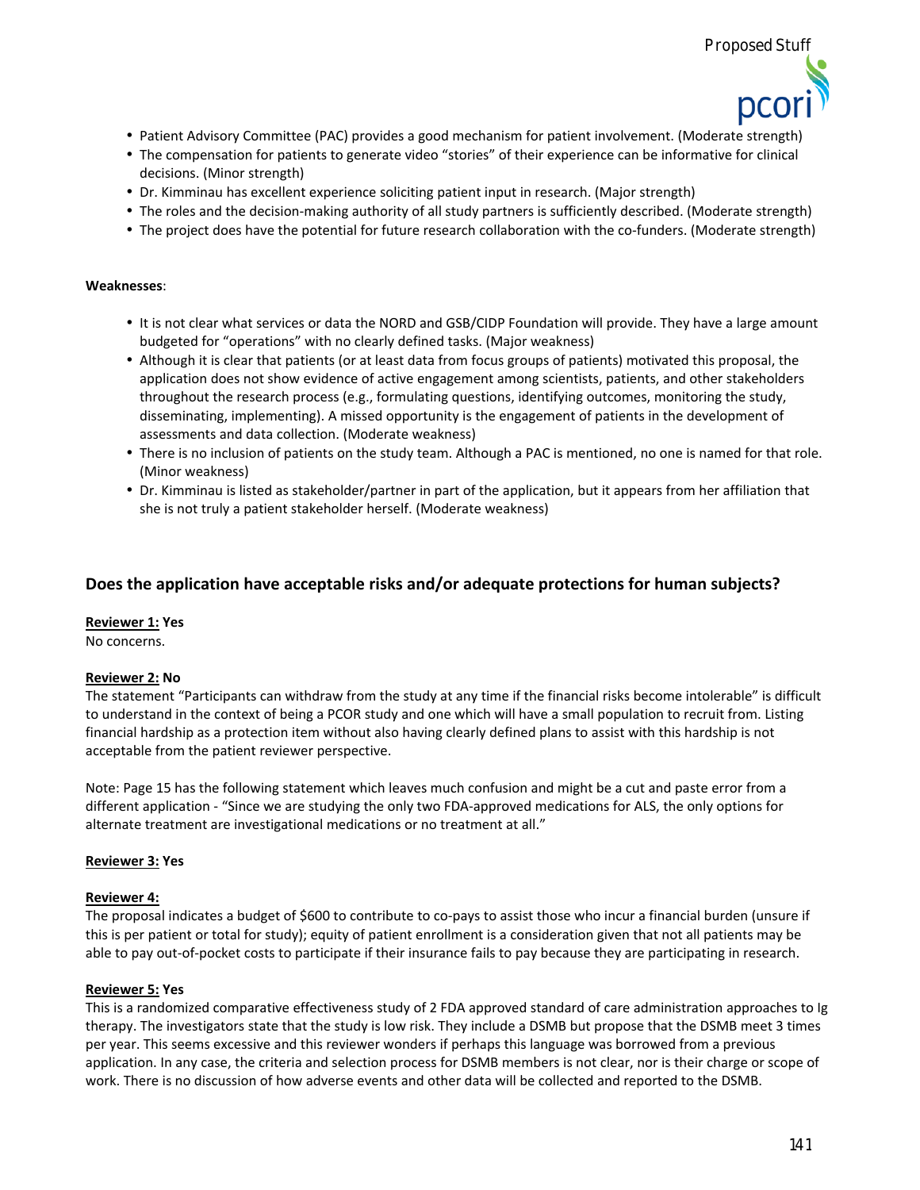- Patient Advisory Committee (PAC) provides a good mechanism for patient involvement. (Moderate strength)
- The compensation for patients to generate video "stories" of their experience can be informative for clinical decisions. (Minor strength)
- Dr. Kimminau has excellent experience soliciting patient input in research. (Major strength)
- The roles and the decision-making authority of all study partners is sufficiently described. (Moderate strength)
- The project does have the potential for future research collaboration with the co-funders. (Moderate strength)

**Weaknesses**:

- It is not clear what services or data the NORD and GSB/CIDP Foundation will provide. They have a large amount budgeted for "operations" with no clearly defined tasks. (Major weakness)
- Although it is clear that patients (or at least data from focus groups of patients) motivated this proposal, the application does not show evidence of active engagement among scientists, patients, and other stakeholders throughout the research process (e.g., formulating questions, identifying outcomes, monitoring the study, disseminating, implementing). A missed opportunity is the engagement of patients in the development of assessments and data collection. (Moderate weakness)
- There is no inclusion of patients on the study team. Although a PAC is mentioned, no one is named for that role. (Minor weakness)
- Dr. Kimminau is listed as stakeholder/partner in part of the application, but it appears from her affiliation that she is not truly a patient stakeholder herself. (Moderate weakness)

## Does the application have acceptable risks and/or adequate protections for human subjects?

**Reviewer 1: Yes**
No concerns.

**Reviewer 2: No**
The statement "Participants can withdraw from the study at any time if the financial risks become intolerable" is difficult to understand in the context of being a PCOR study and one which will have a small population to recruit from. Listing financial hardship as a protection item without also having clearly defined plans to assist with this hardship is not acceptable from the patient reviewer perspective.

Note: Page 15 has the following statement which leaves much confusion and might be a cut and paste error from a different application - "Since we are studying the only two FDA-approved medications for ALS, the only options for alternate treatment are investigational medications or no treatment at all."

**Reviewer 3: Yes**

**Reviewer 4:**
The proposal indicates a budget of $600 to contribute to co-pays to assist those who incur a financial burden (unsure if this is per patient or total for study); equity of patient enrollment is a consideration given that not all patients may be able to pay out-of-pocket costs to participate if their insurance fails to pay because they are participating in research.

**Reviewer 5: Yes**
This is a randomized comparative effectiveness study of 2 FDA approved standard of care administration approaches to Ig therapy. The investigators state that the study is low risk. They include a DSMB but propose that the DSMB meet 3 times per year. This seems excessive and this reviewer wonders if perhaps this language was borrowed from a previous application. In any case, the criteria and selection process for DSMB members is not clear, nor is their charge or scope of work. There is no discussion of how adverse events and other data will be collected and reported to the DSMB.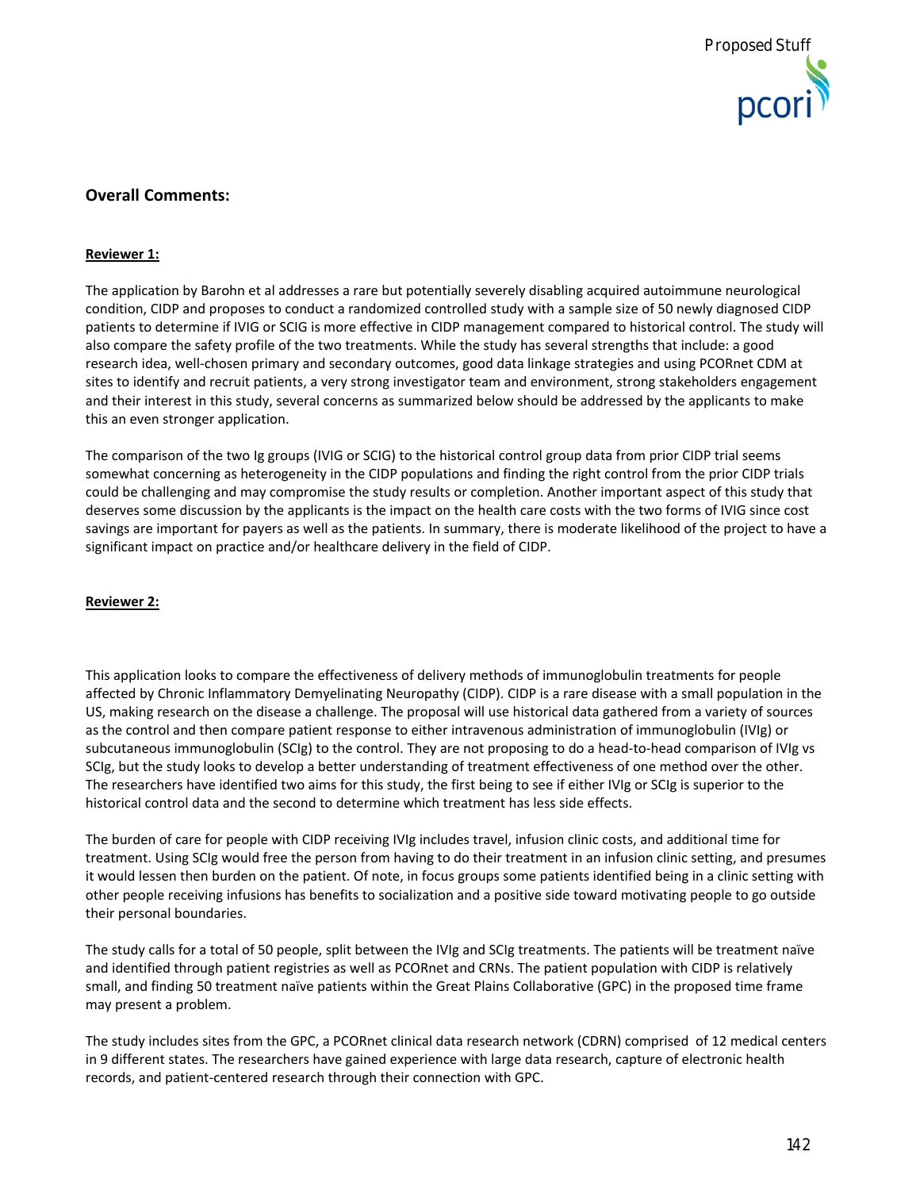## Overall Comments:

**Reviewer 1:**

The application by Barohn et al addresses a rare but potentially severely disabling acquired autoimmune neurological condition, CIDP and proposes to conduct a randomized controlled study with a sample size of 50 newly diagnosed CIDP patients to determine if IVIG or SCIG is more effective in CIDP management compared to historical control. The study will also compare the safety profile of the two treatments. While the study has several strengths that include: a good research idea, well-chosen primary and secondary outcomes, good data linkage strategies and using PCORnet CDM at sites to identify and recruit patients, a very strong investigator team and environment, strong stakeholders engagement and their interest in this study, several concerns as summarized below should be addressed by the applicants to make this an even stronger application.

The comparison of the two Ig groups (IVIG or SCIG) to the historical control group data from prior CIDP trial seems somewhat concerning as heterogeneity in the CIDP populations and finding the right control from the prior CIDP trials could be challenging and may compromise the study results or completion. Another important aspect of this study that deserves some discussion by the applicants is the impact on the health care costs with the two forms of IVIG since cost savings are important for payers as well as the patients. In summary, there is moderate likelihood of the project to have a significant impact on practice and/or healthcare delivery in the field of CIDP.

**Reviewer 2:**

This application looks to compare the effectiveness of delivery methods of immunoglobulin treatments for people affected by Chronic Inflammatory Demyelinating Neuropathy (CIDP). CIDP is a rare disease with a small population in the US, making research on the disease a challenge. The proposal will use historical data gathered from a variety of sources as the control and then compare patient response to either intravenous administration of immunoglobulin (IVIg) or subcutaneous immunoglobulin (SCIg) to the control. They are not proposing to do a head-to-head comparison of IVIg vs SCIg, but the study looks to develop a better understanding of treatment effectiveness of one method over the other. The researchers have identified two aims for this study, the first being to see if either IVIg or SCIg is superior to the historical control data and the second to determine which treatment has less side effects.

The burden of care for people with CIDP receiving IVIg includes travel, infusion clinic costs, and additional time for treatment. Using SCIg would free the person from having to do their treatment in an infusion clinic setting, and presumes it would lessen then burden on the patient. Of note, in focus groups some patients identified being in a clinic setting with other people receiving infusions has benefits to socialization and a positive side toward motivating people to go outside their personal boundaries.

The study calls for a total of 50 people, split between the IVIg and SCIg treatments. The patients will be treatment naïve and identified through patient registries as well as PCORnet and CRNs. The patient population with CIDP is relatively small, and finding 50 treatment naïve patients within the Great Plains Collaborative (GPC) in the proposed time frame may present a problem.

The study includes sites from the GPC, a PCORnet clinical data research network (CDRN) comprised of 12 medical centers in 9 different states. The researchers have gained experience with large data research, capture of electronic health records, and patient-centered research through their connection with GPC.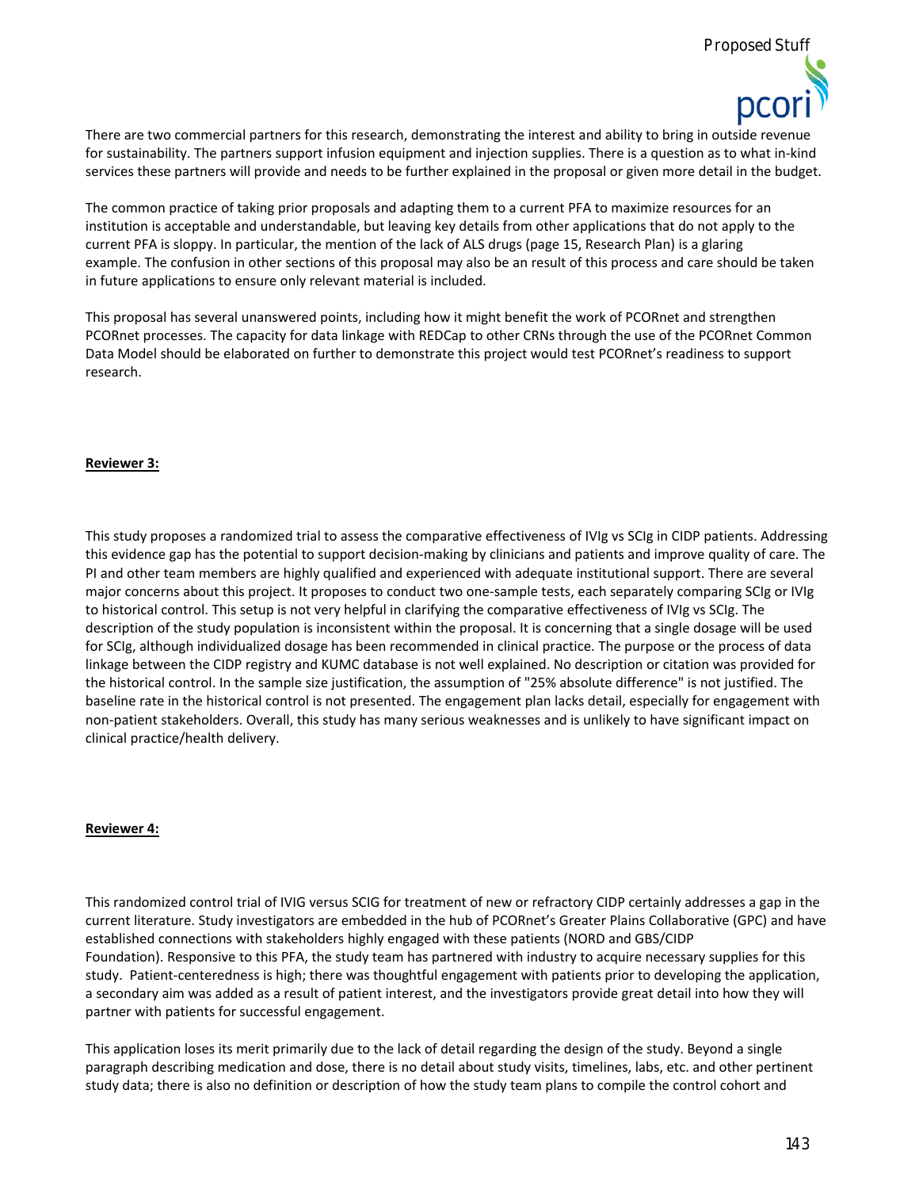There are two commercial partners for this research, demonstrating the interest and ability to bring in outside revenue for sustainability. The partners support infusion equipment and injection supplies. There is a question as to what in-kind services these partners will provide and needs to be further explained in the proposal or given more detail in the budget.

The common practice of taking prior proposals and adapting them to a current PFA to maximize resources for an institution is acceptable and understandable, but leaving key details from other applications that do not apply to the current PFA is sloppy. In particular, the mention of the lack of ALS drugs (page 15, Research Plan) is a glaring example. The confusion in other sections of this proposal may also be an result of this process and care should be taken in future applications to ensure only relevant material is included.

This proposal has several unanswered points, including how it might benefit the work of PCORnet and strengthen PCORnet processes. The capacity for data linkage with REDCap to other CRNs through the use of the PCORnet Common Data Model should be elaborated on further to demonstrate this project would test PCORnet's readiness to support research.

**Reviewer 3:**

This study proposes a randomized trial to assess the comparative effectiveness of IVIg vs SCIg in CIDP patients. Addressing this evidence gap has the potential to support decision-making by clinicians and patients and improve quality of care. The PI and other team members are highly qualified and experienced with adequate institutional support. There are several major concerns about this project. It proposes to conduct two one-sample tests, each separately comparing SCIg or IVIg to historical control. This setup is not very helpful in clarifying the comparative effectiveness of IVIg vs SCIg. The description of the study population is inconsistent within the proposal. It is concerning that a single dosage will be used for SCIg, although individualized dosage has been recommended in clinical practice. The purpose or the process of data linkage between the CIDP registry and KUMC database is not well explained. No description or citation was provided for the historical control. In the sample size justification, the assumption of "25% absolute difference" is not justified. The baseline rate in the historical control is not presented. The engagement plan lacks detail, especially for engagement with non-patient stakeholders. Overall, this study has many serious weaknesses and is unlikely to have significant impact on clinical practice/health delivery.

**Reviewer 4:**

This randomized control trial of IVIG versus SCIG for treatment of new or refractory CIDP certainly addresses a gap in the current literature. Study investigators are embedded in the hub of PCORnet's Greater Plains Collaborative (GPC) and have established connections with stakeholders highly engaged with these patients (NORD and GBS/CIDP Foundation). Responsive to this PFA, the study team has partnered with industry to acquire necessary supplies for this study. Patient-centeredness is high; there was thoughtful engagement with patients prior to developing the application, a secondary aim was added as a result of patient interest, and the investigators provide great detail into how they will partner with patients for successful engagement.

This application loses its merit primarily due to the lack of detail regarding the design of the study. Beyond a single paragraph describing medication and dose, there is no detail about study visits, timelines, labs, etc. and other pertinent study data; there is also no definition or description of how the study team plans to compile the control cohort and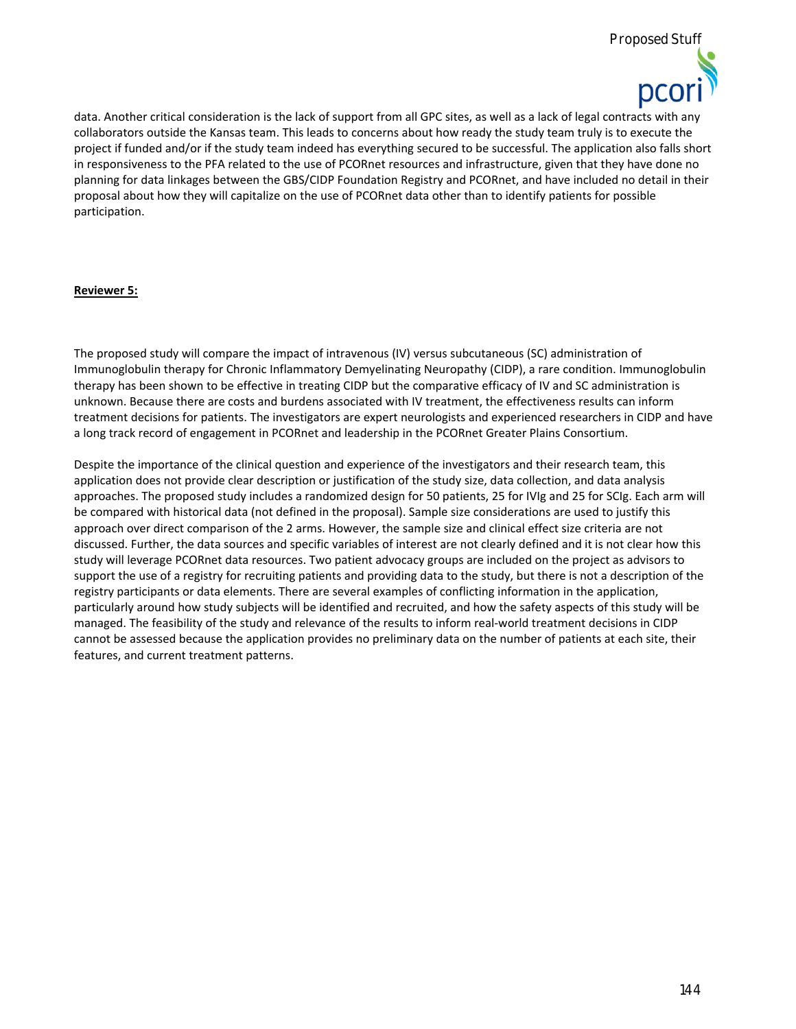data. Another critical consideration is the lack of support from all GPC sites, as well as a lack of legal contracts with any collaborators outside the Kansas team. This leads to concerns about how ready the study team truly is to execute the project if funded and/or if the study team indeed has everything secured to be successful. The application also falls short in responsiveness to the PFA related to the use of PCORnet resources and infrastructure, given that they have done no planning for data linkages between the GBS/CIDP Foundation Registry and PCORnet, and have included no detail in their proposal about how they will capitalize on the use of PCORnet data other than to identify patients for possible participation.

**Reviewer 5:**

The proposed study will compare the impact of intravenous (IV) versus subcutaneous (SC) administration of Immunoglobulin therapy for Chronic Inflammatory Demyelinating Neuropathy (CIDP), a rare condition. Immunoglobulin therapy has been shown to be effective in treating CIDP but the comparative efficacy of IV and SC administration is unknown. Because there are costs and burdens associated with IV treatment, the effectiveness results can inform treatment decisions for patients. The investigators are expert neurologists and experienced researchers in CIDP and have a long track record of engagement in PCORnet and leadership in the PCORnet Greater Plains Consortium.

Despite the importance of the clinical question and experience of the investigators and their research team, this application does not provide clear description or justification of the study size, data collection, and data analysis approaches. The proposed study includes a randomized design for 50 patients, 25 for IVIg and 25 for SCIg. Each arm will be compared with historical data (not defined in the proposal). Sample size considerations are used to justify this approach over direct comparison of the 2 arms. However, the sample size and clinical effect size criteria are not discussed. Further, the data sources and specific variables of interest are not clearly defined and it is not clear how this study will leverage PCORnet data resources. Two patient advocacy groups are included on the project as advisors to support the use of a registry for recruiting patients and providing data to the study, but there is not a description of the registry participants or data elements. There are several examples of conflicting information in the application, particularly around how study subjects will be identified and recruited, and how the safety aspects of this study will be managed. The feasibility of the study and relevance of the results to inform real-world treatment decisions in CIDP cannot be assessed because the application provides no preliminary data on the number of patients at each site, their features, and current treatment patterns.